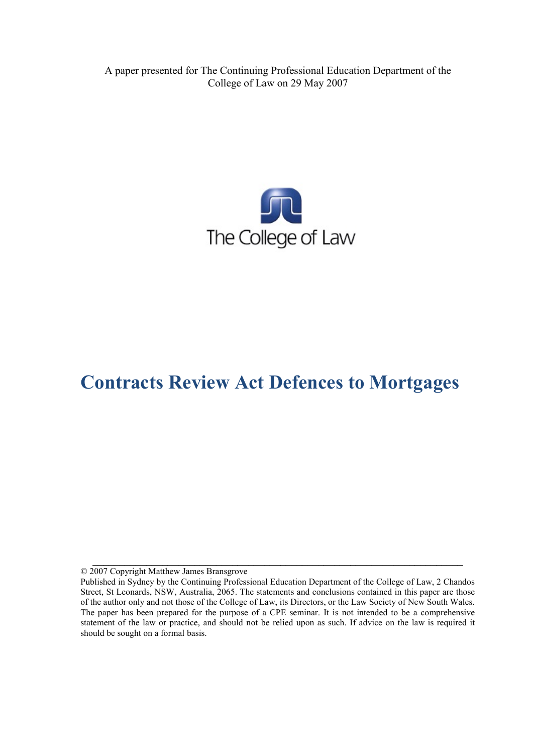A paper presented for The Continuing Professional Education Department of the College of Law on 29 May 2007

The College of Law

# Contracts Review Act Defences to Mortgages

© 2007 Copyright Matthew James Bransgrove

Published in Sydney by the Continuing Professional Education Department of the College of Law, 2 Chandos Street, St Leonards, NSW, Australia, 2065. The statements and conclusions contained in this paper are those of the author only and not those of the College of Law, its Directors, or the Law Society of New South Wales. The paper has been prepared for the purpose of a CPE seminar. It is not intended to be a comprehensive statement of the law or practice, and should not be relied upon as such. If advice on the law is required it should be sought on a formal basis.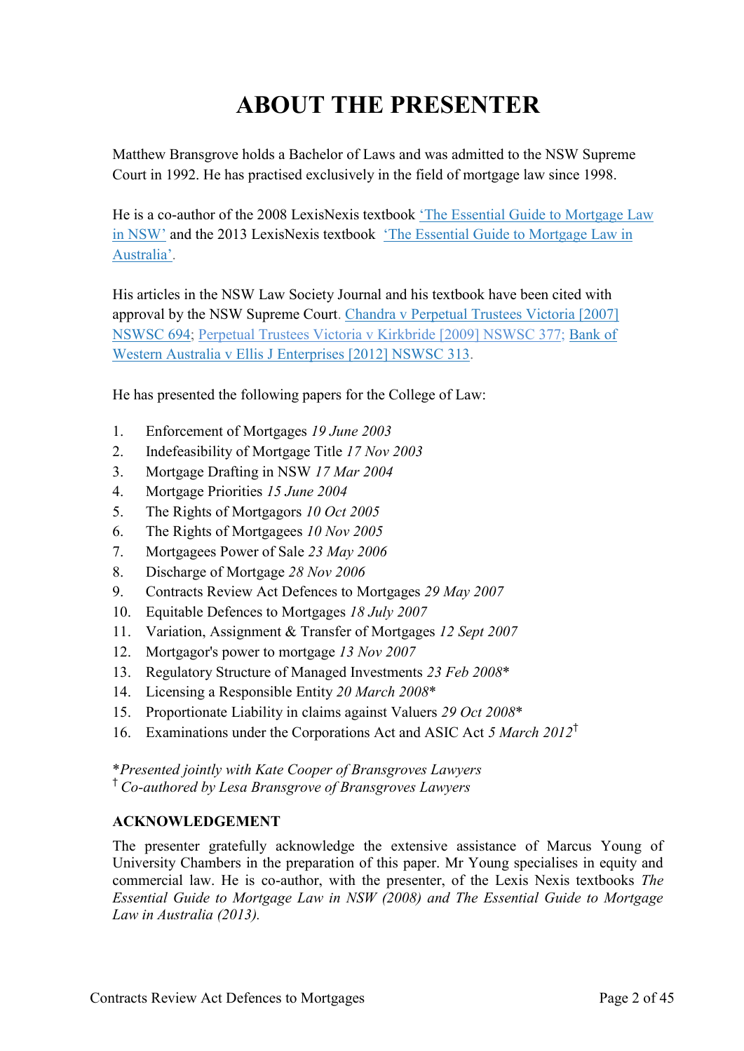# ABOUT THE PRESENTER

Matthew Bransgrove holds a Bachelor of Laws and was admitted to the NSW Supreme Court in 1992. He has practised exclusively in the field of mortgage law since 1998.

He is a co-author of the 2008 LexisNexis textbook 'The Essential Guide to Mortgage Law in NSW' and the 2013 LexisNexis textbook 'The Essential Guide to Mortgage Law in Australia'.

His articles in the NSW Law Society Journal and his textbook have been cited with approval by the NSW Supreme Court. Chandra v Perpetual Trustees Victoria [2007] NSWSC 694; Perpetual Trustees Victoria v Kirkbride [2009] NSWSC 377; Bank of Western Australia v Ellis J Enterprises [2012] NSWSC 313.

He has presented the following papers for the College of Law:

1. Enforcement of Mortgages *19 June 2003*
2. Indefeasibility of Mortgage Title *17 Nov 2003*
3. Mortgage Drafting in NSW *17 Mar 2004*
4. Mortgage Priorities *15 June 2004*
5. The Rights of Mortgagors *10 Oct 2005*
6. The Rights of Mortgagees *10 Nov 2005*
7. Mortgagees Power of Sale *23 May 2006*
8. Discharge of Mortgage *28 Nov 2006*
9. Contracts Review Act Defences to Mortgages *29 May 2007*
10. Equitable Defences to Mortgages *18 July 2007*
11. Variation, Assignment & Transfer of Mortgages *12 Sept 2007*
12. Mortgagor's power to mortgage *13 Nov 2007*
13. Regulatory Structure of Managed Investments *23 Feb 2008*\*
14. Licensing a Responsible Entity *20 March 2008*\*
15. Proportionate Liability in claims against Valuers *29 Oct 2008*\*
16. Examinations under the Corporations Act and ASIC Act *5 March 2012*†

\**Presented jointly with Kate Cooper of Bransgroves Lawyers*
† *Co-authored by Lesa Bransgrove of Bransgroves Lawyers*

**ACKNOWLEDGEMENT**

The presenter gratefully acknowledge the extensive assistance of Marcus Young of University Chambers in the preparation of this paper. Mr Young specialises in equity and commercial law. He is co-author, with the presenter, of the Lexis Nexis textbooks *The Essential Guide to Mortgage Law in NSW (2008) and The Essential Guide to Mortgage Law in Australia (2013).*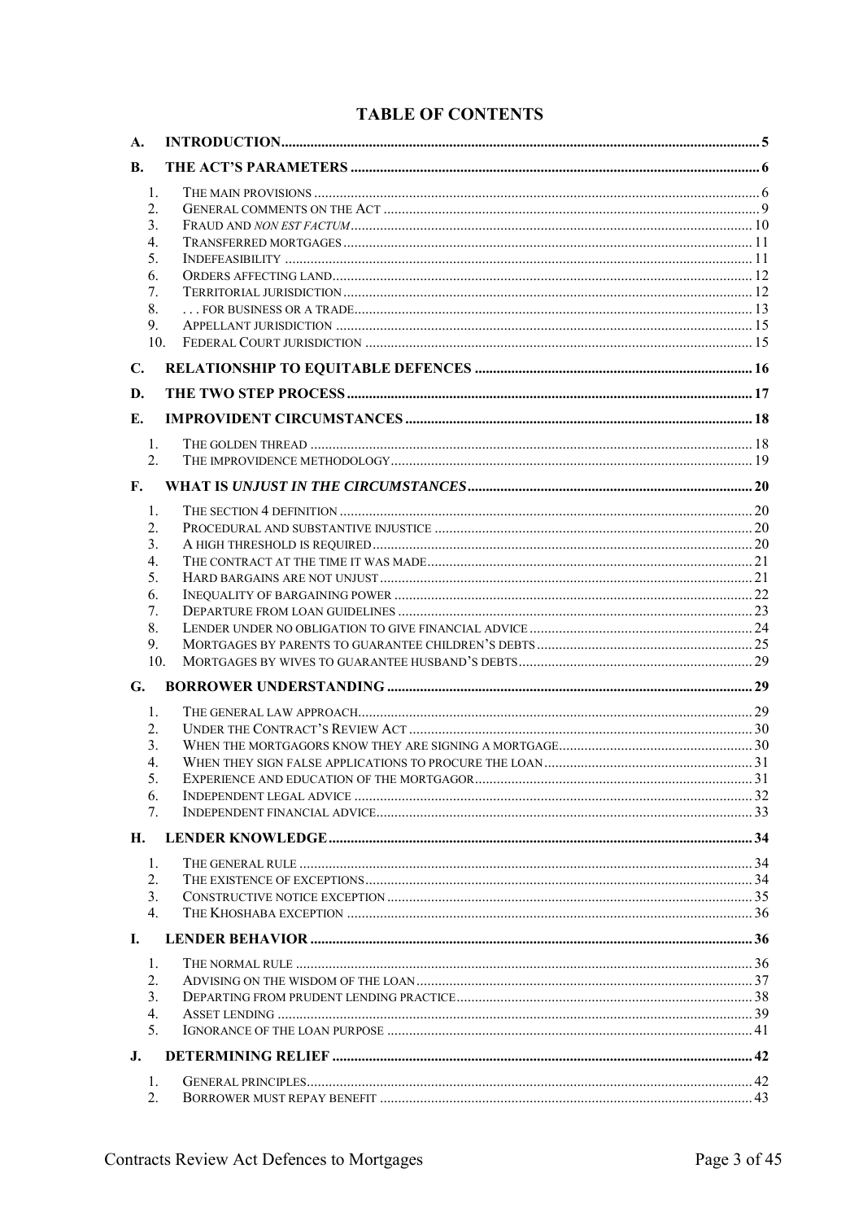# TABLE OF CONTENTS

**A. INTRODUCTION** ..... 5

**B. THE ACT'S PARAMETERS** ..... 6

1. THE MAIN PROVISIONS ..... 6
2. GENERAL COMMENTS ON THE ACT ..... 9
3. FRAUD AND *NON EST FACTUM* ..... 10
4. TRANSFERRED MORTGAGES ..... 11
5. INDEFEASIBILITY ..... 11
6. ORDERS AFFECTING LAND ..... 12
7. TERRITORIAL JURISDICTION ..... 12
8. . . . FOR BUSINESS OR A TRADE ..... 13
9. APPELLANT JURISDICTION ..... 15
10. FEDERAL COURT JURISDICTION ..... 15

**C. RELATIONSHIP TO EQUITABLE DEFENCES** ..... 16

**D. THE TWO STEP PROCESS** ..... 17

**E. IMPROVIDENT CIRCUMSTANCES** ..... 18

1. THE GOLDEN THREAD ..... 18
2. THE IMPROVIDENCE METHODOLOGY ..... 19

**F. WHAT IS *UNJUST IN THE CIRCUMSTANCES*** ..... 20

1. THE SECTION 4 DEFINITION ..... 20
2. PROCEDURAL AND SUBSTANTIVE INJUSTICE ..... 20
3. A HIGH THRESHOLD IS REQUIRED ..... 20
4. THE CONTRACT AT THE TIME IT WAS MADE ..... 21
5. HARD BARGAINS ARE NOT UNJUST ..... 21
6. INEQUALITY OF BARGAINING POWER ..... 22
7. DEPARTURE FROM LOAN GUIDELINES ..... 23
8. LENDER UNDER NO OBLIGATION TO GIVE FINANCIAL ADVICE ..... 24
9. MORTGAGES BY PARENTS TO GUARANTEE CHILDREN'S DEBTS ..... 25
10. MORTGAGES BY WIVES TO GUARANTEE HUSBAND'S DEBTS ..... 29

**G. BORROWER UNDERSTANDING** ..... 29

1. THE GENERAL LAW APPROACH ..... 29
2. UNDER THE CONTRACT'S REVIEW ACT ..... 30
3. WHEN THE MORTGAGORS KNOW THEY ARE SIGNING A MORTGAGE ..... 30
4. WHEN THEY SIGN FALSE APPLICATIONS TO PROCURE THE LOAN ..... 31
5. EXPERIENCE AND EDUCATION OF THE MORTGAGOR ..... 31
6. INDEPENDENT LEGAL ADVICE ..... 32
7. INDEPENDENT FINANCIAL ADVICE ..... 33

**H. LENDER KNOWLEDGE** ..... 34

1. THE GENERAL RULE ..... 34
2. THE EXISTENCE OF EXCEPTIONS ..... 34
3. CONSTRUCTIVE NOTICE EXCEPTION ..... 35
4. THE KHOSHABA EXCEPTION ..... 36

**I. LENDER BEHAVIOR** ..... 36

1. THE NORMAL RULE ..... 36
2. ADVISING ON THE WISDOM OF THE LOAN ..... 37
3. DEPARTING FROM PRUDENT LENDING PRACTICE ..... 38
4. ASSET LENDING ..... 39
5. IGNORANCE OF THE LOAN PURPOSE ..... 41

**J. DETERMINING RELIEF** ..... 42

1. GENERAL PRINCIPLES ..... 42
2. BORROWER MUST REPAY BENEFIT ..... 43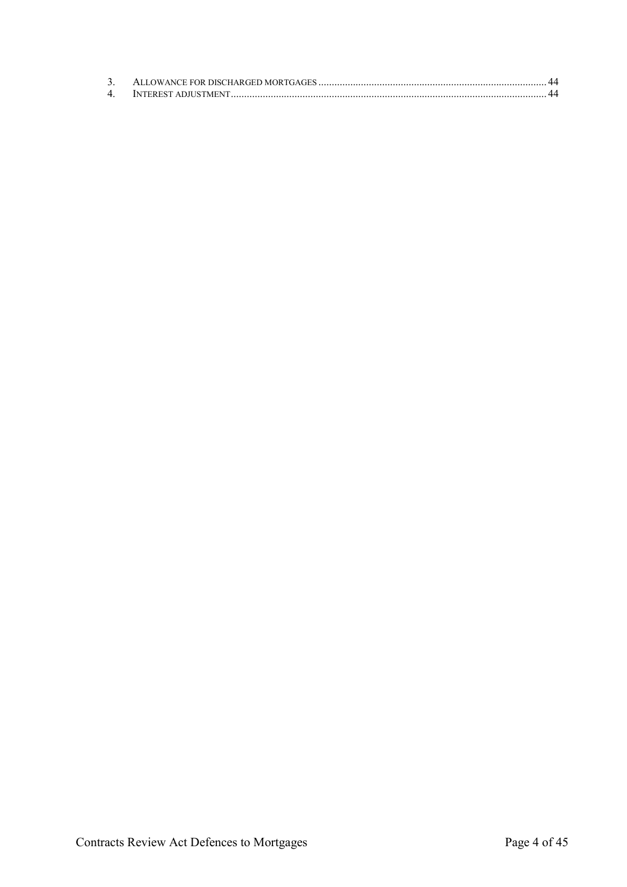3. Allowance for discharged mortgages ..... 44
4. Interest adjustment ..... 44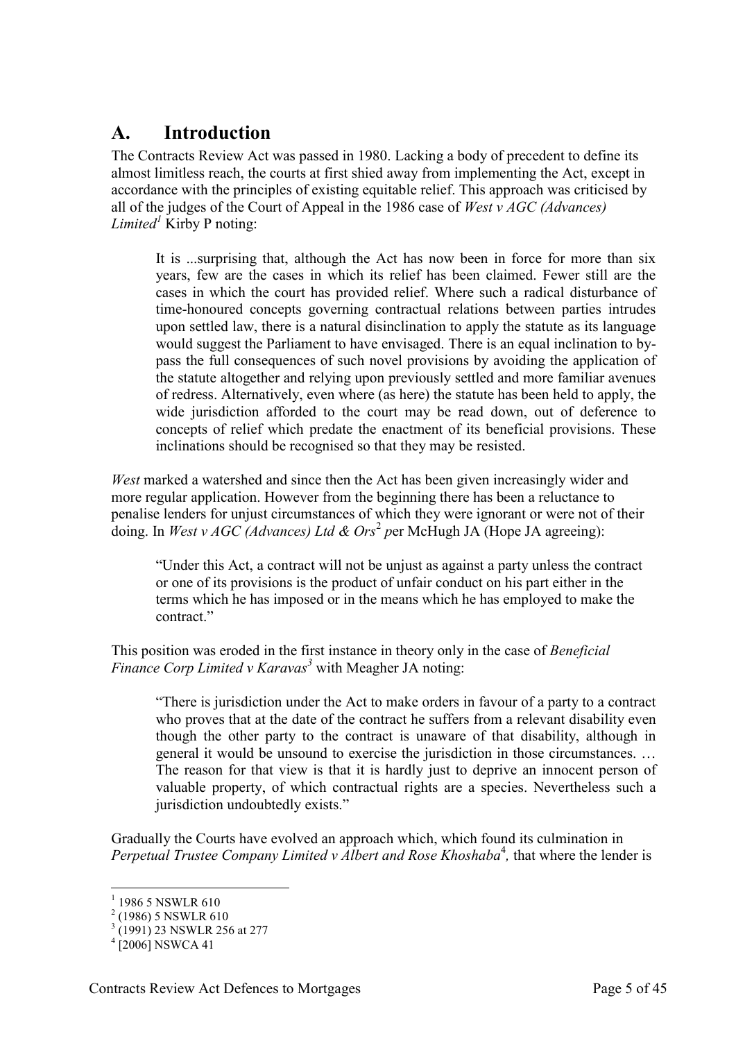## A. Introduction

The Contracts Review Act was passed in 1980. Lacking a body of precedent to define its almost limitless reach, the courts at first shied away from implementing the Act, except in accordance with the principles of existing equitable relief. This approach was criticised by all of the judges of the Court of Appeal in the 1986 case of *West v AGC (Advances) Limited*[1] Kirby P noting:

> It is ...surprising that, although the Act has now been in force for more than six years, few are the cases in which its relief has been claimed. Fewer still are the cases in which the court has provided relief. Where such a radical disturbance of time-honoured concepts governing contractual relations between parties intrudes upon settled law, there is a natural disinclination to apply the statute as its language would suggest the Parliament to have envisaged. There is an equal inclination to by-pass the full consequences of such novel provisions by avoiding the application of the statute altogether and relying upon previously settled and more familiar avenues of redress. Alternatively, even where (as here) the statute has been held to apply, the wide jurisdiction afforded to the court may be read down, out of deference to concepts of relief which predate the enactment of its beneficial provisions. These inclinations should be recognised so that they may be resisted.

*West* marked a watershed and since then the Act has been given increasingly wider and more regular application. However from the beginning there has been a reluctance to penalise lenders for unjust circumstances of which they were ignorant or were not of their doing. In *West v AGC (Advances) Ltd & Ors*[2] *p*er McHugh JA (Hope JA agreeing):

> "Under this Act, a contract will not be unjust as against a party unless the contract or one of its provisions is the product of unfair conduct on his part either in the terms which he has imposed or in the means which he has employed to make the contract."

This position was eroded in the first instance in theory only in the case of *Beneficial Finance Corp Limited v Karavas*[3] with Meagher JA noting:

> "There is jurisdiction under the Act to make orders in favour of a party to a contract who proves that at the date of the contract he suffers from a relevant disability even though the other party to the contract is unaware of that disability, although in general it would be unsound to exercise the jurisdiction in those circumstances. … The reason for that view is that it is hardly just to deprive an innocent person of valuable property, of which contractual rights are a species. Nevertheless such a jurisdiction undoubtedly exists."

Gradually the Courts have evolved an approach which, which found its culmination in *Perpetual Trustee Company Limited v Albert and Rose Khoshaba*[4]*,* that where the lender is

---

[1] 1986 5 NSWLR 610

[2] (1986) 5 NSWLR 610

[3] (1991) 23 NSWLR 256 at 277

[4] [2006] NSWCA 41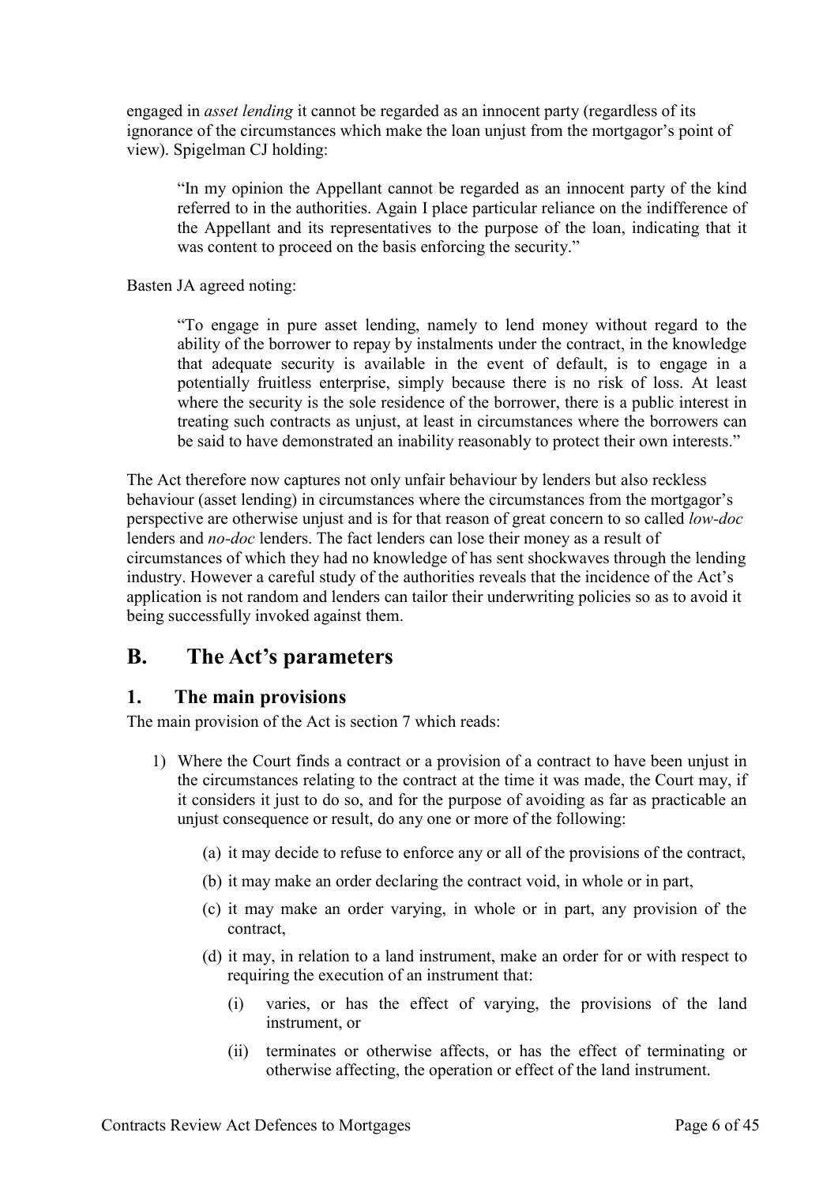engaged in *asset lending* it cannot be regarded as an innocent party (regardless of its ignorance of the circumstances which make the loan unjust from the mortgagor's point of view). Spigelman CJ holding:

> "In my opinion the Appellant cannot be regarded as an innocent party of the kind referred to in the authorities. Again I place particular reliance on the indifference of the Appellant and its representatives to the purpose of the loan, indicating that it was content to proceed on the basis enforcing the security."

Basten JA agreed noting:

> "To engage in pure asset lending, namely to lend money without regard to the ability of the borrower to repay by instalments under the contract, in the knowledge that adequate security is available in the event of default, is to engage in a potentially fruitless enterprise, simply because there is no risk of loss. At least where the security is the sole residence of the borrower, there is a public interest in treating such contracts as unjust, at least in circumstances where the borrowers can be said to have demonstrated an inability reasonably to protect their own interests."

The Act therefore now captures not only unfair behaviour by lenders but also reckless behaviour (asset lending) in circumstances where the circumstances from the mortgagor's perspective are otherwise unjust and is for that reason of great concern to so called *low-doc* lenders and *no-doc* lenders. The fact lenders can lose their money as a result of circumstances of which they had no knowledge of has sent shockwaves through the lending industry. However a careful study of the authorities reveals that the incidence of the Act's application is not random and lenders can tailor their underwriting policies so as to avoid it being successfully invoked against them.

## B. The Act's parameters

### 1. The main provisions

The main provision of the Act is section 7 which reads:

1) Where the Court finds a contract or a provision of a contract to have been unjust in the circumstances relating to the contract at the time it was made, the Court may, if it considers it just to do so, and for the purpose of avoiding as far as practicable an unjust consequence or result, do any one or more of the following:

    (a) it may decide to refuse to enforce any or all of the provisions of the contract,

    (b) it may make an order declaring the contract void, in whole or in part,

    (c) it may make an order varying, in whole or in part, any provision of the contract,

    (d) it may, in relation to a land instrument, make an order for or with respect to requiring the execution of an instrument that:

    (i) varies, or has the effect of varying, the provisions of the land instrument, or

    (ii) terminates or otherwise affects, or has the effect of terminating or otherwise affecting, the operation or effect of the land instrument.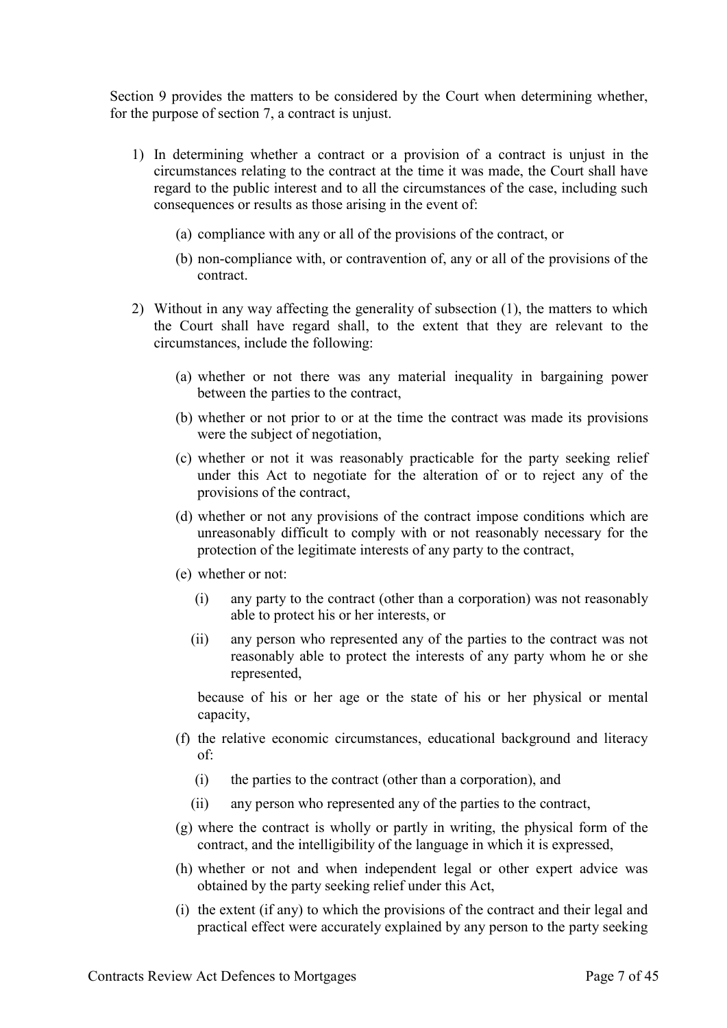Section 9 provides the matters to be considered by the Court when determining whether, for the purpose of section 7, a contract is unjust.

1) In determining whether a contract or a provision of a contract is unjust in the circumstances relating to the contract at the time it was made, the Court shall have regard to the public interest and to all the circumstances of the case, including such consequences or results as those arising in the event of:

   (a) compliance with any or all of the provisions of the contract, or

   (b) non-compliance with, or contravention of, any or all of the provisions of the contract.

2) Without in any way affecting the generality of subsection (1), the matters to which the Court shall have regard shall, to the extent that they are relevant to the circumstances, include the following:

   (a) whether or not there was any material inequality in bargaining power between the parties to the contract,

   (b) whether or not prior to or at the time the contract was made its provisions were the subject of negotiation,

   (c) whether or not it was reasonably practicable for the party seeking relief under this Act to negotiate for the alteration of or to reject any of the provisions of the contract,

   (d) whether or not any provisions of the contract impose conditions which are unreasonably difficult to comply with or not reasonably necessary for the protection of the legitimate interests of any party to the contract,

   (e) whether or not:

      (i) any party to the contract (other than a corporation) was not reasonably able to protect his or her interests, or

      (ii) any person who represented any of the parties to the contract was not reasonably able to protect the interests of any party whom he or she represented,

      because of his or her age or the state of his or her physical or mental capacity,

   (f) the relative economic circumstances, educational background and literacy of:

      (i) the parties to the contract (other than a corporation), and

      (ii) any person who represented any of the parties to the contract,

   (g) where the contract is wholly or partly in writing, the physical form of the contract, and the intelligibility of the language in which it is expressed,

   (h) whether or not and when independent legal or other expert advice was obtained by the party seeking relief under this Act,

   (i) the extent (if any) to which the provisions of the contract and their legal and practical effect were accurately explained by any person to the party seeking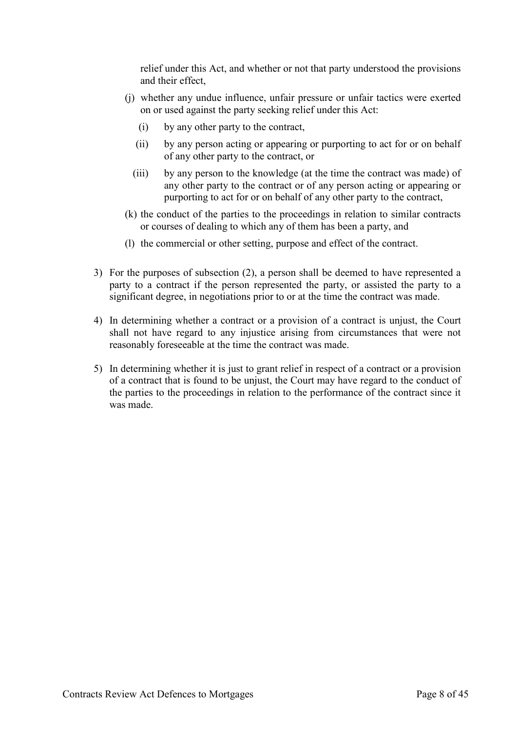relief under this Act, and whether or not that party understood the provisions and their effect,

(j) whether any undue influence, unfair pressure or unfair tactics were exerted on or used against the party seeking relief under this Act:

  (i) by any other party to the contract,

  (ii) by any person acting or appearing or purporting to act for or on behalf of any other party to the contract, or

  (iii) by any person to the knowledge (at the time the contract was made) of any other party to the contract or of any person acting or appearing or purporting to act for or on behalf of any other party to the contract,

(k) the conduct of the parties to the proceedings in relation to similar contracts or courses of dealing to which any of them has been a party, and

(l) the commercial or other setting, purpose and effect of the contract.

3) For the purposes of subsection (2), a person shall be deemed to have represented a party to a contract if the person represented the party, or assisted the party to a significant degree, in negotiations prior to or at the time the contract was made.

4) In determining whether a contract or a provision of a contract is unjust, the Court shall not have regard to any injustice arising from circumstances that were not reasonably foreseeable at the time the contract was made.

5) In determining whether it is just to grant relief in respect of a contract or a provision of a contract that is found to be unjust, the Court may have regard to the conduct of the parties to the proceedings in relation to the performance of the contract since it was made.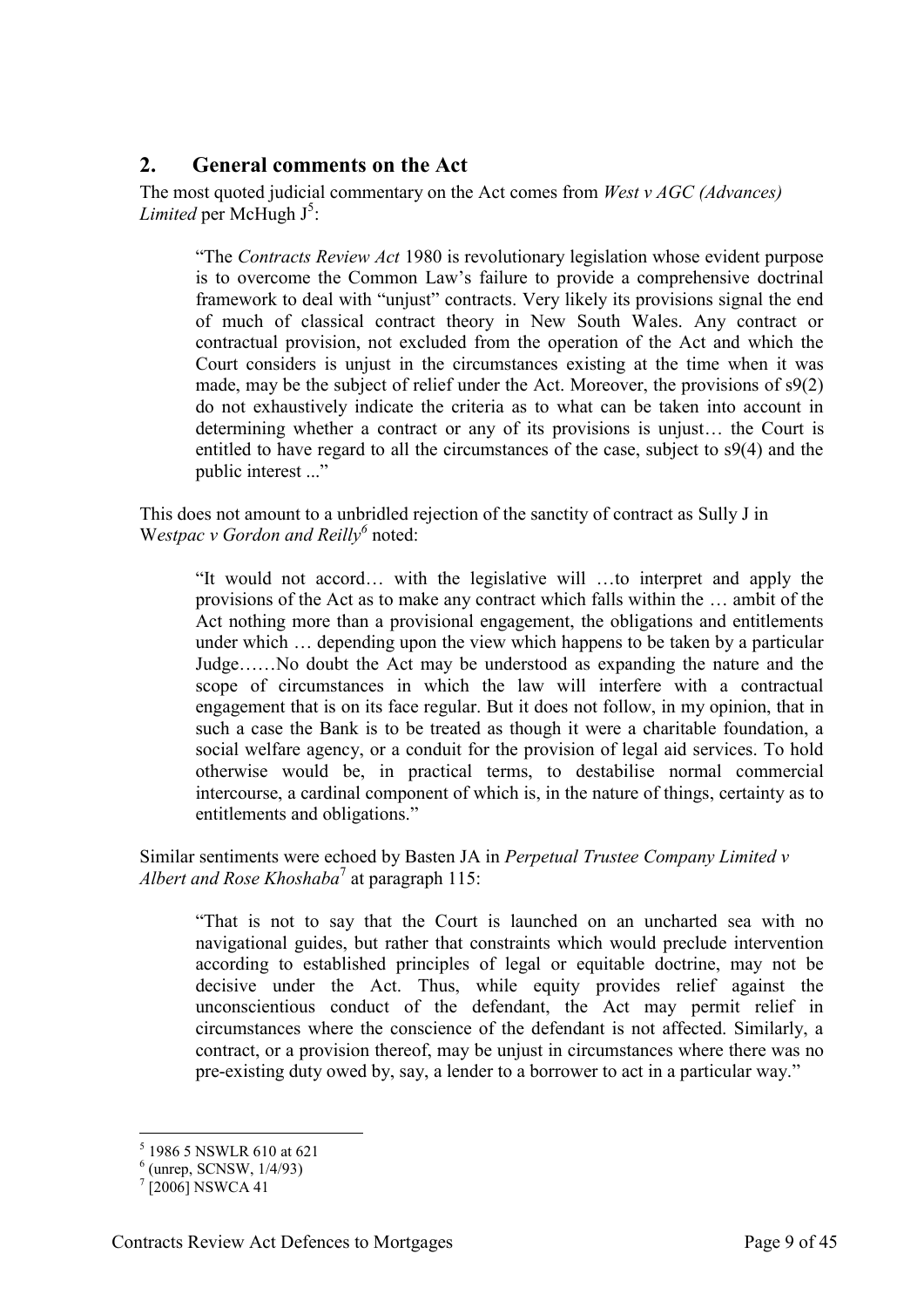## 2. General comments on the Act

The most quoted judicial commentary on the Act comes from *West v AGC (Advances) Limited* per McHugh J[5]:

> "The *Contracts Review Act* 1980 is revolutionary legislation whose evident purpose is to overcome the Common Law's failure to provide a comprehensive doctrinal framework to deal with "unjust" contracts. Very likely its provisions signal the end of much of classical contract theory in New South Wales. Any contract or contractual provision, not excluded from the operation of the Act and which the Court considers is unjust in the circumstances existing at the time when it was made, may be the subject of relief under the Act. Moreover, the provisions of s9(2) do not exhaustively indicate the criteria as to what can be taken into account in determining whether a contract or any of its provisions is unjust… the Court is entitled to have regard to all the circumstances of the case, subject to s9(4) and the public interest ..."

This does not amount to a unbridled rejection of the sanctity of contract as Sully J in W*estpac v Gordon and Reilly*[6] noted:

> "It would not accord… with the legislative will …to interpret and apply the provisions of the Act as to make any contract which falls within the … ambit of the Act nothing more than a provisional engagement, the obligations and entitlements under which … depending upon the view which happens to be taken by a particular Judge……No doubt the Act may be understood as expanding the nature and the scope of circumstances in which the law will interfere with a contractual engagement that is on its face regular. But it does not follow, in my opinion, that in such a case the Bank is to be treated as though it were a charitable foundation, a social welfare agency, or a conduit for the provision of legal aid services. To hold otherwise would be, in practical terms, to destabilise normal commercial intercourse, a cardinal component of which is, in the nature of things, certainty as to entitlements and obligations."

Similar sentiments were echoed by Basten JA in *Perpetual Trustee Company Limited v Albert and Rose Khoshaba*[7] at paragraph 115:

> "That is not to say that the Court is launched on an uncharted sea with no navigational guides, but rather that constraints which would preclude intervention according to established principles of legal or equitable doctrine, may not be decisive under the Act. Thus, while equity provides relief against the unconscientious conduct of the defendant, the Act may permit relief in circumstances where the conscience of the defendant is not affected. Similarly, a contract, or a provision thereof, may be unjust in circumstances where there was no pre-existing duty owed by, say, a lender to a borrower to act in a particular way."

---

[5] 1986 5 NSWLR 610 at 621

[6] (unrep, SCNSW, 1/4/93)

[7] [2006] NSWCA 41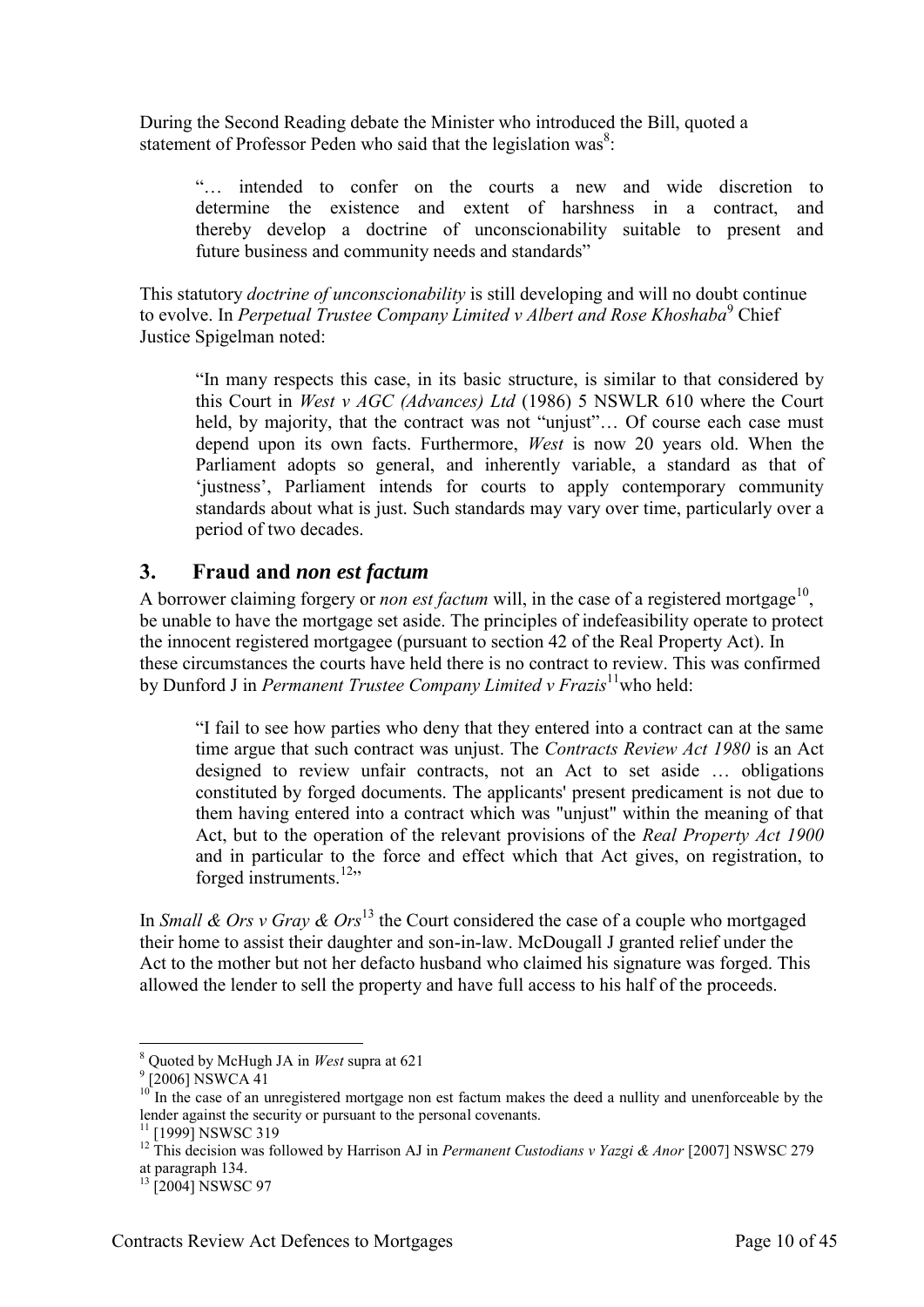During the Second Reading debate the Minister who introduced the Bill, quoted a statement of Professor Peden who said that the legislation was[8]:

> "… intended to confer on the courts a new and wide discretion to determine the existence and extent of harshness in a contract, and thereby develop a doctrine of unconscionability suitable to present and future business and community needs and standards"

This statutory *doctrine of unconscionability* is still developing and will no doubt continue to evolve. In *Perpetual Trustee Company Limited v Albert and Rose Khoshaba*[9] Chief Justice Spigelman noted:

> "In many respects this case, in its basic structure, is similar to that considered by this Court in *West v AGC (Advances) Ltd* (1986) 5 NSWLR 610 where the Court held, by majority, that the contract was not "unjust"… Of course each case must depend upon its own facts. Furthermore, *West* is now 20 years old. When the Parliament adopts so general, and inherently variable, a standard as that of 'justness', Parliament intends for courts to apply contemporary community standards about what is just. Such standards may vary over time, particularly over a period of two decades.

## 3. Fraud and *non est factum*

A borrower claiming forgery or *non est factum* will, in the case of a registered mortgage[10], be unable to have the mortgage set aside. The principles of indefeasibility operate to protect the innocent registered mortgagee (pursuant to section 42 of the Real Property Act). In these circumstances the courts have held there is no contract to review. This was confirmed by Dunford J in *Permanent Trustee Company Limited v Frazis*[11] who held:

> "I fail to see how parties who deny that they entered into a contract can at the same time argue that such contract was unjust. The *Contracts Review Act 1980* is an Act designed to review unfair contracts, not an Act to set aside … obligations constituted by forged documents. The applicants' present predicament is not due to them having entered into a contract which was "unjust" within the meaning of that Act, but to the operation of the relevant provisions of the *Real Property Act 1900* and in particular to the force and effect which that Act gives, on registration, to forged instruments.[12]"

In *Small & Ors v Gray & Ors*[13] the Court considered the case of a couple who mortgaged their home to assist their daughter and son-in-law. McDougall J granted relief under the Act to the mother but not her defacto husband who claimed his signature was forged. This allowed the lender to sell the property and have full access to his half of the proceeds.

---

[8] Quoted by McHugh JA in *West* supra at 621

[9] [2006] NSWCA 41

[10] In the case of an unregistered mortgage non est factum makes the deed a nullity and unenforceable by the lender against the security or pursuant to the personal covenants.

[11] [1999] NSWSC 319

[12] This decision was followed by Harrison AJ in *Permanent Custodians v Yazgi & Anor* [2007] NSWSC 279 at paragraph 134.

[13] [2004] NSWSC 97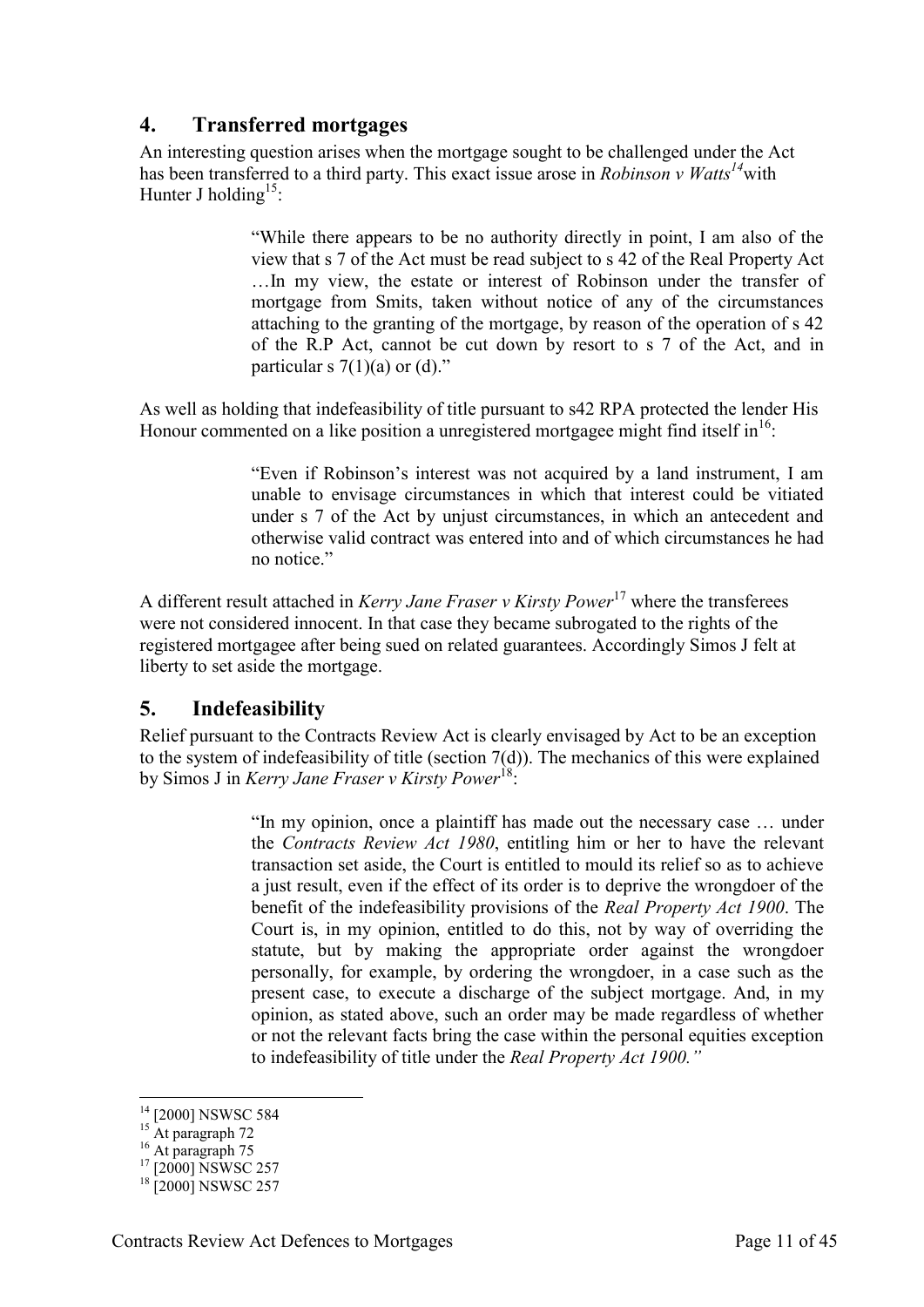## 4. Transferred mortgages

An interesting question arises when the mortgage sought to be challenged under the Act has been transferred to a third party. This exact issue arose in *Robinson v Watts*[14] with Hunter J holding[15]:

> "While there appears to be no authority directly in point, I am also of the view that s 7 of the Act must be read subject to s 42 of the Real Property Act …In my view, the estate or interest of Robinson under the transfer of mortgage from Smits, taken without notice of any of the circumstances attaching to the granting of the mortgage, by reason of the operation of s 42 of the R.P Act, cannot be cut down by resort to s 7 of the Act, and in particular s 7(1)(a) or (d)."

As well as holding that indefeasibility of title pursuant to s42 RPA protected the lender His Honour commented on a like position a unregistered mortgagee might find itself in[16]:

> "Even if Robinson's interest was not acquired by a land instrument, I am unable to envisage circumstances in which that interest could be vitiated under s 7 of the Act by unjust circumstances, in which an antecedent and otherwise valid contract was entered into and of which circumstances he had no notice."

A different result attached in *Kerry Jane Fraser v Kirsty Power*[17] where the transferees were not considered innocent. In that case they became subrogated to the rights of the registered mortgagee after being sued on related guarantees. Accordingly Simos J felt at liberty to set aside the mortgage.

## 5. Indefeasibility

Relief pursuant to the Contracts Review Act is clearly envisaged by Act to be an exception to the system of indefeasibility of title (section 7(d)). The mechanics of this were explained by Simos J in *Kerry Jane Fraser v Kirsty Power*[18]:

> "In my opinion, once a plaintiff has made out the necessary case … under the *Contracts Review Act 1980*, entitling him or her to have the relevant transaction set aside, the Court is entitled to mould its relief so as to achieve a just result, even if the effect of its order is to deprive the wrongdoer of the benefit of the indefeasibility provisions of the *Real Property Act 1900*. The Court is, in my opinion, entitled to do this, not by way of overriding the statute, but by making the appropriate order against the wrongdoer personally, for example, by ordering the wrongdoer, in a case such as the present case, to execute a discharge of the subject mortgage. And, in my opinion, as stated above, such an order may be made regardless of whether or not the relevant facts bring the case within the personal equities exception to indefeasibility of title under the *Real Property Act 1900*."

---

[14] [2000] NSWSC 584

[15] At paragraph 72

[16] At paragraph 75

[17] [2000] NSWSC 257

[18] [2000] NSWSC 257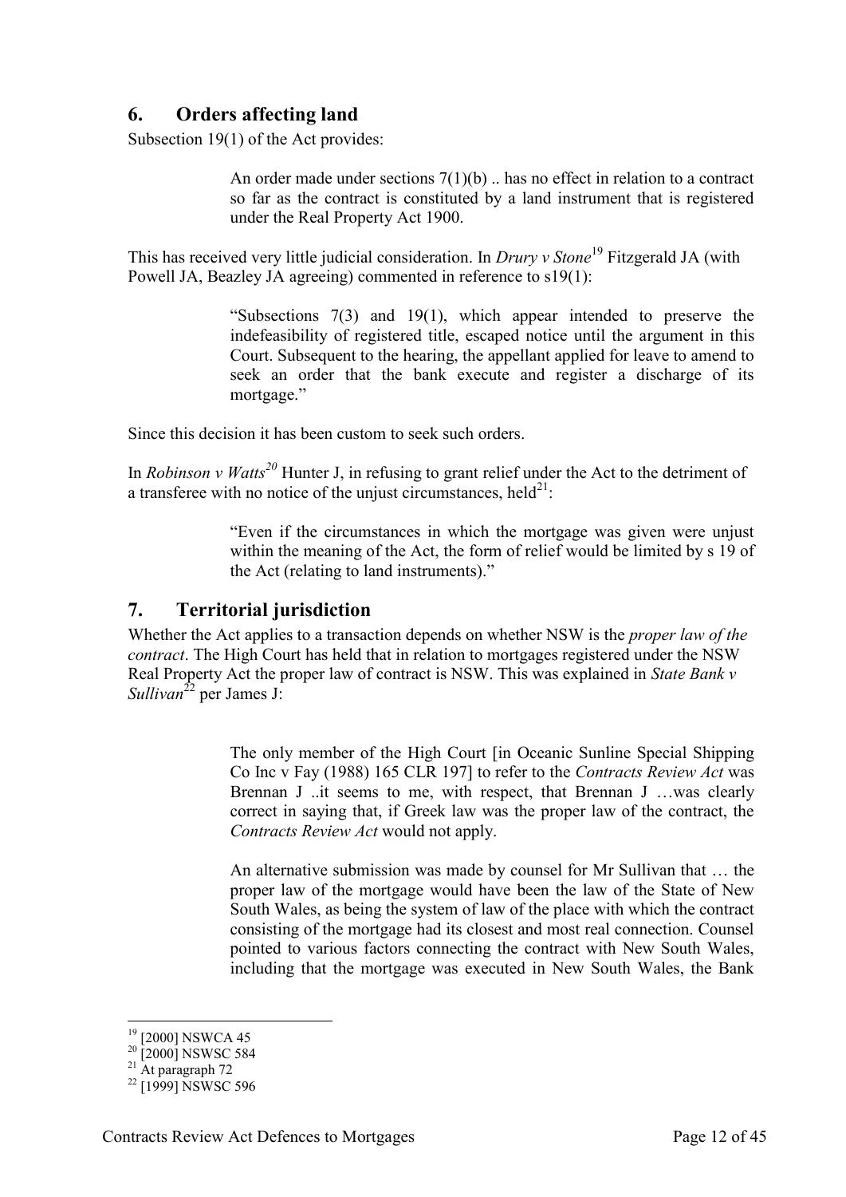## 6. Orders affecting land

Subsection 19(1) of the Act provides:

> An order made under sections 7(1)(b) .. has no effect in relation to a contract so far as the contract is constituted by a land instrument that is registered under the Real Property Act 1900.

This has received very little judicial consideration. In *Drury v Stone*[19] Fitzgerald JA (with Powell JA, Beazley JA agreeing) commented in reference to s19(1):

> "Subsections 7(3) and 19(1), which appear intended to preserve the indefeasibility of registered title, escaped notice until the argument in this Court. Subsequent to the hearing, the appellant applied for leave to amend to seek an order that the bank execute and register a discharge of its mortgage."

Since this decision it has been custom to seek such orders.

In *Robinson v Watts*[20] Hunter J, in refusing to grant relief under the Act to the detriment of a transferee with no notice of the unjust circumstances, held[21]:

> "Even if the circumstances in which the mortgage was given were unjust within the meaning of the Act, the form of relief would be limited by s 19 of the Act (relating to land instruments)."

## 7. Territorial jurisdiction

Whether the Act applies to a transaction depends on whether NSW is the *proper law of the contract*. The High Court has held that in relation to mortgages registered under the NSW Real Property Act the proper law of contract is NSW. This was explained in *State Bank v Sullivan*[22] per James J:

> The only member of the High Court [in Oceanic Sunline Special Shipping Co Inc v Fay (1988) 165 CLR 197] to refer to the *Contracts Review Act* was Brennan J ..it seems to me, with respect, that Brennan J …was clearly correct in saying that, if Greek law was the proper law of the contract, the *Contracts Review Act* would not apply.
>
> An alternative submission was made by counsel for Mr Sullivan that … the proper law of the mortgage would have been the law of the State of New South Wales, as being the system of law of the place with which the contract consisting of the mortgage had its closest and most real connection. Counsel pointed to various factors connecting the contract with New South Wales, including that the mortgage was executed in New South Wales, the Bank

---

[19] [2000] NSWCA 45

[20] [2000] NSWSC 584

[21] At paragraph 72

[22] [1999] NSWSC 596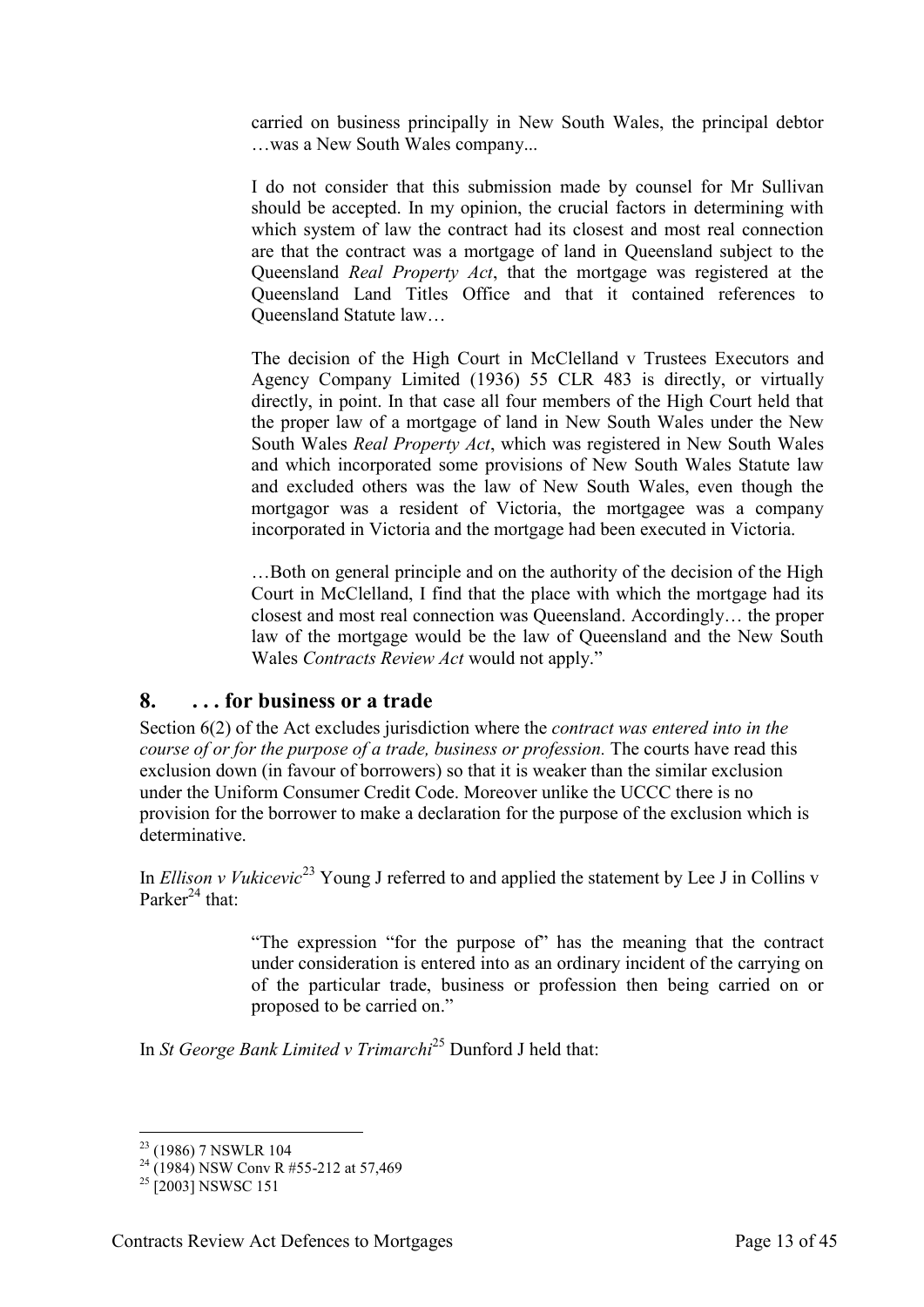> carried on business principally in New South Wales, the principal debtor …was a New South Wales company...
>
> I do not consider that this submission made by counsel for Mr Sullivan should be accepted. In my opinion, the crucial factors in determining with which system of law the contract had its closest and most real connection are that the contract was a mortgage of land in Queensland subject to the Queensland *Real Property Act*, that the mortgage was registered at the Queensland Land Titles Office and that it contained references to Queensland Statute law…
>
> The decision of the High Court in McClelland v Trustees Executors and Agency Company Limited (1936) 55 CLR 483 is directly, or virtually directly, in point. In that case all four members of the High Court held that the proper law of a mortgage of land in New South Wales under the New South Wales *Real Property Act*, which was registered in New South Wales and which incorporated some provisions of New South Wales Statute law and excluded others was the law of New South Wales, even though the mortgagor was a resident of Victoria, the mortgagee was a company incorporated in Victoria and the mortgage had been executed in Victoria.
>
> …Both on general principle and on the authority of the decision of the High Court in McClelland, I find that the place with which the mortgage had its closest and most real connection was Queensland. Accordingly… the proper law of the mortgage would be the law of Queensland and the New South Wales *Contracts Review Act* would not apply."

## 8. . . . for business or a trade

Section 6(2) of the Act excludes jurisdiction where the *contract was entered into in the course of or for the purpose of a trade, business or profession.* The courts have read this exclusion down (in favour of borrowers) so that it is weaker than the similar exclusion under the Uniform Consumer Credit Code. Moreover unlike the UCCC there is no provision for the borrower to make a declaration for the purpose of the exclusion which is determinative.

In *Ellison v Vukicevic*[23] Young J referred to and applied the statement by Lee J in Collins v Parker[24] that:

> "The expression "for the purpose of" has the meaning that the contract under consideration is entered into as an ordinary incident of the carrying on of the particular trade, business or profession then being carried on or proposed to be carried on."

In *St George Bank Limited v Trimarchi*[25] Dunford J held that:

---

[23] (1986) 7 NSWLR 104

[24] (1984) NSW Conv R #55-212 at 57,469

[25] [2003] NSWSC 151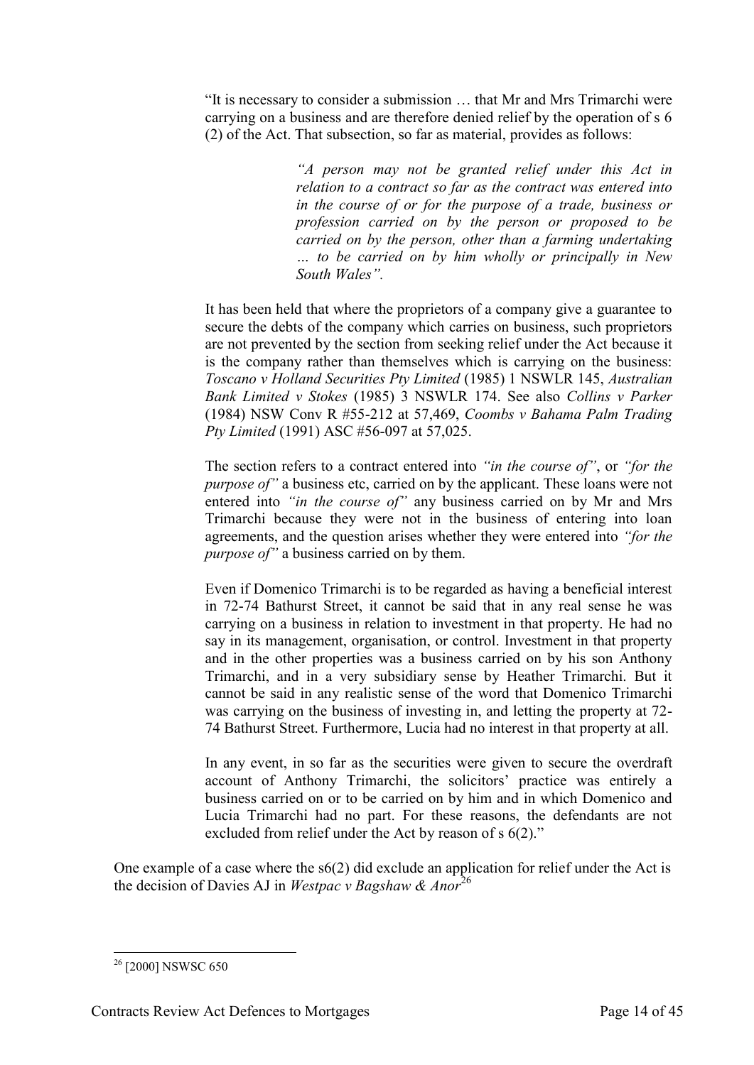> "It is necessary to consider a submission … that Mr and Mrs Trimarchi were carrying on a business and are therefore denied relief by the operation of s 6 (2) of the Act. That subsection, so far as material, provides as follows:
>
> > *"A person may not be granted relief under this Act in relation to a contract so far as the contract was entered into in the course of or for the purpose of a trade, business or profession carried on by the person or proposed to be carried on by the person, other than a farming undertaking … to be carried on by him wholly or principally in New South Wales".*
>
> It has been held that where the proprietors of a company give a guarantee to secure the debts of the company which carries on business, such proprietors are not prevented by the section from seeking relief under the Act because it is the company rather than themselves which is carrying on the business: *Toscano v Holland Securities Pty Limited* (1985) 1 NSWLR 145, *Australian Bank Limited v Stokes* (1985) 3 NSWLR 174. See also *Collins v Parker* (1984) NSW Conv R #55-212 at 57,469, *Coombs v Bahama Palm Trading Pty Limited* (1991) ASC #56-097 at 57,025.
>
> The section refers to a contract entered into *"in the course of"*, or *"for the purpose of"* a business etc, carried on by the applicant. These loans were not entered into *"in the course of"* any business carried on by Mr and Mrs Trimarchi because they were not in the business of entering into loan agreements, and the question arises whether they were entered into *"for the purpose of"* a business carried on by them.
>
> Even if Domenico Trimarchi is to be regarded as having a beneficial interest in 72-74 Bathurst Street, it cannot be said that in any real sense he was carrying on a business in relation to investment in that property. He had no say in its management, organisation, or control. Investment in that property and in the other properties was a business carried on by his son Anthony Trimarchi, and in a very subsidiary sense by Heather Trimarchi. But it cannot be said in any realistic sense of the word that Domenico Trimarchi was carrying on the business of investing in, and letting the property at 72-74 Bathurst Street. Furthermore, Lucia had no interest in that property at all.
>
> In any event, in so far as the securities were given to secure the overdraft account of Anthony Trimarchi, the solicitors' practice was entirely a business carried on or to be carried on by him and in which Domenico and Lucia Trimarchi had no part. For these reasons, the defendants are not excluded from relief under the Act by reason of s 6(2)."

One example of a case where the s6(2) did exclude an application for relief under the Act is the decision of Davies AJ in *Westpac v Bagshaw & Anor*[26]

[26] [2000] NSWSC 650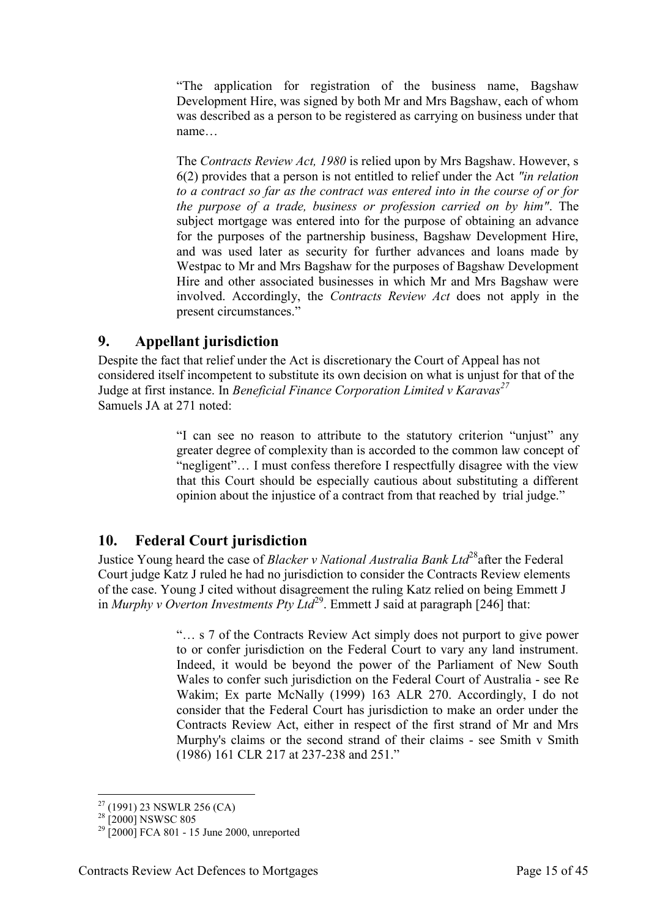> "The application for registration of the business name, Bagshaw Development Hire, was signed by both Mr and Mrs Bagshaw, each of whom was described as a person to be registered as carrying on business under that name…
>
> The *Contracts Review Act, 1980* is relied upon by Mrs Bagshaw. However, s 6(2) provides that a person is not entitled to relief under the Act *"in relation to a contract so far as the contract was entered into in the course of or for the purpose of a trade, business or profession carried on by him"*. The subject mortgage was entered into for the purpose of obtaining an advance for the purposes of the partnership business, Bagshaw Development Hire, and was used later as security for further advances and loans made by Westpac to Mr and Mrs Bagshaw for the purposes of Bagshaw Development Hire and other associated businesses in which Mr and Mrs Bagshaw were involved. Accordingly, the *Contracts Review Act* does not apply in the present circumstances."

## 9. Appellant jurisdiction

Despite the fact that relief under the Act is discretionary the Court of Appeal has not considered itself incompetent to substitute its own decision on what is unjust for that of the Judge at first instance. In *Beneficial Finance Corporation Limited v Karavas*[27] Samuels JA at 271 noted:

> "I can see no reason to attribute to the statutory criterion "unjust" any greater degree of complexity than is accorded to the common law concept of "negligent"… I must confess therefore I respectfully disagree with the view that this Court should be especially cautious about substituting a different opinion about the injustice of a contract from that reached by trial judge."

## 10. Federal Court jurisdiction

Justice Young heard the case of *Blacker v National Australia Bank Ltd*[28] after the Federal Court judge Katz J ruled he had no jurisdiction to consider the Contracts Review elements of the case. Young J cited without disagreement the ruling Katz relied on being Emmett J in *Murphy v Overton Investments Pty Ltd*[29]. Emmett J said at paragraph [246] that:

> "… s 7 of the Contracts Review Act simply does not purport to give power to or confer jurisdiction on the Federal Court to vary any land instrument. Indeed, it would be beyond the power of the Parliament of New South Wales to confer such jurisdiction on the Federal Court of Australia - see Re Wakim; Ex parte McNally (1999) 163 ALR 270. Accordingly, I do not consider that the Federal Court has jurisdiction to make an order under the Contracts Review Act, either in respect of the first strand of Mr and Mrs Murphy's claims or the second strand of their claims - see Smith v Smith (1986) 161 CLR 217 at 237-238 and 251."

---

[27] (1991) 23 NSWLR 256 (CA)

[28] [2000] NSWSC 805

[29] [2000] FCA 801 - 15 June 2000, unreported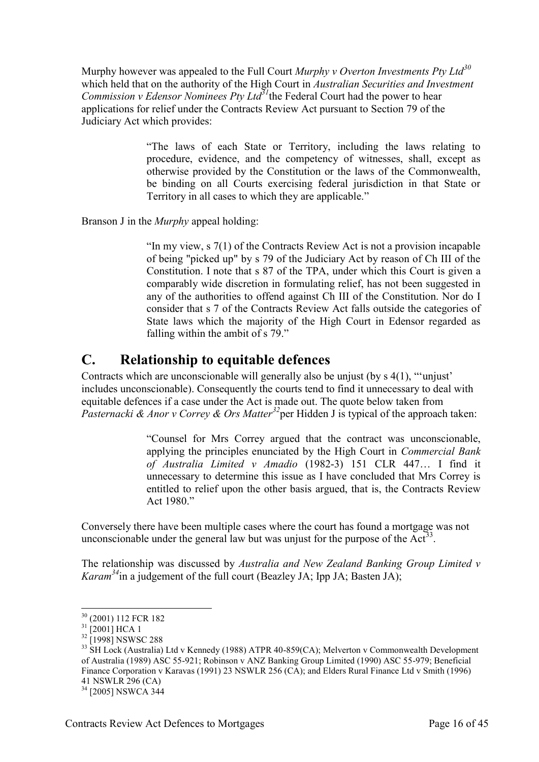Murphy however was appealed to the Full Court *Murphy v Overton Investments Pty Ltd*[30] which held that on the authority of the High Court in *Australian Securities and Investment Commission v Edensor Nominees Pty Ltd*[31] the Federal Court had the power to hear applications for relief under the Contracts Review Act pursuant to Section 79 of the Judiciary Act which provides:

> "The laws of each State or Territory, including the laws relating to procedure, evidence, and the competency of witnesses, shall, except as otherwise provided by the Constitution or the laws of the Commonwealth, be binding on all Courts exercising federal jurisdiction in that State or Territory in all cases to which they are applicable."

Branson J in the *Murphy* appeal holding:

> "In my view, s 7(1) of the Contracts Review Act is not a provision incapable of being "picked up" by s 79 of the Judiciary Act by reason of Ch III of the Constitution. I note that s 87 of the TPA, under which this Court is given a comparably wide discretion in formulating relief, has not been suggested in any of the authorities to offend against Ch III of the Constitution. Nor do I consider that s 7 of the Contracts Review Act falls outside the categories of State laws which the majority of the High Court in Edensor regarded as falling within the ambit of s 79."

## C. Relationship to equitable defences

Contracts which are unconscionable will generally also be unjust (by s 4(1), "'unjust' includes unconscionable). Consequently the courts tend to find it unnecessary to deal with equitable defences if a case under the Act is made out. The quote below taken from *Pasternacki & Anor v Correy & Ors Matter*[32] per Hidden J is typical of the approach taken:

> "Counsel for Mrs Correy argued that the contract was unconscionable, applying the principles enunciated by the High Court in *Commercial Bank of Australia Limited v Amadio* (1982-3) 151 CLR 447… I find it unnecessary to determine this issue as I have concluded that Mrs Correy is entitled to relief upon the other basis argued, that is, the Contracts Review Act 1980."

Conversely there have been multiple cases where the court has found a mortgage was not unconscionable under the general law but was unjust for the purpose of the Act[33].

The relationship was discussed by *Australia and New Zealand Banking Group Limited v Karam*[34] in a judgement of the full court (Beazley JA; Ipp JA; Basten JA);

---

[30] (2001) 112 FCR 182

[31] [2001] HCA 1

[32] [1998] NSWSC 288

[33] SH Lock (Australia) Ltd v Kennedy (1988) ATPR 40-859(CA); Melverton v Commonwealth Development of Australia (1989) ASC 55-921; Robinson v ANZ Banking Group Limited (1990) ASC 55-979; Beneficial Finance Corporation v Karavas (1991) 23 NSWLR 256 (CA); and Elders Rural Finance Ltd v Smith (1996) 41 NSWLR 296 (CA)

[34] [2005] NSWCA 344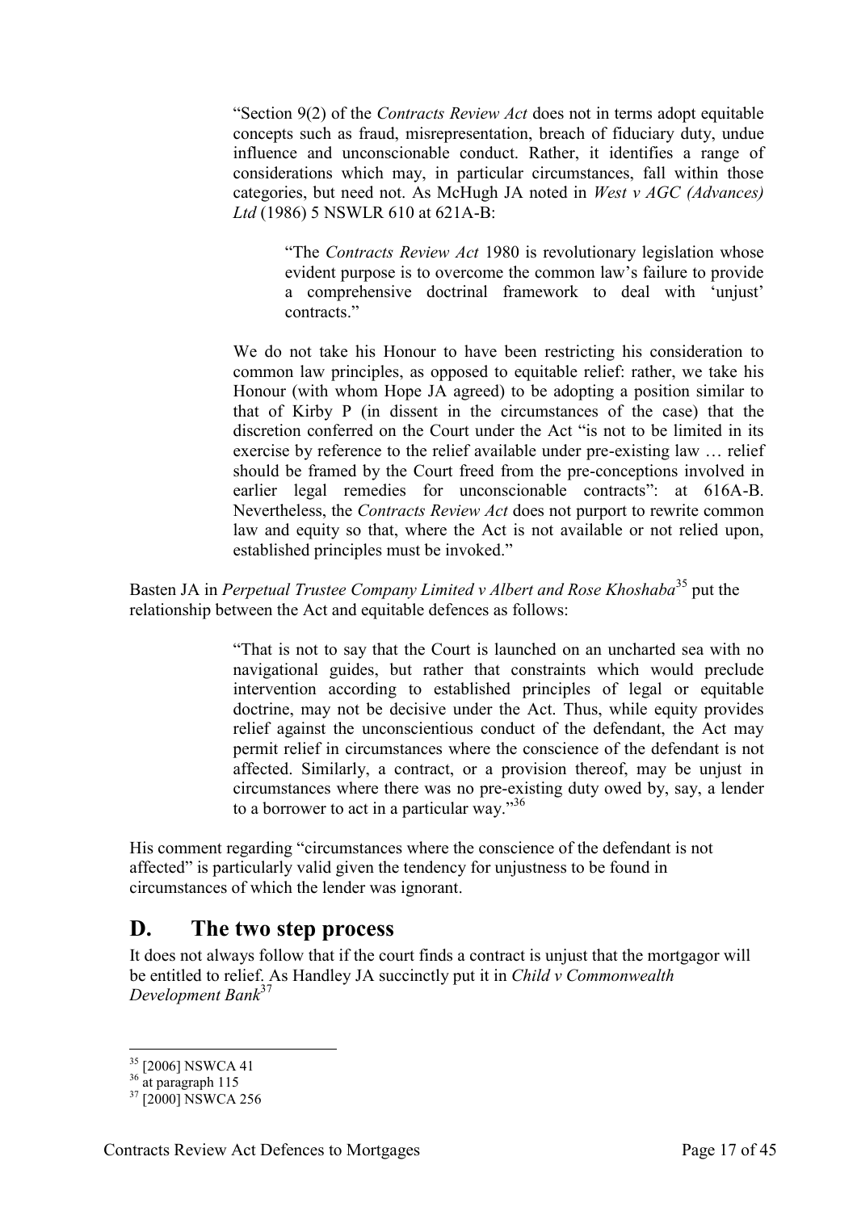> "Section 9(2) of the *Contracts Review Act* does not in terms adopt equitable concepts such as fraud, misrepresentation, breach of fiduciary duty, undue influence and unconscionable conduct. Rather, it identifies a range of considerations which may, in particular circumstances, fall within those categories, but need not. As McHugh JA noted in *West v AGC (Advances) Ltd* (1986) 5 NSWLR 610 at 621A-B:
>
> > "The *Contracts Review Act* 1980 is revolutionary legislation whose evident purpose is to overcome the common law's failure to provide a comprehensive doctrinal framework to deal with 'unjust' contracts."
>
> We do not take his Honour to have been restricting his consideration to common law principles, as opposed to equitable relief: rather, we take his Honour (with whom Hope JA agreed) to be adopting a position similar to that of Kirby P (in dissent in the circumstances of the case) that the discretion conferred on the Court under the Act "is not to be limited in its exercise by reference to the relief available under pre-existing law … relief should be framed by the Court freed from the pre-conceptions involved in earlier legal remedies for unconscionable contracts": at 616A-B. Nevertheless, the *Contracts Review Act* does not purport to rewrite common law and equity so that, where the Act is not available or not relied upon, established principles must be invoked."

Basten JA in *Perpetual Trustee Company Limited v Albert and Rose Khoshaba*[35] put the relationship between the Act and equitable defences as follows:

> "That is not to say that the Court is launched on an uncharted sea with no navigational guides, but rather that constraints which would preclude intervention according to established principles of legal or equitable doctrine, may not be decisive under the Act. Thus, while equity provides relief against the unconscientious conduct of the defendant, the Act may permit relief in circumstances where the conscience of the defendant is not affected. Similarly, a contract, or a provision thereof, may be unjust in circumstances where there was no pre-existing duty owed by, say, a lender to a borrower to act in a particular way."[36]

His comment regarding "circumstances where the conscience of the defendant is not affected" is particularly valid given the tendency for unjustness to be found in circumstances of which the lender was ignorant.

## D. The two step process

It does not always follow that if the court finds a contract is unjust that the mortgagor will be entitled to relief. As Handley JA succinctly put it in *Child v Commonwealth Development Bank*[37]

---

[35] [2006] NSWCA 41

[36] at paragraph 115

[37] [2000] NSWCA 256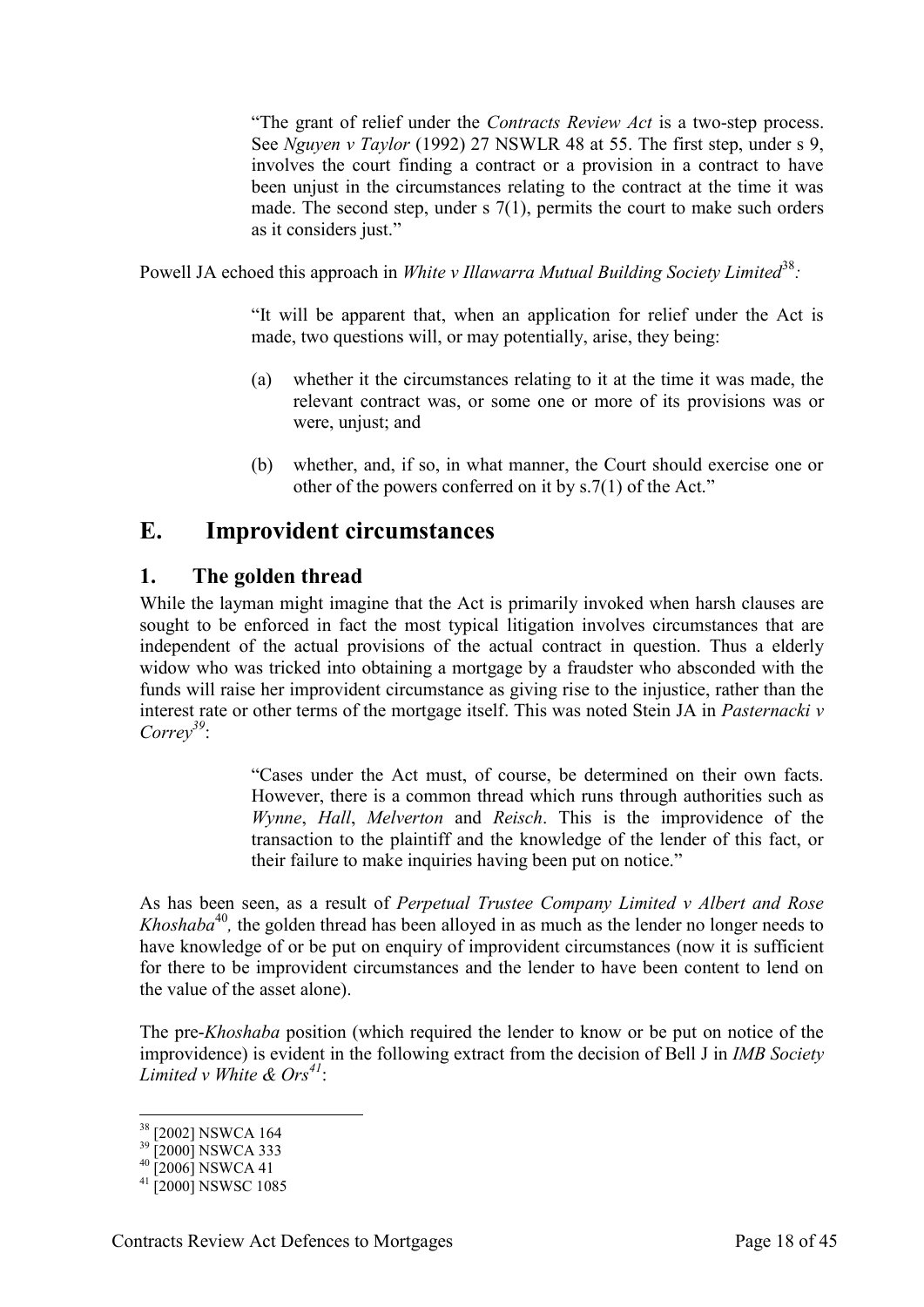> "The grant of relief under the *Contracts Review Act* is a two-step process. See *Nguyen v Taylor* (1992) 27 NSWLR 48 at 55. The first step, under s 9, involves the court finding a contract or a provision in a contract to have been unjust in the circumstances relating to the contract at the time it was made. The second step, under s 7(1), permits the court to make such orders as it considers just."

Powell JA echoed this approach in *White v Illawarra Mutual Building Society Limited*[38]*:*

> "It will be apparent that, when an application for relief under the Act is made, two questions will, or may potentially, arise, they being:
>
> (a) whether it the circumstances relating to it at the time it was made, the relevant contract was, or some one or more of its provisions was or were, unjust; and
>
> (b) whether, and, if so, in what manner, the Court should exercise one or other of the powers conferred on it by s.7(1) of the Act."

## E. Improvident circumstances

### 1. The golden thread

While the layman might imagine that the Act is primarily invoked when harsh clauses are sought to be enforced in fact the most typical litigation involves circumstances that are independent of the actual provisions of the actual contract in question. Thus a elderly widow who was tricked into obtaining a mortgage by a fraudster who absconded with the funds will raise her improvident circumstance as giving rise to the injustice, rather than the interest rate or other terms of the mortgage itself. This was noted Stein JA in *Pasternacki v Correy*[39]:

> "Cases under the Act must, of course, be determined on their own facts. However, there is a common thread which runs through authorities such as *Wynne*, *Hall*, *Melverton* and *Reisch*. This is the improvidence of the transaction to the plaintiff and the knowledge of the lender of this fact, or their failure to make inquiries having been put on notice."

As has been seen, as a result of *Perpetual Trustee Company Limited v Albert and Rose Khoshaba*[40]*,* the golden thread has been alloyed in as much as the lender no longer needs to have knowledge of or be put on enquiry of improvident circumstances (now it is sufficient for there to be improvident circumstances and the lender to have been content to lend on the value of the asset alone).

The pre-*Khoshaba* position (which required the lender to know or be put on notice of the improvidence) is evident in the following extract from the decision of Bell J in *IMB Society Limited v White & Ors*[41]:

---

[38] [2002] NSWCA 164

[39] [2000] NSWCA 333

[40] [2006] NSWCA 41

[41] [2000] NSWSC 1085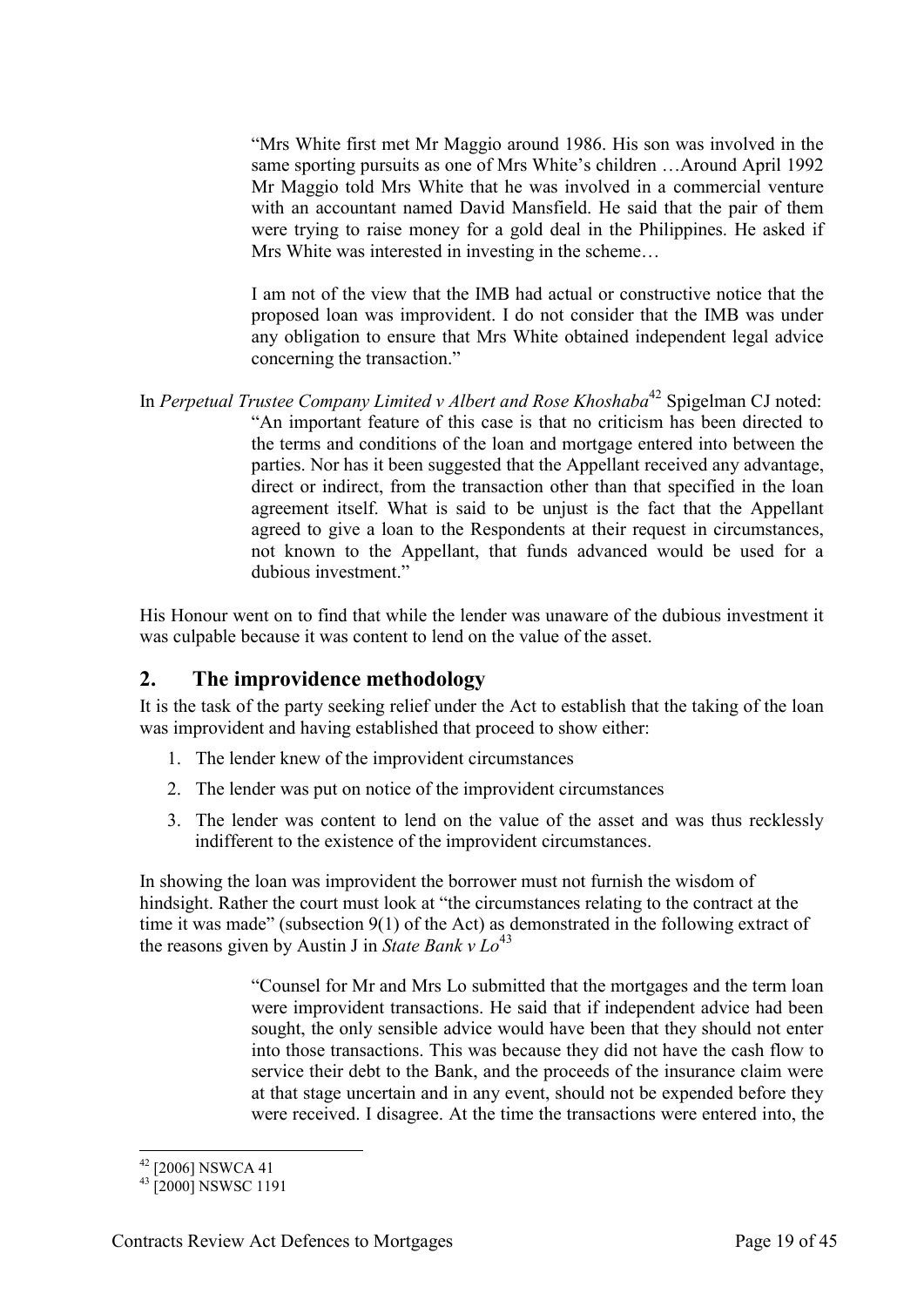> "Mrs White first met Mr Maggio around 1986. His son was involved in the same sporting pursuits as one of Mrs White's children …Around April 1992 Mr Maggio told Mrs White that he was involved in a commercial venture with an accountant named David Mansfield. He said that the pair of them were trying to raise money for a gold deal in the Philippines. He asked if Mrs White was interested in investing in the scheme…
>
> I am not of the view that the IMB had actual or constructive notice that the proposed loan was improvident. I do not consider that the IMB was under any obligation to ensure that Mrs White obtained independent legal advice concerning the transaction."

In *Perpetual Trustee Company Limited v Albert and Rose Khoshaba*[42] Spigelman CJ noted:

> "An important feature of this case is that no criticism has been directed to the terms and conditions of the loan and mortgage entered into between the parties. Nor has it been suggested that the Appellant received any advantage, direct or indirect, from the transaction other than that specified in the loan agreement itself. What is said to be unjust is the fact that the Appellant agreed to give a loan to the Respondents at their request in circumstances, not known to the Appellant, that funds advanced would be used for a dubious investment."

His Honour went on to find that while the lender was unaware of the dubious investment it was culpable because it was content to lend on the value of the asset.

## 2. The improvidence methodology

It is the task of the party seeking relief under the Act to establish that the taking of the loan was improvident and having established that proceed to show either:

1. The lender knew of the improvident circumstances
2. The lender was put on notice of the improvident circumstances
3. The lender was content to lend on the value of the asset and was thus recklessly indifferent to the existence of the improvident circumstances.

In showing the loan was improvident the borrower must not furnish the wisdom of hindsight. Rather the court must look at "the circumstances relating to the contract at the time it was made" (subsection 9(1) of the Act) as demonstrated in the following extract of the reasons given by Austin J in *State Bank v Lo*[43]

> "Counsel for Mr and Mrs Lo submitted that the mortgages and the term loan were improvident transactions. He said that if independent advice had been sought, the only sensible advice would have been that they should not enter into those transactions. This was because they did not have the cash flow to service their debt to the Bank, and the proceeds of the insurance claim were at that stage uncertain and in any event, should not be expended before they were received. I disagree. At the time the transactions were entered into, the

[42] [2006] NSWCA 41

[43] [2000] NSWSC 1191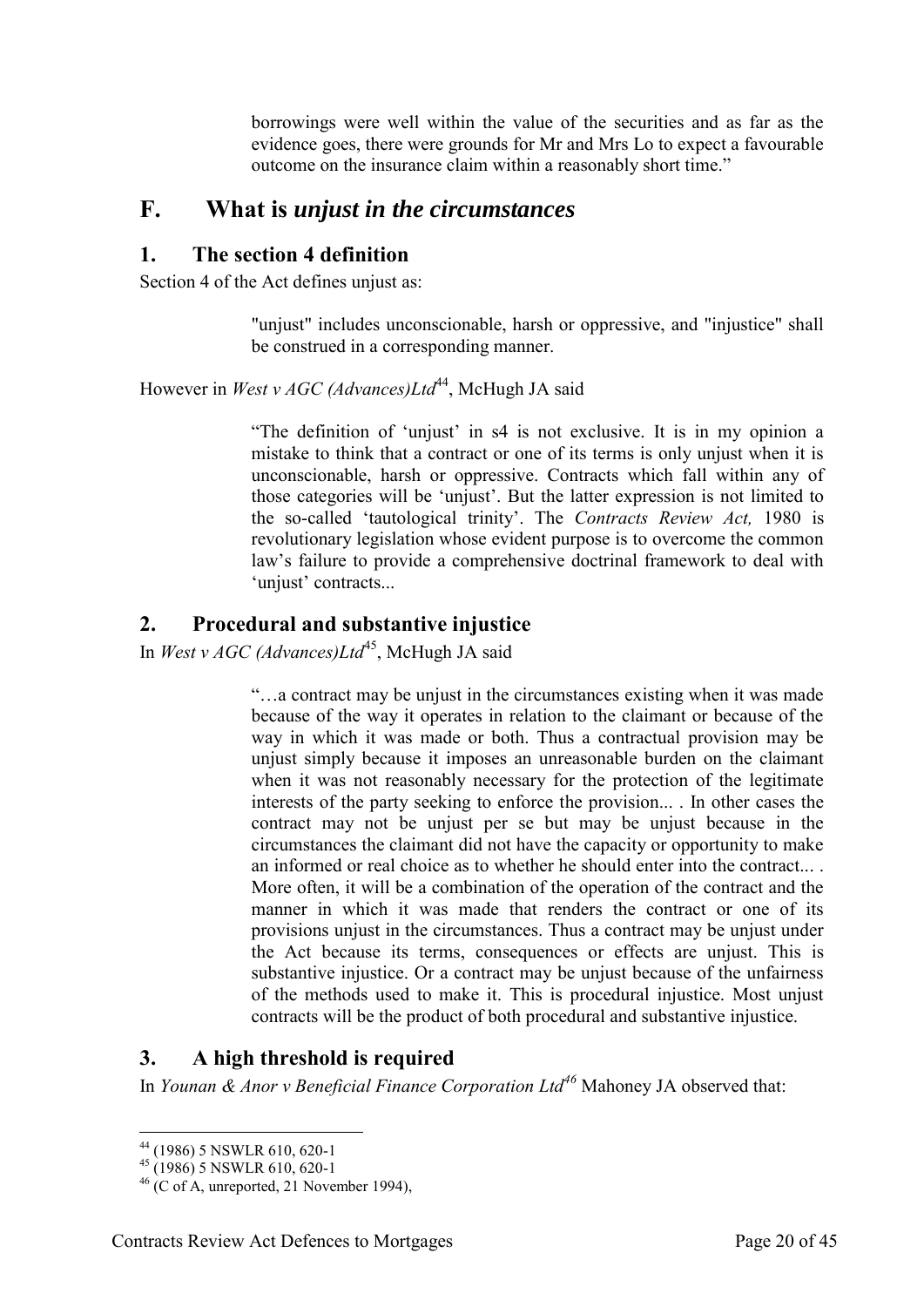> borrowings were well within the value of the securities and as far as the evidence goes, there were grounds for Mr and Mrs Lo to expect a favourable outcome on the insurance claim within a reasonably short time."

## F. What is *unjust in the circumstances*

### 1. The section 4 definition

Section 4 of the Act defines unjust as:

> "unjust" includes unconscionable, harsh or oppressive, and "injustice" shall be construed in a corresponding manner.

However in *West v AGC (Advances)Ltd*[44], McHugh JA said

> "The definition of 'unjust' in s4 is not exclusive. It is in my opinion a mistake to think that a contract or one of its terms is only unjust when it is unconscionable, harsh or oppressive. Contracts which fall within any of those categories will be 'unjust'. But the latter expression is not limited to the so-called 'tautological trinity'. The *Contracts Review Act,* 1980 is revolutionary legislation whose evident purpose is to overcome the common law's failure to provide a comprehensive doctrinal framework to deal with 'unjust' contracts...

### 2. Procedural and substantive injustice

In *West v AGC (Advances)Ltd*[45], McHugh JA said

> "…a contract may be unjust in the circumstances existing when it was made because of the way it operates in relation to the claimant or because of the way in which it was made or both. Thus a contractual provision may be unjust simply because it imposes an unreasonable burden on the claimant when it was not reasonably necessary for the protection of the legitimate interests of the party seeking to enforce the provision... . In other cases the contract may not be unjust per se but may be unjust because in the circumstances the claimant did not have the capacity or opportunity to make an informed or real choice as to whether he should enter into the contract... . More often, it will be a combination of the operation of the contract and the manner in which it was made that renders the contract or one of its provisions unjust in the circumstances. Thus a contract may be unjust under the Act because its terms, consequences or effects are unjust. This is substantive injustice. Or a contract may be unjust because of the unfairness of the methods used to make it. This is procedural injustice. Most unjust contracts will be the product of both procedural and substantive injustice.

### 3. A high threshold is required

In *Younan & Anor v Beneficial Finance Corporation Ltd*[46] Mahoney JA observed that:

---

[44] (1986) 5 NSWLR 610, 620-1

[45] (1986) 5 NSWLR 610, 620-1

[46] (C of A, unreported, 21 November 1994),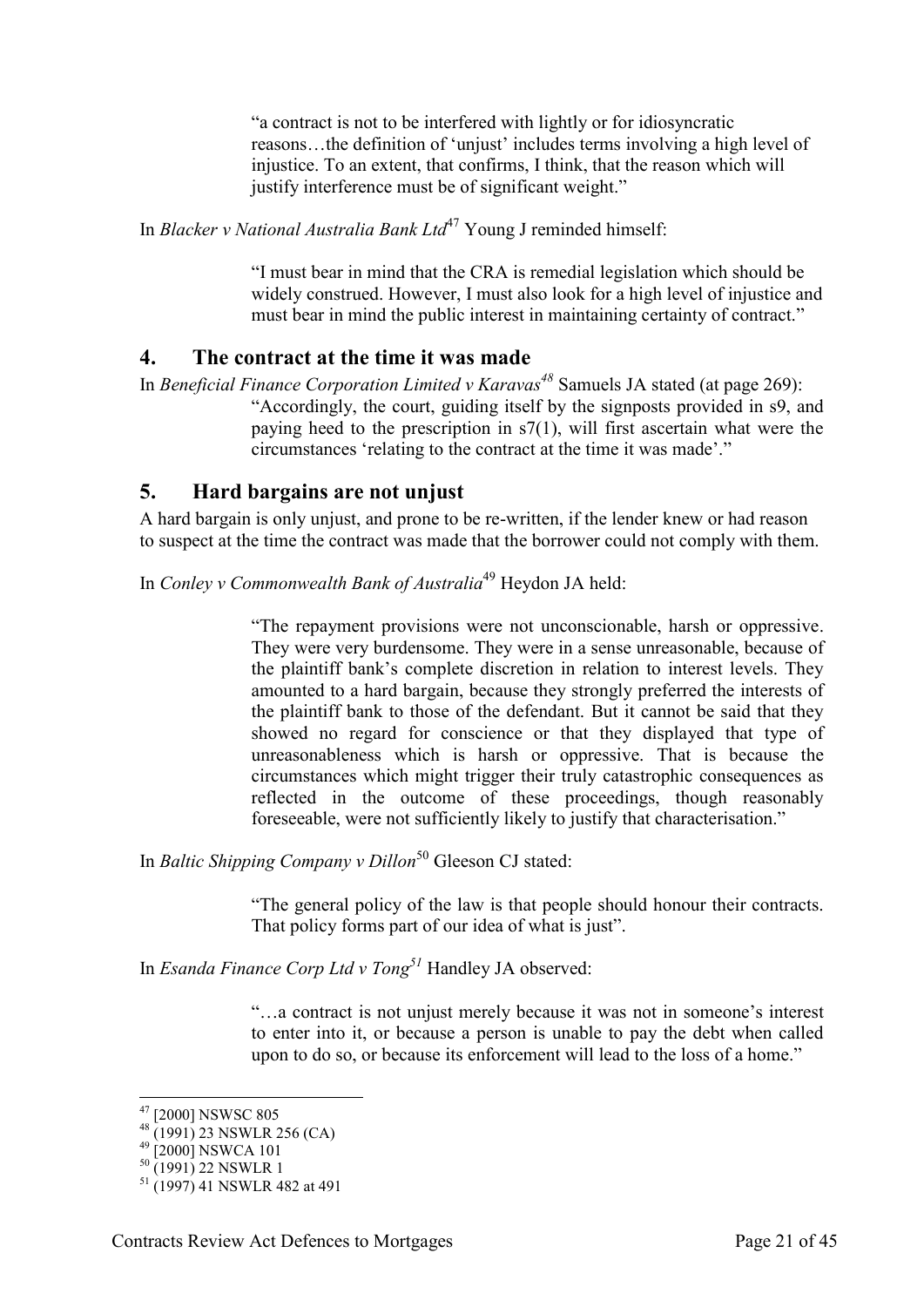> "a contract is not to be interfered with lightly or for idiosyncratic reasons…the definition of 'unjust' includes terms involving a high level of injustice. To an extent, that confirms, I think, that the reason which will justify interference must be of significant weight."

In *Blacker v National Australia Bank Ltd*[47] Young J reminded himself:

> "I must bear in mind that the CRA is remedial legislation which should be widely construed. However, I must also look for a high level of injustice and must bear in mind the public interest in maintaining certainty of contract."

## 4. The contract at the time it was made

In *Beneficial Finance Corporation Limited v Karavas*[48] Samuels JA stated (at page 269):

> "Accordingly, the court, guiding itself by the signposts provided in s9, and paying heed to the prescription in s7(1), will first ascertain what were the circumstances 'relating to the contract at the time it was made'."

## 5. Hard bargains are not unjust

A hard bargain is only unjust, and prone to be re-written, if the lender knew or had reason to suspect at the time the contract was made that the borrower could not comply with them.

In *Conley v Commonwealth Bank of Australia*[49] Heydon JA held:

> "The repayment provisions were not unconscionable, harsh or oppressive. They were very burdensome. They were in a sense unreasonable, because of the plaintiff bank's complete discretion in relation to interest levels. They amounted to a hard bargain, because they strongly preferred the interests of the plaintiff bank to those of the defendant. But it cannot be said that they showed no regard for conscience or that they displayed that type of unreasonableness which is harsh or oppressive. That is because the circumstances which might trigger their truly catastrophic consequences as reflected in the outcome of these proceedings, though reasonably foreseeable, were not sufficiently likely to justify that characterisation."

In *Baltic Shipping Company v Dillon*[50] Gleeson CJ stated:

> "The general policy of the law is that people should honour their contracts. That policy forms part of our idea of what is just".

In *Esanda Finance Corp Ltd v Tong*[51] Handley JA observed:

> "…a contract is not unjust merely because it was not in someone's interest to enter into it, or because a person is unable to pay the debt when called upon to do so, or because its enforcement will lead to the loss of a home."

---

[47] [2000] NSWSC 805

[48] (1991) 23 NSWLR 256 (CA)

[49] [2000] NSWCA 101

[50] (1991) 22 NSWLR 1

[51] (1997) 41 NSWLR 482 at 491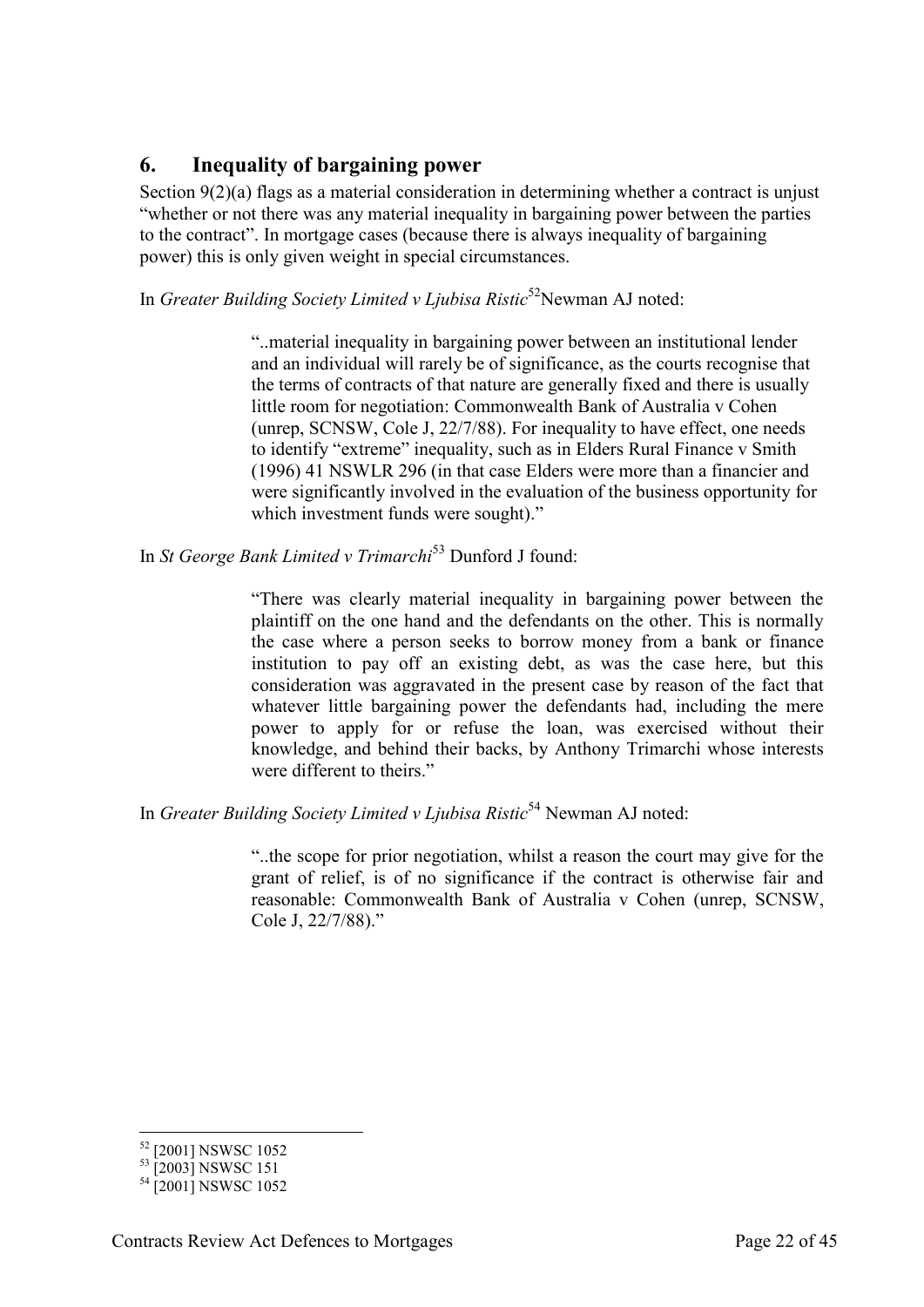## 6. Inequality of bargaining power

Section 9(2)(a) flags as a material consideration in determining whether a contract is unjust "whether or not there was any material inequality in bargaining power between the parties to the contract". In mortgage cases (because there is always inequality of bargaining power) this is only given weight in special circumstances.

In *Greater Building Society Limited v Ljubisa Ristic*[52] Newman AJ noted:

> "..material inequality in bargaining power between an institutional lender and an individual will rarely be of significance, as the courts recognise that the terms of contracts of that nature are generally fixed and there is usually little room for negotiation: Commonwealth Bank of Australia v Cohen (unrep, SCNSW, Cole J, 22/7/88). For inequality to have effect, one needs to identify "extreme" inequality, such as in Elders Rural Finance v Smith (1996) 41 NSWLR 296 (in that case Elders were more than a financier and were significantly involved in the evaluation of the business opportunity for which investment funds were sought)."

In *St George Bank Limited v Trimarchi*[53] Dunford J found:

> "There was clearly material inequality in bargaining power between the plaintiff on the one hand and the defendants on the other. This is normally the case where a person seeks to borrow money from a bank or finance institution to pay off an existing debt, as was the case here, but this consideration was aggravated in the present case by reason of the fact that whatever little bargaining power the defendants had, including the mere power to apply for or refuse the loan, was exercised without their knowledge, and behind their backs, by Anthony Trimarchi whose interests were different to theirs."

In *Greater Building Society Limited v Ljubisa Ristic*[54] Newman AJ noted:

> "..the scope for prior negotiation, whilst a reason the court may give for the grant of relief, is of no significance if the contract is otherwise fair and reasonable: Commonwealth Bank of Australia v Cohen (unrep, SCNSW, Cole J, 22/7/88)."

---

[52] [2001] NSWSC 1052
[53] [2003] NSWSC 151
[54] [2001] NSWSC 1052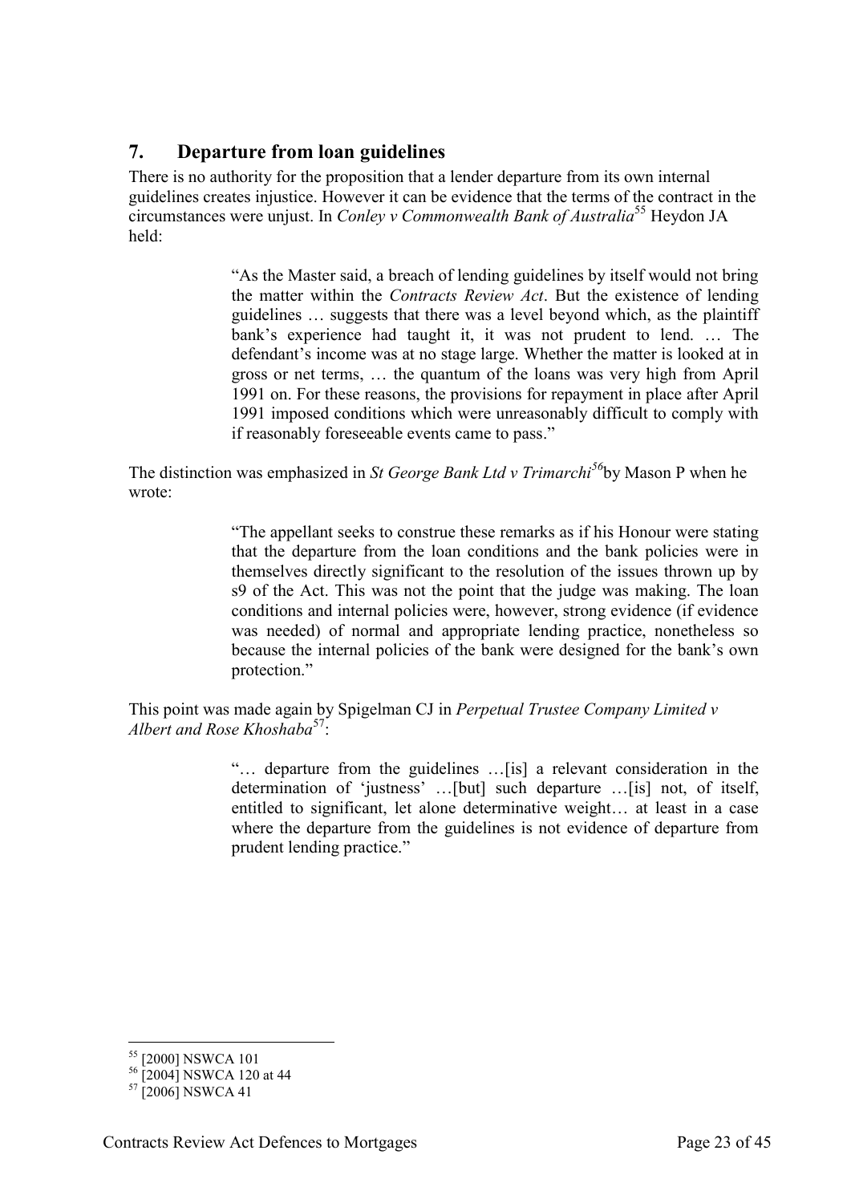## 7. Departure from loan guidelines

There is no authority for the proposition that a lender departure from its own internal guidelines creates injustice. However it can be evidence that the terms of the contract in the circumstances were unjust. In *Conley v Commonwealth Bank of Australia*[55] Heydon JA held:

> "As the Master said, a breach of lending guidelines by itself would not bring the matter within the *Contracts Review Act*. But the existence of lending guidelines … suggests that there was a level beyond which, as the plaintiff bank's experience had taught it, it was not prudent to lend. … The defendant's income was at no stage large. Whether the matter is looked at in gross or net terms, … the quantum of the loans was very high from April 1991 on. For these reasons, the provisions for repayment in place after April 1991 imposed conditions which were unreasonably difficult to comply with if reasonably foreseeable events came to pass."

The distinction was emphasized in *St George Bank Ltd v Trimarchi*[56] by Mason P when he wrote:

> "The appellant seeks to construe these remarks as if his Honour were stating that the departure from the loan conditions and the bank policies were in themselves directly significant to the resolution of the issues thrown up by s9 of the Act. This was not the point that the judge was making. The loan conditions and internal policies were, however, strong evidence (if evidence was needed) of normal and appropriate lending practice, nonetheless so because the internal policies of the bank were designed for the bank's own protection."

This point was made again by Spigelman CJ in *Perpetual Trustee Company Limited v Albert and Rose Khoshaba*[57]:

> "… departure from the guidelines …[is] a relevant consideration in the determination of 'justness' …[but] such departure …[is] not, of itself, entitled to significant, let alone determinative weight… at least in a case where the departure from the guidelines is not evidence of departure from prudent lending practice."

---

[55] [2000] NSWCA 101

[56] [2004] NSWCA 120 at 44

[57] [2006] NSWCA 41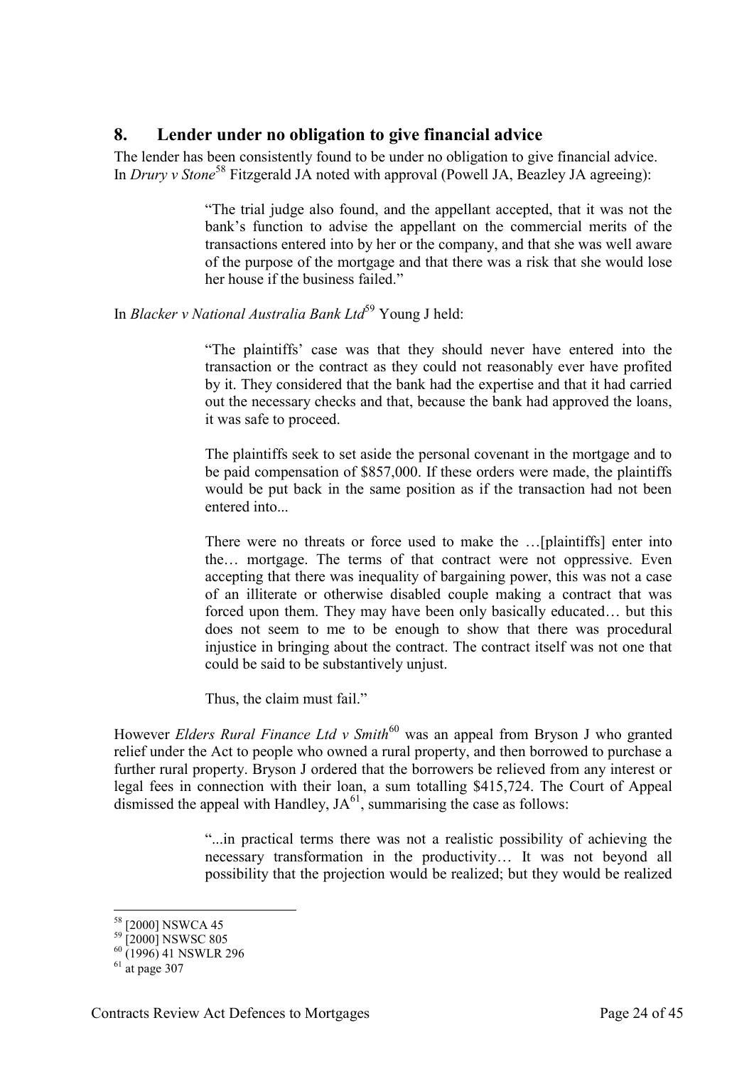## 8. Lender under no obligation to give financial advice

The lender has been consistently found to be under no obligation to give financial advice. In *Drury v Stone*[58] Fitzgerald JA noted with approval (Powell JA, Beazley JA agreeing):

> "The trial judge also found, and the appellant accepted, that it was not the bank's function to advise the appellant on the commercial merits of the transactions entered into by her or the company, and that she was well aware of the purpose of the mortgage and that there was a risk that she would lose her house if the business failed."

In *Blacker v National Australia Bank Ltd*[59] Young J held:

> "The plaintiffs' case was that they should never have entered into the transaction or the contract as they could not reasonably ever have profited by it. They considered that the bank had the expertise and that it had carried out the necessary checks and that, because the bank had approved the loans, it was safe to proceed.
>
> The plaintiffs seek to set aside the personal covenant in the mortgage and to be paid compensation of $857,000. If these orders were made, the plaintiffs would be put back in the same position as if the transaction had not been entered into...
>
> There were no threats or force used to make the …[plaintiffs] enter into the… mortgage. The terms of that contract were not oppressive. Even accepting that there was inequality of bargaining power, this was not a case of an illiterate or otherwise disabled couple making a contract that was forced upon them. They may have been only basically educated… but this does not seem to me to be enough to show that there was procedural injustice in bringing about the contract. The contract itself was not one that could be said to be substantively unjust.
>
> Thus, the claim must fail."

However *Elders Rural Finance Ltd v Smith*[60] was an appeal from Bryson J who granted relief under the Act to people who owned a rural property, and then borrowed to purchase a further rural property. Bryson J ordered that the borrowers be relieved from any interest or legal fees in connection with their loan, a sum totalling $415,724. The Court of Appeal dismissed the appeal with Handley, JA[61], summarising the case as follows:

> "...in practical terms there was not a realistic possibility of achieving the necessary transformation in the productivity… It was not beyond all possibility that the projection would be realized; but they would be realized

---

[58] [2000] NSWCA 45

[59] [2000] NSWSC 805

[60] (1996) 41 NSWLR 296

[61] at page 307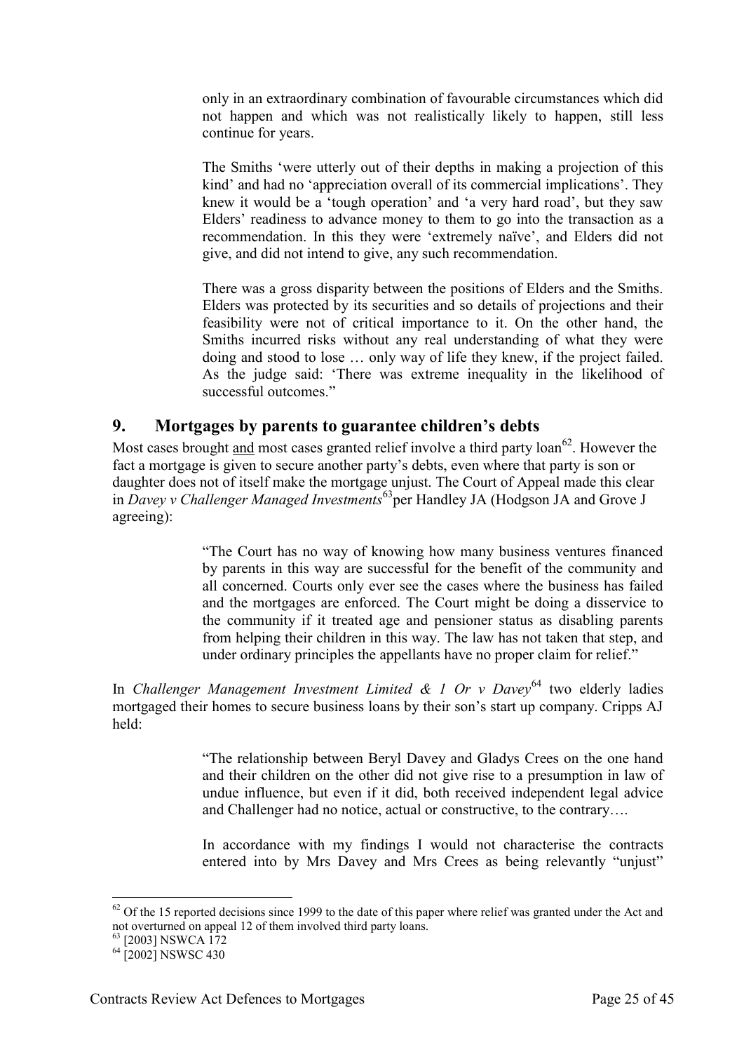> only in an extraordinary combination of favourable circumstances which did not happen and which was not realistically likely to happen, still less continue for years.
>
> The Smiths 'were utterly out of their depths in making a projection of this kind' and had no 'appreciation overall of its commercial implications'. They knew it would be a 'tough operation' and 'a very hard road', but they saw Elders' readiness to advance money to them to go into the transaction as a recommendation. In this they were 'extremely naïve', and Elders did not give, and did not intend to give, any such recommendation.
>
> There was a gross disparity between the positions of Elders and the Smiths. Elders was protected by its securities and so details of projections and their feasibility were not of critical importance to it. On the other hand, the Smiths incurred risks without any real understanding of what they were doing and stood to lose … only way of life they knew, if the project failed. As the judge said: 'There was extreme inequality in the likelihood of successful outcomes."

## 9. Mortgages by parents to guarantee children's debts

Most cases brought <u>and</u> most cases granted relief involve a third party loan[62]. However the fact a mortgage is given to secure another party's debts, even where that party is son or daughter does not of itself make the mortgage unjust. The Court of Appeal made this clear in *Davey v Challenger Managed Investments*[63] per Handley JA (Hodgson JA and Grove J agreeing):

> "The Court has no way of knowing how many business ventures financed by parents in this way are successful for the benefit of the community and all concerned. Courts only ever see the cases where the business has failed and the mortgages are enforced. The Court might be doing a disservice to the community if it treated age and pensioner status as disabling parents from helping their children in this way. The law has not taken that step, and under ordinary principles the appellants have no proper claim for relief."

In *Challenger Management Investment Limited & 1 Or v Davey*[64] two elderly ladies mortgaged their homes to secure business loans by their son's start up company. Cripps AJ held:

> "The relationship between Beryl Davey and Gladys Crees on the one hand and their children on the other did not give rise to a presumption in law of undue influence, but even if it did, both received independent legal advice and Challenger had no notice, actual or constructive, to the contrary….
>
> In accordance with my findings I would not characterise the contracts entered into by Mrs Davey and Mrs Crees as being relevantly "unjust"

---

[62] Of the 15 reported decisions since 1999 to the date of this paper where relief was granted under the Act and not overturned on appeal 12 of them involved third party loans.

[63] [2003] NSWCA 172

[64] [2002] NSWSC 430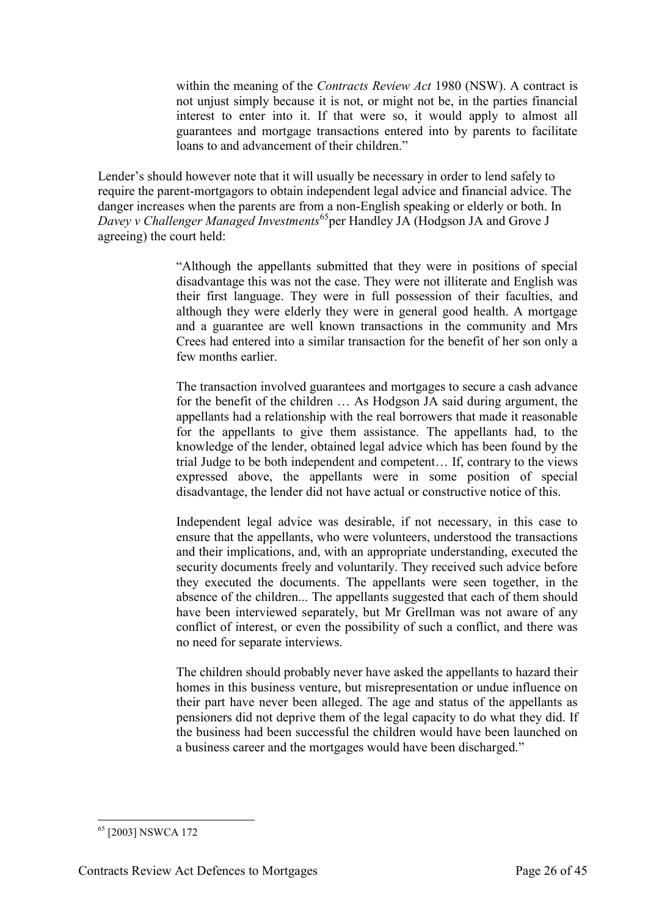> within the meaning of the *Contracts Review Act* 1980 (NSW). A contract is not unjust simply because it is not, or might not be, in the parties financial interest to enter into it. If that were so, it would apply to almost all guarantees and mortgage transactions entered into by parents to facilitate loans to and advancement of their children."

Lender's should however note that it will usually be necessary in order to lend safely to require the parent-mortgagors to obtain independent legal advice and financial advice. The danger increases when the parents are from a non-English speaking or elderly or both. In *Davey v Challenger Managed Investments*[65] per Handley JA (Hodgson JA and Grove J agreeing) the court held:

> "Although the appellants submitted that they were in positions of special disadvantage this was not the case. They were not illiterate and English was their first language. They were in full possession of their faculties, and although they were elderly they were in general good health. A mortgage and a guarantee are well known transactions in the community and Mrs Crees had entered into a similar transaction for the benefit of her son only a few months earlier.
>
> The transaction involved guarantees and mortgages to secure a cash advance for the benefit of the children … As Hodgson JA said during argument, the appellants had a relationship with the real borrowers that made it reasonable for the appellants to give them assistance. The appellants had, to the knowledge of the lender, obtained legal advice which has been found by the trial Judge to be both independent and competent… If, contrary to the views expressed above, the appellants were in some position of special disadvantage, the lender did not have actual or constructive notice of this.
>
> Independent legal advice was desirable, if not necessary, in this case to ensure that the appellants, who were volunteers, understood the transactions and their implications, and, with an appropriate understanding, executed the security documents freely and voluntarily. They received such advice before they executed the documents. The appellants were seen together, in the absence of the children... The appellants suggested that each of them should have been interviewed separately, but Mr Grellman was not aware of any conflict of interest, or even the possibility of such a conflict, and there was no need for separate interviews.
>
> The children should probably never have asked the appellants to hazard their homes in this business venture, but misrepresentation or undue influence on their part have never been alleged. The age and status of the appellants as pensioners did not deprive them of the legal capacity to do what they did. If the business had been successful the children would have been launched on a business career and the mortgages would have been discharged."

---

[65] [2003] NSWCA 172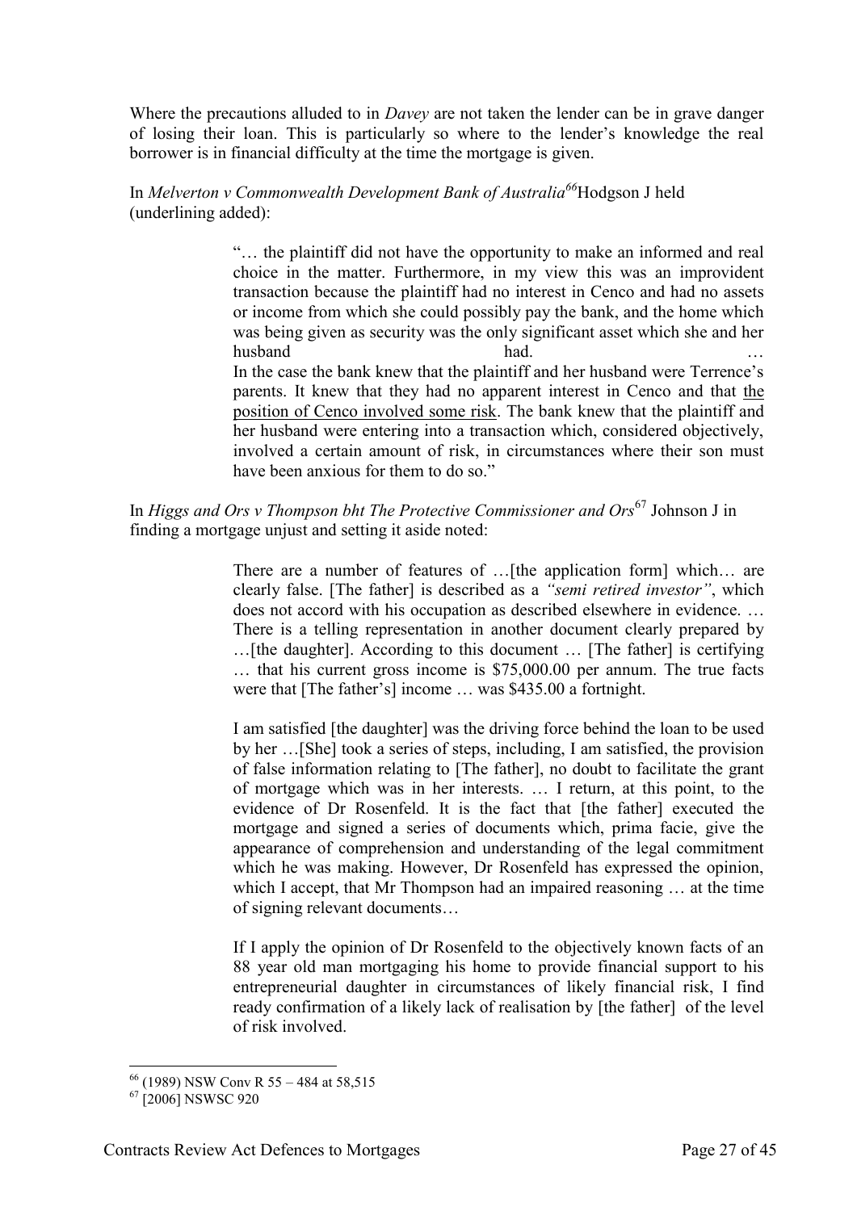Where the precautions alluded to in *Davey* are not taken the lender can be in grave danger of losing their loan. This is particularly so where to the lender's knowledge the real borrower is in financial difficulty at the time the mortgage is given.

In *Melverton v Commonwealth Development Bank of Australia*[66] Hodgson J held (underlining added):

> "… the plaintiff did not have the opportunity to make an informed and real choice in the matter. Furthermore, in my view this was an improvident transaction because the plaintiff had no interest in Cenco and had no assets or income from which she could possibly pay the bank, and the home which was being given as security was the only significant asset which she and her husband had. …
>
> In the case the bank knew that the plaintiff and her husband were Terrence's parents. It knew that they had no apparent interest in Cenco and that <u>the position of Cenco involved some risk</u>. The bank knew that the plaintiff and her husband were entering into a transaction which, considered objectively, involved a certain amount of risk, in circumstances where their son must have been anxious for them to do so."

In *Higgs and Ors v Thompson bht The Protective Commissioner and Ors*[67] Johnson J in finding a mortgage unjust and setting it aside noted:

> There are a number of features of …[the application form] which… are clearly false. [The father] is described as a *"semi retired investor"*, which does not accord with his occupation as described elsewhere in evidence. … There is a telling representation in another document clearly prepared by …[the daughter]. According to this document … [The father] is certifying … that his current gross income is $75,000.00 per annum. The true facts were that [The father's] income … was $435.00 a fortnight.
>
> I am satisfied [the daughter] was the driving force behind the loan to be used by her …[She] took a series of steps, including, I am satisfied, the provision of false information relating to [The father], no doubt to facilitate the grant of mortgage which was in her interests. … I return, at this point, to the evidence of Dr Rosenfeld. It is the fact that [the father] executed the mortgage and signed a series of documents which, prima facie, give the appearance of comprehension and understanding of the legal commitment which he was making. However, Dr Rosenfeld has expressed the opinion, which I accept, that Mr Thompson had an impaired reasoning … at the time of signing relevant documents…
>
> If I apply the opinion of Dr Rosenfeld to the objectively known facts of an 88 year old man mortgaging his home to provide financial support to his entrepreneurial daughter in circumstances of likely financial risk, I find ready confirmation of a likely lack of realisation by [the father] of the level of risk involved.

---

[66] (1989) NSW Conv R 55 – 484 at 58,515

[67] [2006] NSWSC 920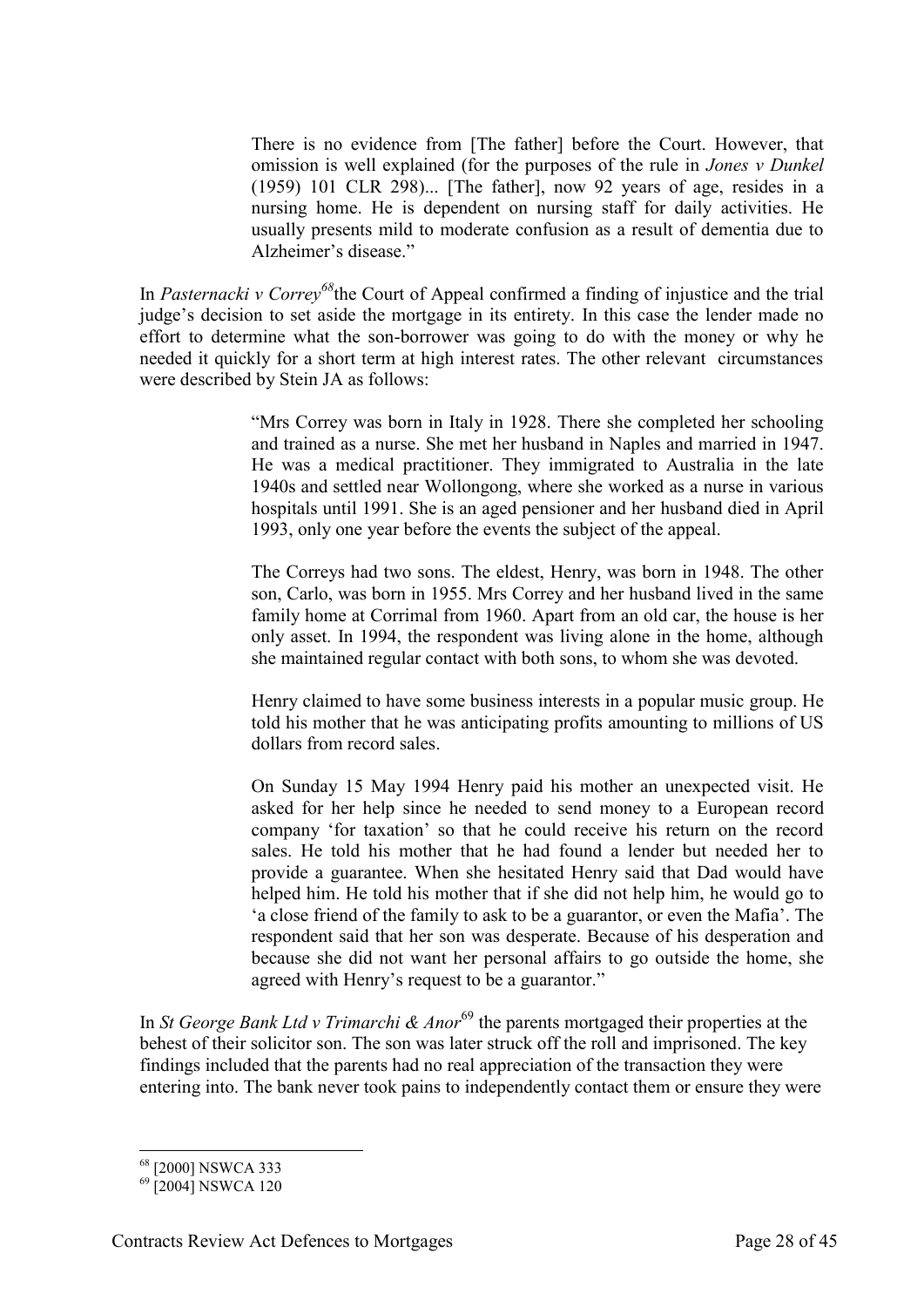> There is no evidence from [The father] before the Court. However, that omission is well explained (for the purposes of the rule in *Jones v Dunkel* (1959) 101 CLR 298)... [The father], now 92 years of age, resides in a nursing home. He is dependent on nursing staff for daily activities. He usually presents mild to moderate confusion as a result of dementia due to Alzheimer's disease."

In *Pasternacki v Correy*[68] the Court of Appeal confirmed a finding of injustice and the trial judge's decision to set aside the mortgage in its entirety. In this case the lender made no effort to determine what the son-borrower was going to do with the money or why he needed it quickly for a short term at high interest rates. The other relevant circumstances were described by Stein JA as follows:

> "Mrs Correy was born in Italy in 1928. There she completed her schooling and trained as a nurse. She met her husband in Naples and married in 1947. He was a medical practitioner. They immigrated to Australia in the late 1940s and settled near Wollongong, where she worked as a nurse in various hospitals until 1991. She is an aged pensioner and her husband died in April 1993, only one year before the events the subject of the appeal.
>
> The Correys had two sons. The eldest, Henry, was born in 1948. The other son, Carlo, was born in 1955. Mrs Correy and her husband lived in the same family home at Corrimal from 1960. Apart from an old car, the house is her only asset. In 1994, the respondent was living alone in the home, although she maintained regular contact with both sons, to whom she was devoted.
>
> Henry claimed to have some business interests in a popular music group. He told his mother that he was anticipating profits amounting to millions of US dollars from record sales.
>
> On Sunday 15 May 1994 Henry paid his mother an unexpected visit. He asked for her help since he needed to send money to a European record company 'for taxation' so that he could receive his return on the record sales. He told his mother that he had found a lender but needed her to provide a guarantee. When she hesitated Henry said that Dad would have helped him. He told his mother that if she did not help him, he would go to 'a close friend of the family to ask to be a guarantor, or even the Mafia'. The respondent said that her son was desperate. Because of his desperation and because she did not want her personal affairs to go outside the home, she agreed with Henry's request to be a guarantor."

In *St George Bank Ltd v Trimarchi & Anor*[69] the parents mortgaged their properties at the behest of their solicitor son. The son was later struck off the roll and imprisoned. The key findings included that the parents had no real appreciation of the transaction they were entering into. The bank never took pains to independently contact them or ensure they were

---

[68] [2000] NSWCA 333

[69] [2004] NSWCA 120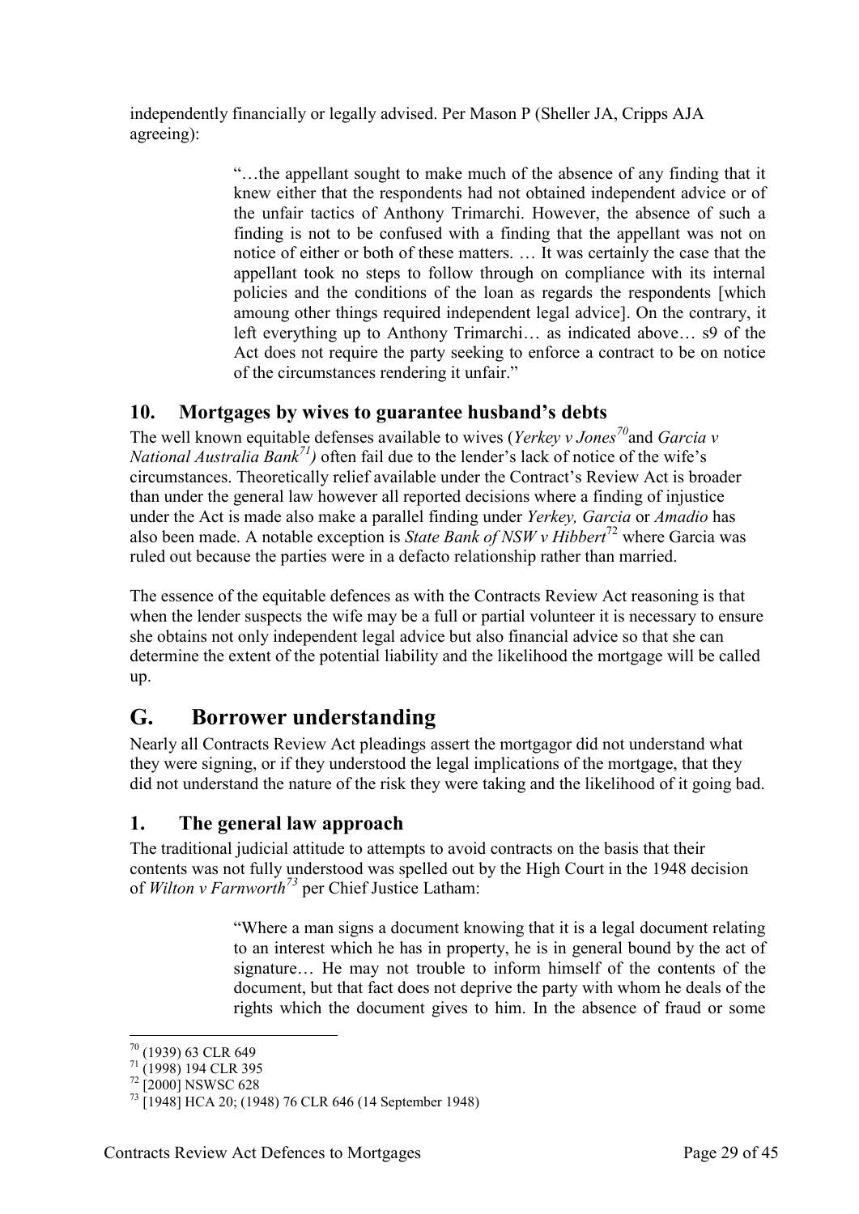independently financially or legally advised. Per Mason P (Sheller JA, Cripps AJA agreeing):

> "…the appellant sought to make much of the absence of any finding that it knew either that the respondents had not obtained independent advice or of the unfair tactics of Anthony Trimarchi. However, the absence of such a finding is not to be confused with a finding that the appellant was not on notice of either or both of these matters. … It was certainly the case that the appellant took no steps to follow through on compliance with its internal policies and the conditions of the loan as regards the respondents [which amoung other things required independent legal advice]. On the contrary, it left everything up to Anthony Trimarchi… as indicated above… s9 of the Act does not require the party seeking to enforce a contract to be on notice of the circumstances rendering it unfair."

### 10. Mortgages by wives to guarantee husband's debts

The well known equitable defenses available to wives (*Yerkey v Jones*[70] and *Garcia v National Australia Bank*[71]*)* often fail due to the lender's lack of notice of the wife's circumstances. Theoretically relief available under the Contract's Review Act is broader than under the general law however all reported decisions where a finding of injustice under the Act is made also make a parallel finding under *Yerkey, Garcia* or *Amadio* has also been made. A notable exception is *State Bank of NSW v Hibbert*[72] where Garcia was ruled out because the parties were in a defacto relationship rather than married.

The essence of the equitable defences as with the Contracts Review Act reasoning is that when the lender suspects the wife may be a full or partial volunteer it is necessary to ensure she obtains not only independent legal advice but also financial advice so that she can determine the extent of the potential liability and the likelihood the mortgage will be called up.

## G. Borrower understanding

Nearly all Contracts Review Act pleadings assert the mortgagor did not understand what they were signing, or if they understood the legal implications of the mortgage, that they did not understand the nature of the risk they were taking and the likelihood of it going bad.

### 1. The general law approach

The traditional judicial attitude to attempts to avoid contracts on the basis that their contents was not fully understood was spelled out by the High Court in the 1948 decision of *Wilton v Farnworth*[73] per Chief Justice Latham:

> "Where a man signs a document knowing that it is a legal document relating to an interest which he has in property, he is in general bound by the act of signature… He may not trouble to inform himself of the contents of the document, but that fact does not deprive the party with whom he deals of the rights which the document gives to him. In the absence of fraud or some

---

[70] (1939) 63 CLR 649

[71] (1998) 194 CLR 395

[72] [2000] NSWSC 628

[73] [1948] HCA 20; (1948) 76 CLR 646 (14 September 1948)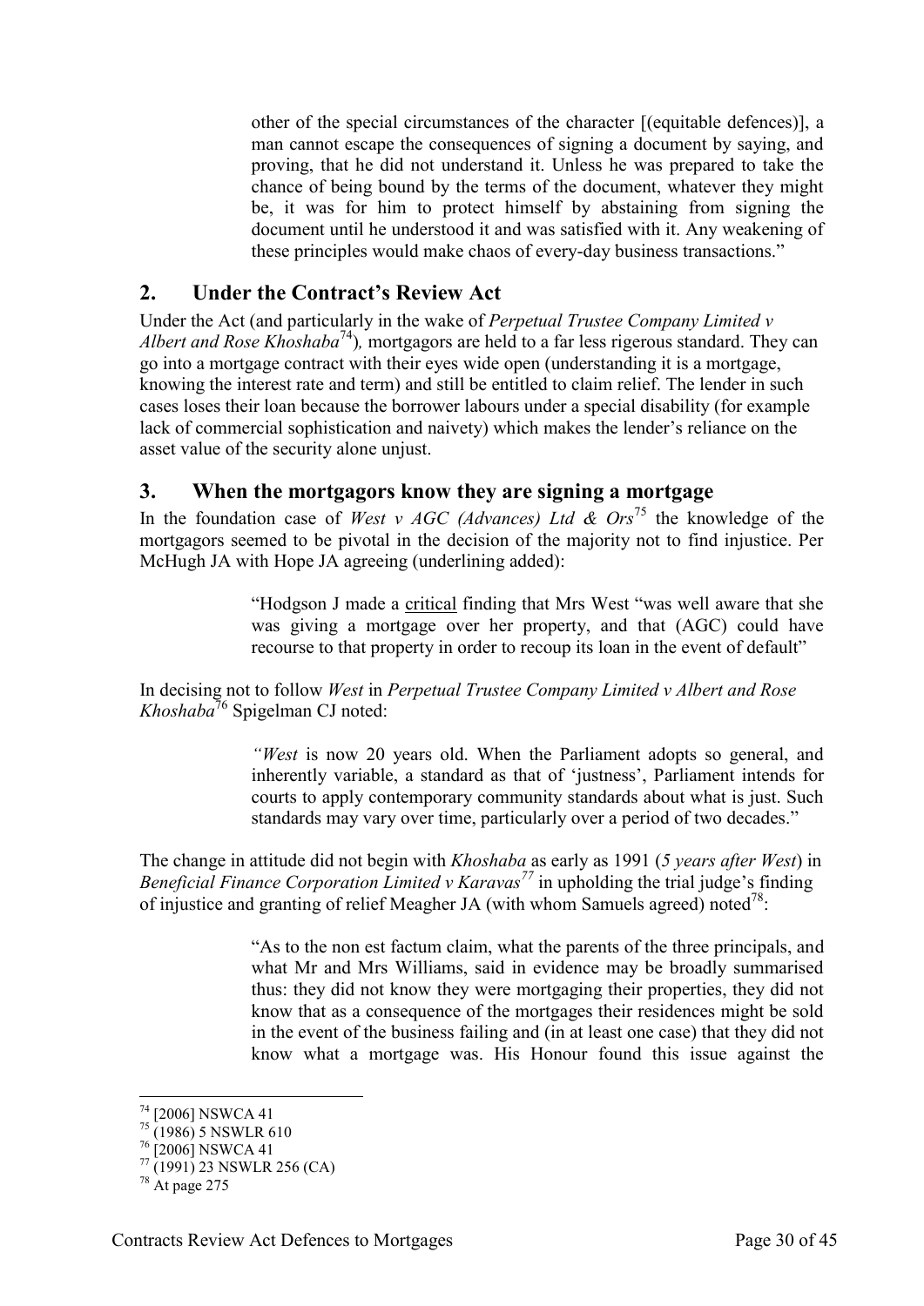> other of the special circumstances of the character [(equitable defences)], a man cannot escape the consequences of signing a document by saying, and proving, that he did not understand it. Unless he was prepared to take the chance of being bound by the terms of the document, whatever they might be, it was for him to protect himself by abstaining from signing the document until he understood it and was satisfied with it. Any weakening of these principles would make chaos of every-day business transactions."

## 2. Under the Contract's Review Act

Under the Act (and particularly in the wake of *Perpetual Trustee Company Limited v Albert and Rose Khoshaba*[74]), mortgagors are held to a far less rigerous standard. They can go into a mortgage contract with their eyes wide open (understanding it is a mortgage, knowing the interest rate and term) and still be entitled to claim relief. The lender in such cases loses their loan because the borrower labours under a special disability (for example lack of commercial sophistication and naivety) which makes the lender's reliance on the asset value of the security alone unjust.

## 3. When the mortgagors know they are signing a mortgage

In the foundation case of *West v AGC (Advances) Ltd & Ors*[75] the knowledge of the mortgagors seemed to be pivotal in the decision of the majority not to find injustice. Per McHugh JA with Hope JA agreeing (underlining added):

> "Hodgson J made a <u>critical</u> finding that Mrs West "was well aware that she was giving a mortgage over her property, and that (AGC) could have recourse to that property in order to recoup its loan in the event of default"

In decising not to follow *West* in *Perpetual Trustee Company Limited v Albert and Rose Khoshaba*[76] Spigelman CJ noted:

> *"West* is now 20 years old. When the Parliament adopts so general, and inherently variable, a standard as that of 'justness', Parliament intends for courts to apply contemporary community standards about what is just. Such standards may vary over time, particularly over a period of two decades."

The change in attitude did not begin with *Khoshaba* as early as 1991 (*5 years after West*) in *Beneficial Finance Corporation Limited v Karavas*[77] in upholding the trial judge's finding of injustice and granting of relief Meagher JA (with whom Samuels agreed) noted[78]:

> "As to the non est factum claim, what the parents of the three principals, and what Mr and Mrs Williams, said in evidence may be broadly summarised thus: they did not know they were mortgaging their properties, they did not know that as a consequence of the mortgages their residences might be sold in the event of the business failing and (in at least one case) that they did not know what a mortgage was. His Honour found this issue against the

---

[74] [2006] NSWCA 41

[75] (1986) 5 NSWLR 610

[76] [2006] NSWCA 41

[77] (1991) 23 NSWLR 256 (CA)

[78] At page 275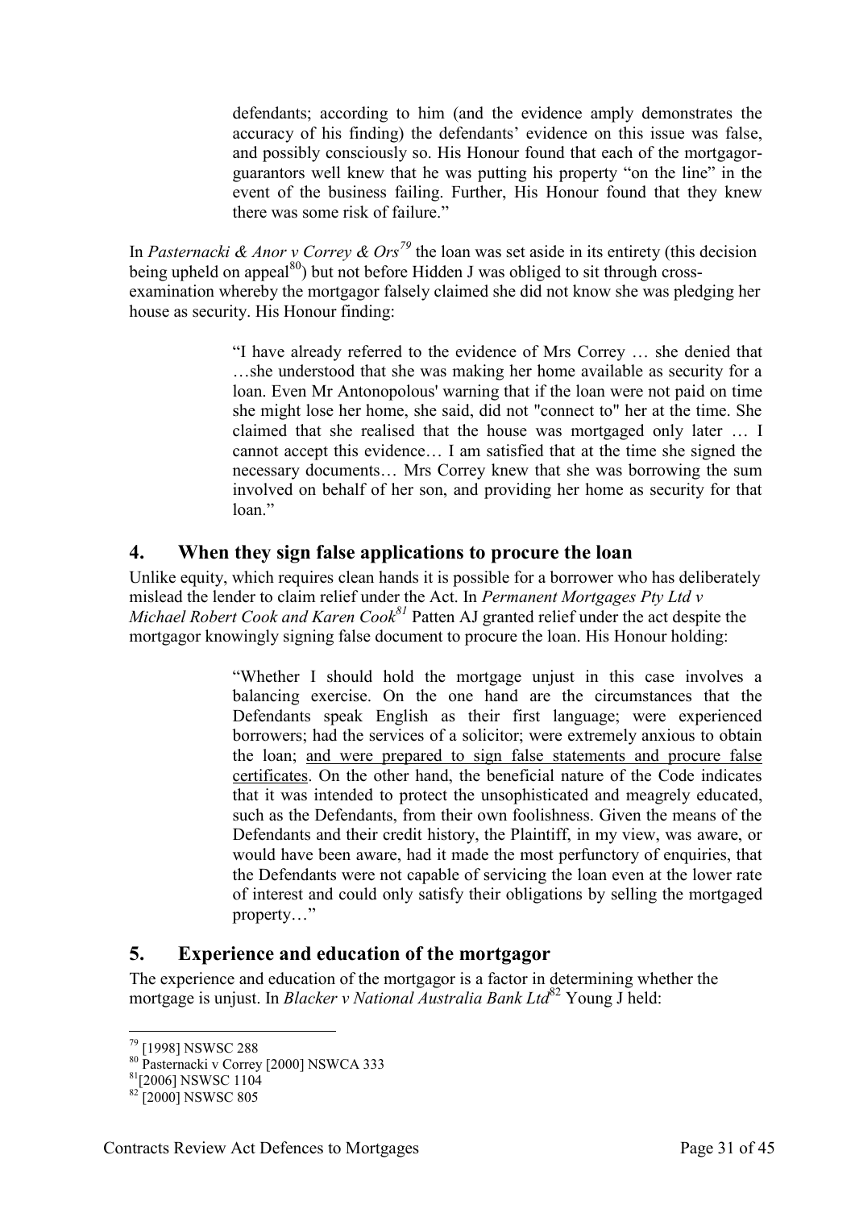> defendants; according to him (and the evidence amply demonstrates the accuracy of his finding) the defendants' evidence on this issue was false, and possibly consciously so. His Honour found that each of the mortgagor-guarantors well knew that he was putting his property "on the line" in the event of the business failing. Further, His Honour found that they knew there was some risk of failure."

In *Pasternacki & Anor v Correy & Ors*[79] the loan was set aside in its entirety (this decision being upheld on appeal[80]) but not before Hidden J was obliged to sit through cross-examination whereby the mortgagor falsely claimed she did not know she was pledging her house as security. His Honour finding:

> "I have already referred to the evidence of Mrs Correy … she denied that …she understood that she was making her home available as security for a loan. Even Mr Antonopolous' warning that if the loan were not paid on time she might lose her home, she said, did not "connect to" her at the time. She claimed that she realised that the house was mortgaged only later … I cannot accept this evidence… I am satisfied that at the time she signed the necessary documents… Mrs Correy knew that she was borrowing the sum involved on behalf of her son, and providing her home as security for that loan."

## 4. When they sign false applications to procure the loan

Unlike equity, which requires clean hands it is possible for a borrower who has deliberately mislead the lender to claim relief under the Act. In *Permanent Mortgages Pty Ltd v Michael Robert Cook and Karen Cook*[81] Patten AJ granted relief under the act despite the mortgagor knowingly signing false document to procure the loan. His Honour holding:

> "Whether I should hold the mortgage unjust in this case involves a balancing exercise. On the one hand are the circumstances that the Defendants speak English as their first language; were experienced borrowers; had the services of a solicitor; were extremely anxious to obtain the loan; <u>and were prepared to sign false statements and procure false certificates</u>. On the other hand, the beneficial nature of the Code indicates that it was intended to protect the unsophisticated and meagrely educated, such as the Defendants, from their own foolishness. Given the means of the Defendants and their credit history, the Plaintiff, in my view, was aware, or would have been aware, had it made the most perfunctory of enquiries, that the Defendants were not capable of servicing the loan even at the lower rate of interest and could only satisfy their obligations by selling the mortgaged property…"

## 5. Experience and education of the mortgagor

The experience and education of the mortgagor is a factor in determining whether the mortgage is unjust. In *Blacker v National Australia Bank Ltd*[82] Young J held:

---

[79] [1998] NSWSC 288

[80] Pasternacki v Correy [2000] NSWCA 333

[81] [2006] NSWSC 1104

[82] [2000] NSWSC 805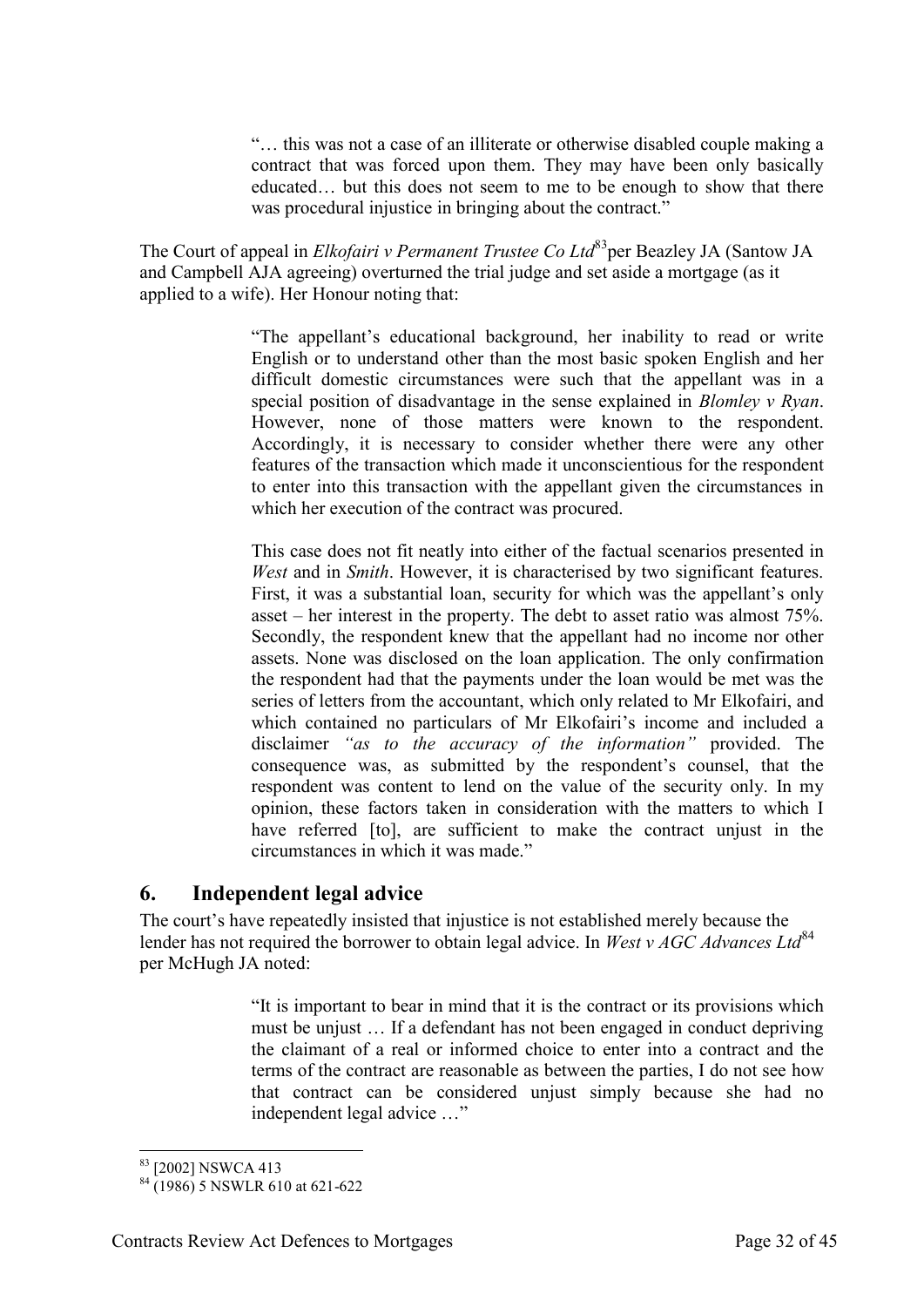> "… this was not a case of an illiterate or otherwise disabled couple making a contract that was forced upon them. They may have been only basically educated… but this does not seem to me to be enough to show that there was procedural injustice in bringing about the contract."

The Court of appeal in *Elkofairi v Permanent Trustee Co Ltd*[83] per Beazley JA (Santow JA and Campbell AJA agreeing) overturned the trial judge and set aside a mortgage (as it applied to a wife). Her Honour noting that:

> "The appellant's educational background, her inability to read or write English or to understand other than the most basic spoken English and her difficult domestic circumstances were such that the appellant was in a special position of disadvantage in the sense explained in *Blomley v Ryan*. However, none of those matters were known to the respondent. Accordingly, it is necessary to consider whether there were any other features of the transaction which made it unconscientious for the respondent to enter into this transaction with the appellant given the circumstances in which her execution of the contract was procured.
>
> This case does not fit neatly into either of the factual scenarios presented in *West* and in *Smith*. However, it is characterised by two significant features. First, it was a substantial loan, security for which was the appellant's only asset – her interest in the property. The debt to asset ratio was almost 75%. Secondly, the respondent knew that the appellant had no income nor other assets. None was disclosed on the loan application. The only confirmation the respondent had that the payments under the loan would be met was the series of letters from the accountant, which only related to Mr Elkofairi, and which contained no particulars of Mr Elkofairi's income and included a disclaimer *"as to the accuracy of the information"* provided. The consequence was, as submitted by the respondent's counsel, that the respondent was content to lend on the value of the security only. In my opinion, these factors taken in consideration with the matters to which I have referred [to], are sufficient to make the contract unjust in the circumstances in which it was made."

## 6. Independent legal advice

The court's have repeatedly insisted that injustice is not established merely because the lender has not required the borrower to obtain legal advice. In *West v AGC Advances Ltd*[84] per McHugh JA noted:

> "It is important to bear in mind that it is the contract or its provisions which must be unjust … If a defendant has not been engaged in conduct depriving the claimant of a real or informed choice to enter into a contract and the terms of the contract are reasonable as between the parties, I do not see how that contract can be considered unjust simply because she had no independent legal advice …"

---

[83] [2002] NSWCA 413

[84] (1986) 5 NSWLR 610 at 621-622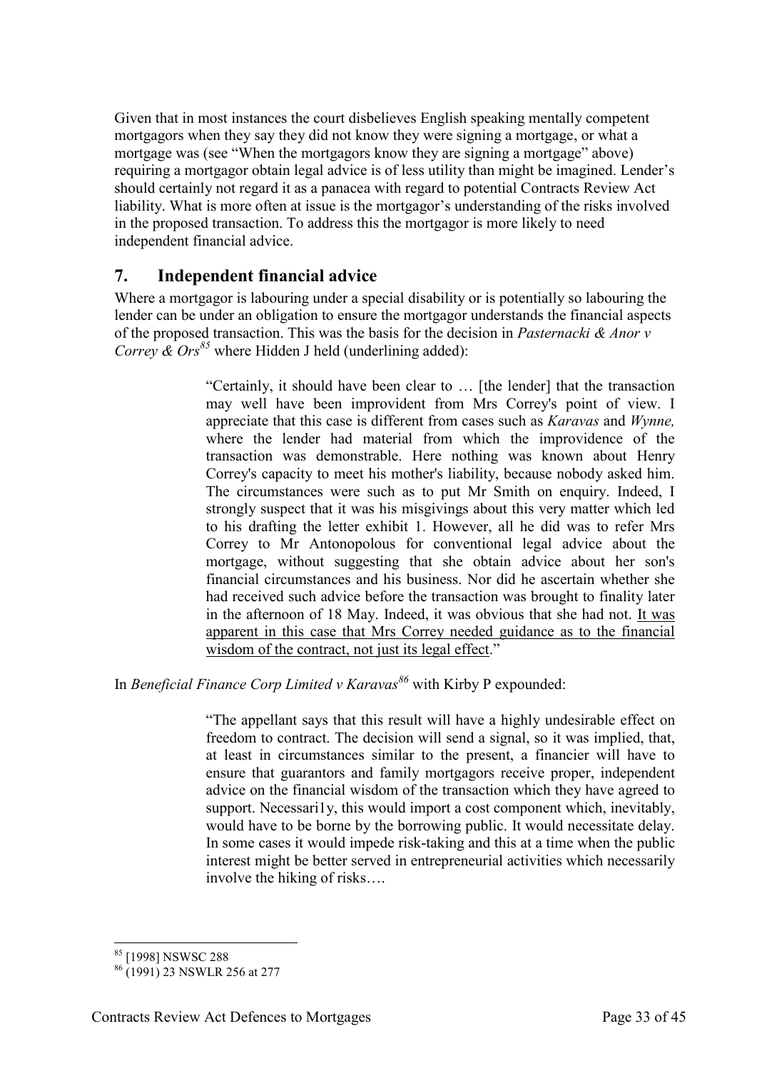Given that in most instances the court disbelieves English speaking mentally competent mortgagors when they say they did not know they were signing a mortgage, or what a mortgage was (see "When the mortgagors know they are signing a mortgage" above) requiring a mortgagor obtain legal advice is of less utility than might be imagined. Lender's should certainly not regard it as a panacea with regard to potential Contracts Review Act liability. What is more often at issue is the mortgagor's understanding of the risks involved in the proposed transaction. To address this the mortgagor is more likely to need independent financial advice.

## 7. Independent financial advice

Where a mortgagor is labouring under a special disability or is potentially so labouring the lender can be under an obligation to ensure the mortgagor understands the financial aspects of the proposed transaction. This was the basis for the decision in *Pasternacki & Anor v Correy & Ors*[85] where Hidden J held (underlining added):

> "Certainly, it should have been clear to … [the lender] that the transaction may well have been improvident from Mrs Correy's point of view. I appreciate that this case is different from cases such as *Karavas* and *Wynne,* where the lender had material from which the improvidence of the transaction was demonstrable. Here nothing was known about Henry Correy's capacity to meet his mother's liability, because nobody asked him. The circumstances were such as to put Mr Smith on enquiry. Indeed, I strongly suspect that it was his misgivings about this very matter which led to his drafting the letter exhibit 1. However, all he did was to refer Mrs Correy to Mr Antonopolous for conventional legal advice about the mortgage, without suggesting that she obtain advice about her son's financial circumstances and his business. Nor did he ascertain whether she had received such advice before the transaction was brought to finality later in the afternoon of 18 May. Indeed, it was obvious that she had not. <u>It was apparent in this case that Mrs Correy needed guidance as to the financial wisdom of the contract, not just its legal effect</u>."

In *Beneficial Finance Corp Limited v Karavas*[86] with Kirby P expounded:

> "The appellant says that this result will have a highly undesirable effect on freedom to contract. The decision will send a signal, so it was implied, that, at least in circumstances similar to the present, a financier will have to ensure that guarantors and family mortgagors receive proper, independent advice on the financial wisdom of the transaction which they have agreed to support. Necessari1y, this would import a cost component which, inevitably, would have to be borne by the borrowing public. It would necessitate delay. In some cases it would impede risk-taking and this at a time when the public interest might be better served in entrepreneurial activities which necessarily involve the hiking of risks….

---

[85] [1998] NSWSC 288

[86] (1991) 23 NSWLR 256 at 277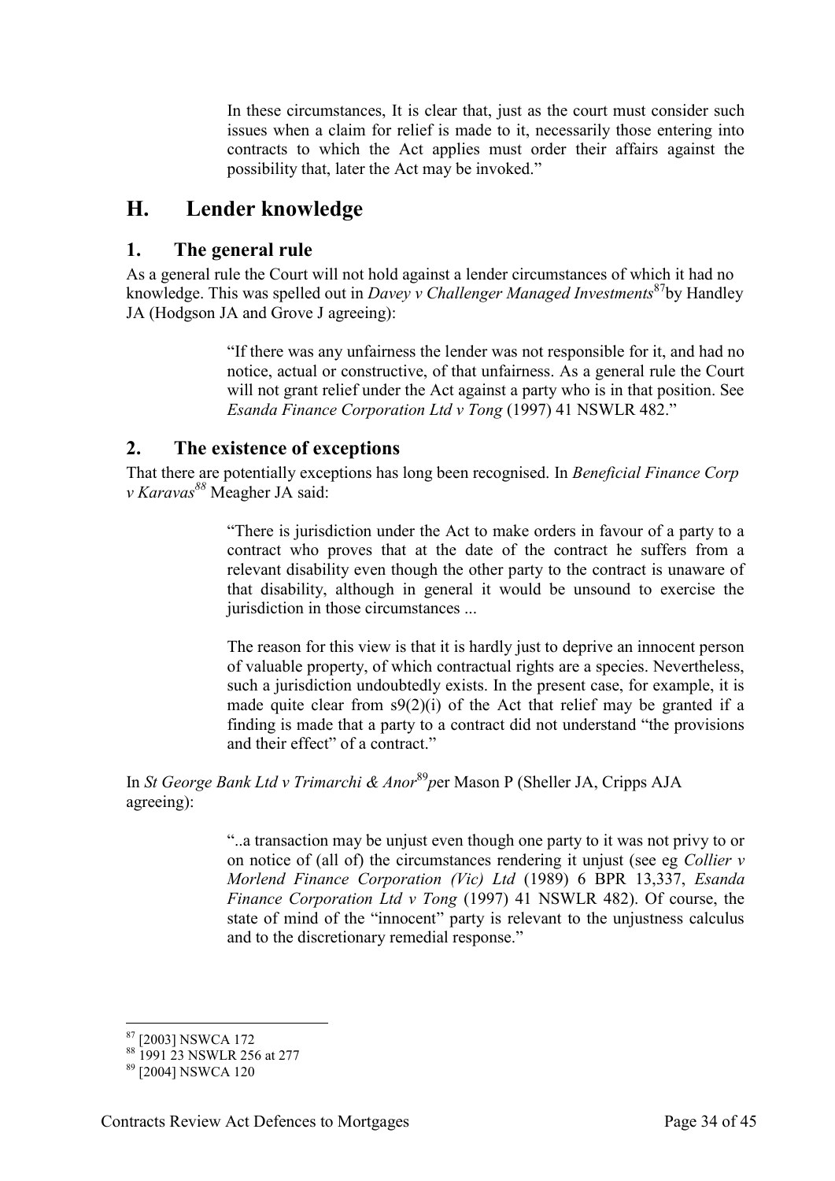> In these circumstances, It is clear that, just as the court must consider such issues when a claim for relief is made to it, necessarily those entering into contracts to which the Act applies must order their affairs against the possibility that, later the Act may be invoked."

## H. Lender knowledge

### 1. The general rule

As a general rule the Court will not hold against a lender circumstances of which it had no knowledge. This was spelled out in *Davey v Challenger Managed Investments*[87] by Handley JA (Hodgson JA and Grove J agreeing):

> "If there was any unfairness the lender was not responsible for it, and had no notice, actual or constructive, of that unfairness. As a general rule the Court will not grant relief under the Act against a party who is in that position. See *Esanda Finance Corporation Ltd v Tong* (1997) 41 NSWLR 482."

### 2. The existence of exceptions

That there are potentially exceptions has long been recognised. In *Beneficial Finance Corp v Karavas*[88] Meagher JA said:

> "There is jurisdiction under the Act to make orders in favour of a party to a contract who proves that at the date of the contract he suffers from a relevant disability even though the other party to the contract is unaware of that disability, although in general it would be unsound to exercise the jurisdiction in those circumstances ...
>
> The reason for this view is that it is hardly just to deprive an innocent person of valuable property, of which contractual rights are a species. Nevertheless, such a jurisdiction undoubtedly exists. In the present case, for example, it is made quite clear from s9(2)(i) of the Act that relief may be granted if a finding is made that a party to a contract did not understand "the provisions and their effect" of a contract."

In *St George Bank Ltd v Trimarchi & Anor*[89] *p*er Mason P (Sheller JA, Cripps AJA agreeing):

> "..a transaction may be unjust even though one party to it was not privy to or on notice of (all of) the circumstances rendering it unjust (see eg *Collier v Morlend Finance Corporation (Vic) Ltd* (1989) 6 BPR 13,337, *Esanda Finance Corporation Ltd v Tong* (1997) 41 NSWLR 482). Of course, the state of mind of the "innocent" party is relevant to the unjustness calculus and to the discretionary remedial response."

---

[87] [2003] NSWCA 172

[88] 1991 23 NSWLR 256 at 277

[89] [2004] NSWCA 120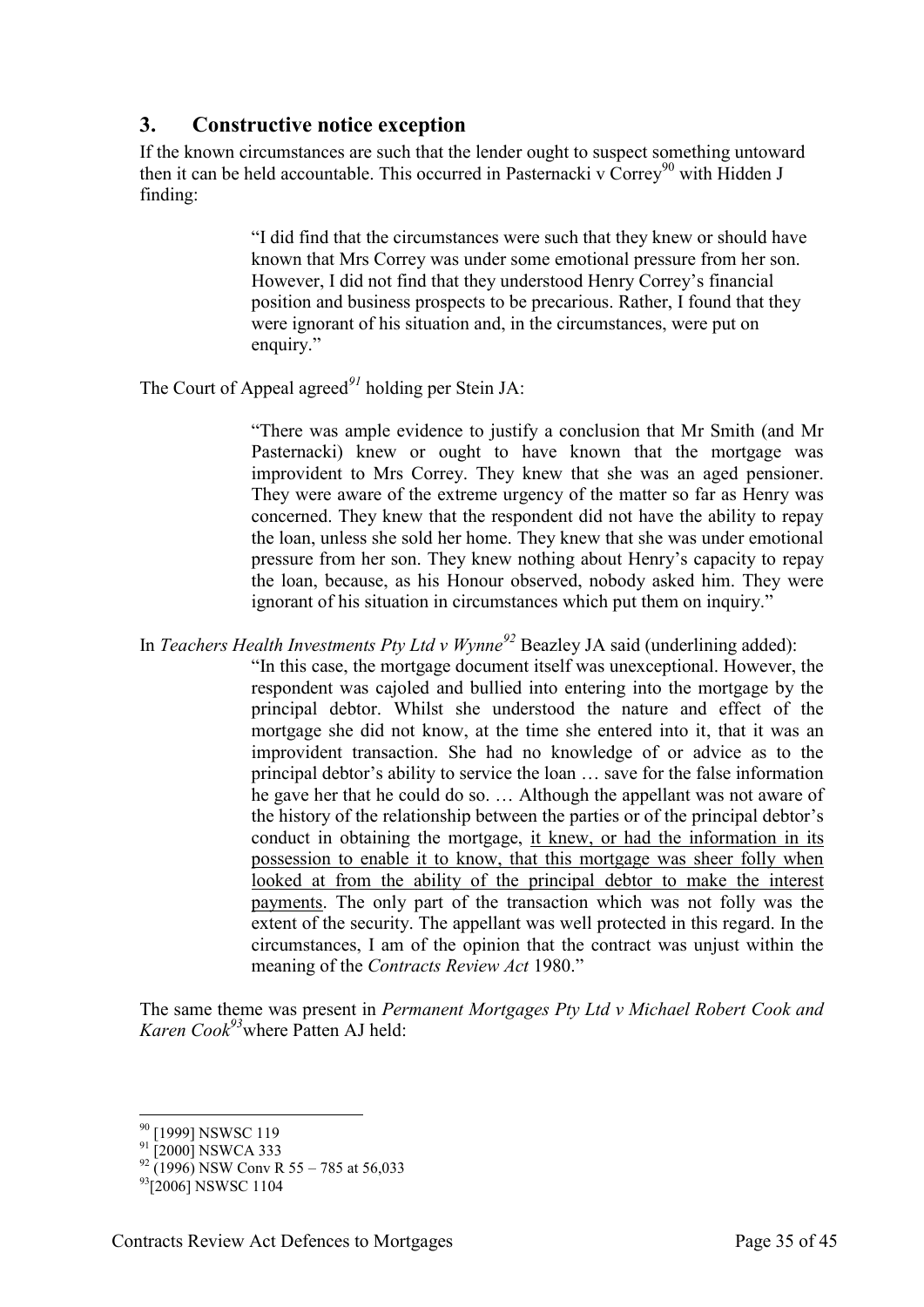## 3. Constructive notice exception

If the known circumstances are such that the lender ought to suspect something untoward then it can be held accountable. This occurred in Pasternacki v Correy[90] with Hidden J finding:

> "I did find that the circumstances were such that they knew or should have known that Mrs Correy was under some emotional pressure from her son. However, I did not find that they understood Henry Correy's financial position and business prospects to be precarious. Rather, I found that they were ignorant of his situation and, in the circumstances, were put on enquiry."

The Court of Appeal agreed[91] holding per Stein JA:

> "There was ample evidence to justify a conclusion that Mr Smith (and Mr Pasternacki) knew or ought to have known that the mortgage was improvident to Mrs Correy. They knew that she was an aged pensioner. They were aware of the extreme urgency of the matter so far as Henry was concerned. They knew that the respondent did not have the ability to repay the loan, unless she sold her home. They knew that she was under emotional pressure from her son. They knew nothing about Henry's capacity to repay the loan, because, as his Honour observed, nobody asked him. They were ignorant of his situation in circumstances which put them on inquiry."

In *Teachers Health Investments Pty Ltd v Wynne*[92] Beazley JA said (underlining added):

> "In this case, the mortgage document itself was unexceptional. However, the respondent was cajoled and bullied into entering into the mortgage by the principal debtor. Whilst she understood the nature and effect of the mortgage she did not know, at the time she entered into it, that it was an improvident transaction. She had no knowledge of or advice as to the principal debtor's ability to service the loan … save for the false information he gave her that he could do so. … Although the appellant was not aware of the history of the relationship between the parties or of the principal debtor's conduct in obtaining the mortgage, <u>it knew, or had the information in its possession to enable it to know, that this mortgage was sheer folly when looked at from the ability of the principal debtor to make the interest payments</u>. The only part of the transaction which was not folly was the extent of the security. The appellant was well protected in this regard. In the circumstances, I am of the opinion that the contract was unjust within the meaning of the *Contracts Review Act* 1980."

The same theme was present in *Permanent Mortgages Pty Ltd v Michael Robert Cook and Karen Cook*[93] where Patten AJ held:

---

[90] [1999] NSWSC 119

[91] [2000] NSWCA 333

[92] (1996) NSW Conv R 55 – 785 at 56,033

[93] [2006] NSWSC 1104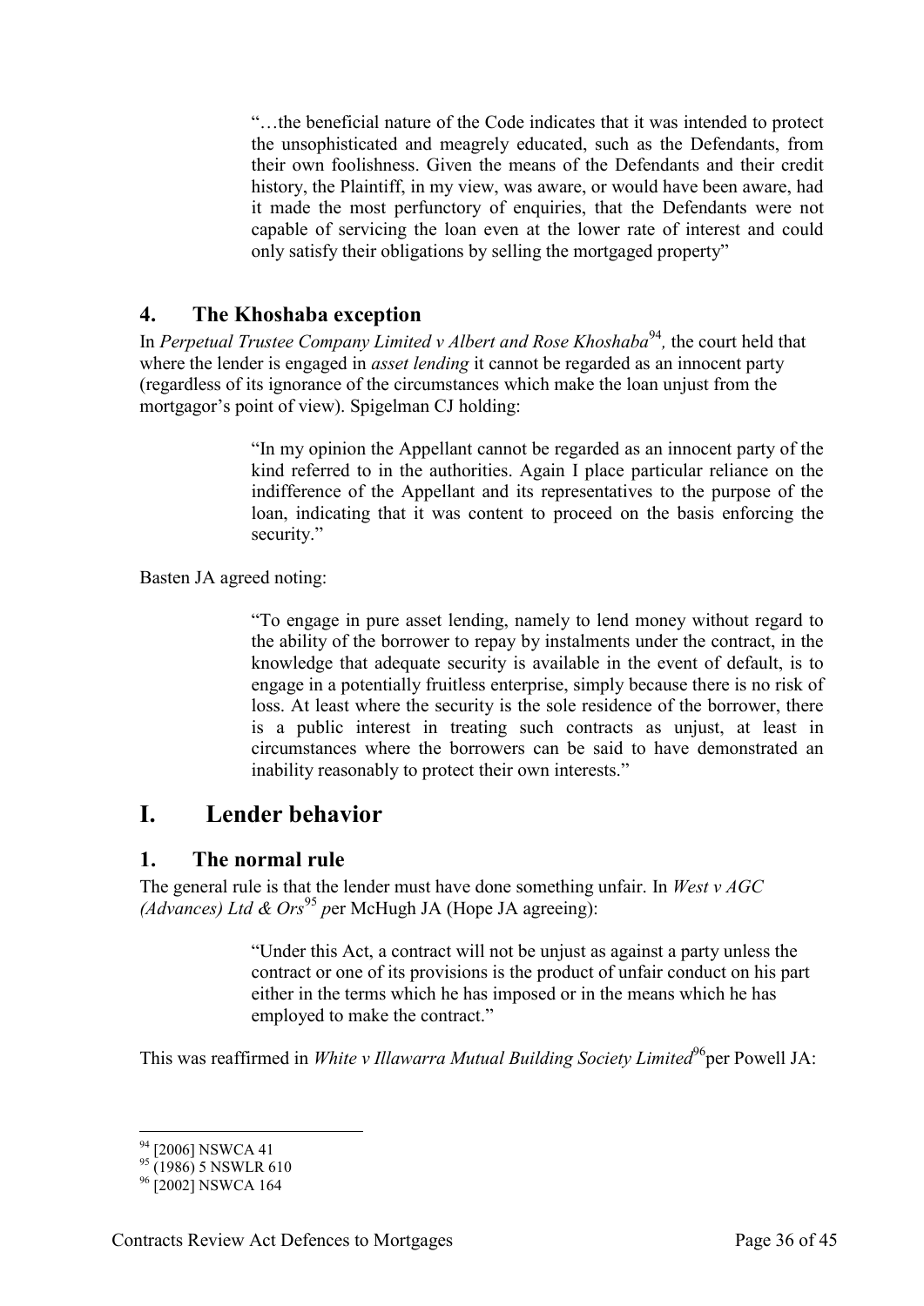> "…the beneficial nature of the Code indicates that it was intended to protect the unsophisticated and meagrely educated, such as the Defendants, from their own foolishness. Given the means of the Defendants and their credit history, the Plaintiff, in my view, was aware, or would have been aware, had it made the most perfunctory of enquiries, that the Defendants were not capable of servicing the loan even at the lower rate of interest and could only satisfy their obligations by selling the mortgaged property"

### 4. The Khoshaba exception

In *Perpetual Trustee Company Limited v Albert and Rose Khoshaba*[94], the court held that where the lender is engaged in *asset lending* it cannot be regarded as an innocent party (regardless of its ignorance of the circumstances which make the loan unjust from the mortgagor's point of view). Spigelman CJ holding:

> "In my opinion the Appellant cannot be regarded as an innocent party of the kind referred to in the authorities. Again I place particular reliance on the indifference of the Appellant and its representatives to the purpose of the loan, indicating that it was content to proceed on the basis enforcing the security."

Basten JA agreed noting:

> "To engage in pure asset lending, namely to lend money without regard to the ability of the borrower to repay by instalments under the contract, in the knowledge that adequate security is available in the event of default, is to engage in a potentially fruitless enterprise, simply because there is no risk of loss. At least where the security is the sole residence of the borrower, there is a public interest in treating such contracts as unjust, at least in circumstances where the borrowers can be said to have demonstrated an inability reasonably to protect their own interests."

## I. Lender behavior

### 1. The normal rule

The general rule is that the lender must have done something unfair. In *West v AGC (Advances) Ltd & Ors*[95] *p*er McHugh JA (Hope JA agreeing):

> "Under this Act, a contract will not be unjust as against a party unless the contract or one of its provisions is the product of unfair conduct on his part either in the terms which he has imposed or in the means which he has employed to make the contract."

This was reaffirmed in *White v Illawarra Mutual Building Society Limited*[96]per Powell JA:

---

[94] [2006] NSWCA 41

[95] (1986) 5 NSWLR 610

[96] [2002] NSWCA 164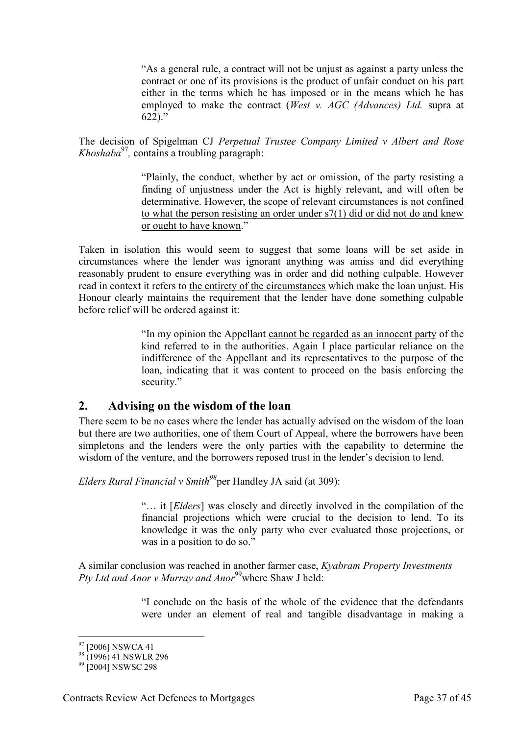> "As a general rule, a contract will not be unjust as against a party unless the contract or one of its provisions is the product of unfair conduct on his part either in the terms which he has imposed or in the means which he has employed to make the contract (*West v. AGC (Advances) Ltd.* supra at 622)."

The decision of Spigelman CJ *Perpetual Trustee Company Limited v Albert and Rose Khoshaba*[97], contains a troubling paragraph:

> "Plainly, the conduct, whether by act or omission, of the party resisting a finding of unjustness under the Act is highly relevant, and will often be determinative. However, the scope of relevant circumstances <u>is not confined to what the person resisting an order under s7(1) did or did not do and knew or ought to have known</u>."

Taken in isolation this would seem to suggest that some loans will be set aside in circumstances where the lender was ignorant anything was amiss and did everything reasonably prudent to ensure everything was in order and did nothing culpable. However read in context it refers to <u>the entirety of the circumstances</u> which make the loan unjust. His Honour clearly maintains the requirement that the lender have done something culpable before relief will be ordered against it:

> "In my opinion the Appellant <u>cannot be regarded as an innocent party</u> of the kind referred to in the authorities. Again I place particular reliance on the indifference of the Appellant and its representatives to the purpose of the loan, indicating that it was content to proceed on the basis enforcing the security."

## 2. Advising on the wisdom of the loan

There seem to be no cases where the lender has actually advised on the wisdom of the loan but there are two authorities, one of them Court of Appeal, where the borrowers have been simpletons and the lenders were the only parties with the capability to determine the wisdom of the venture, and the borrowers reposed trust in the lender's decision to lend.

*Elders Rural Financial v Smith*[98] per Handley JA said (at 309):

> "… it [*Elders*] was closely and directly involved in the compilation of the financial projections which were crucial to the decision to lend. To its knowledge it was the only party who ever evaluated those projections, or was in a position to do so."

A similar conclusion was reached in another farmer case, *Kyabram Property Investments Pty Ltd and Anor v Murray and Anor*[99] where Shaw J held:

> "I conclude on the basis of the whole of the evidence that the defendants were under an element of real and tangible disadvantage in making a

---

[97] [2006] NSWCA 41

[98] (1996) 41 NSWLR 296

[99] [2004] NSWSC 298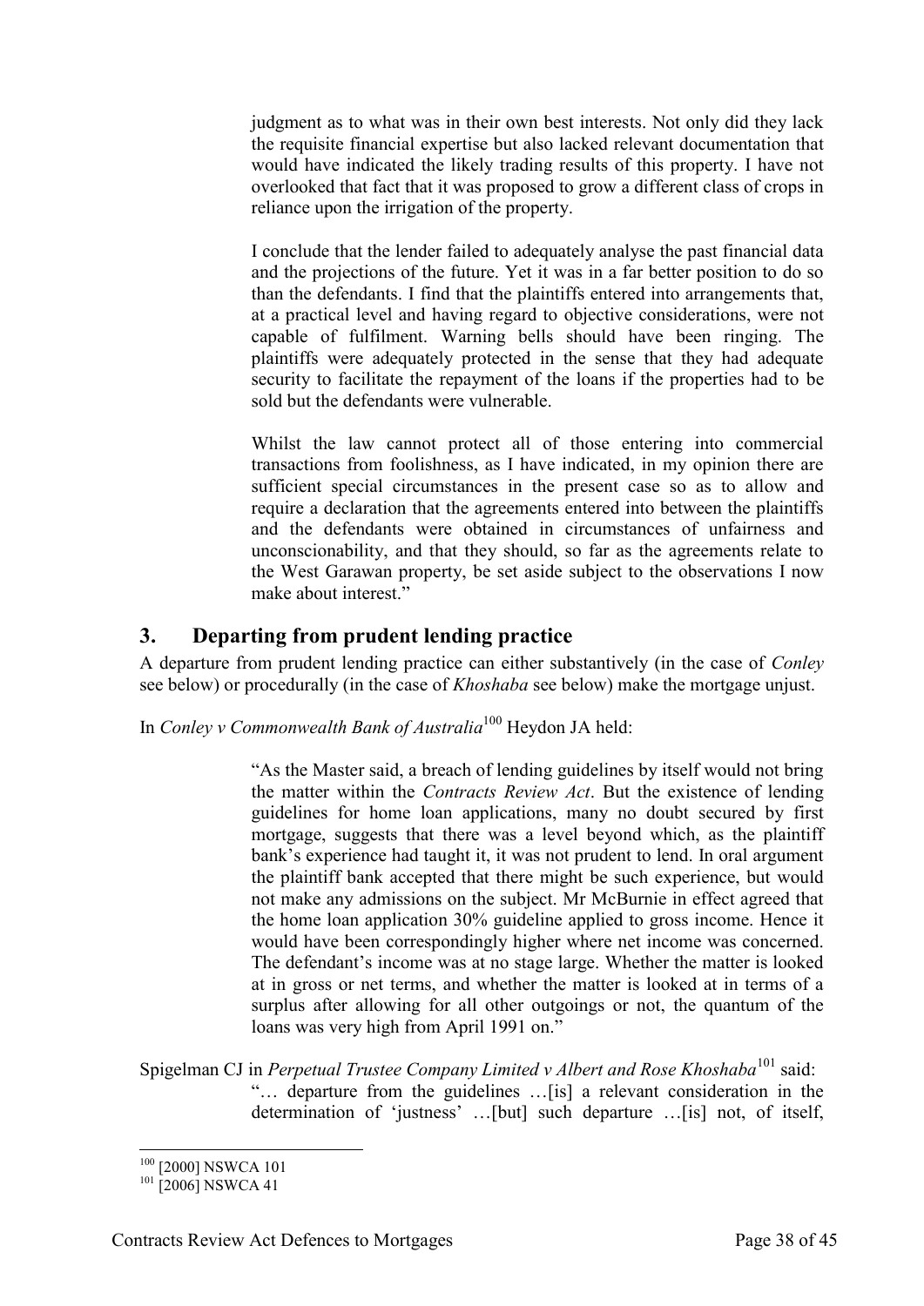> judgment as to what was in their own best interests. Not only did they lack the requisite financial expertise but also lacked relevant documentation that would have indicated the likely trading results of this property. I have not overlooked that fact that it was proposed to grow a different class of crops in reliance upon the irrigation of the property.
>
> I conclude that the lender failed to adequately analyse the past financial data and the projections of the future. Yet it was in a far better position to do so than the defendants. I find that the plaintiffs entered into arrangements that, at a practical level and having regard to objective considerations, were not capable of fulfilment. Warning bells should have been ringing. The plaintiffs were adequately protected in the sense that they had adequate security to facilitate the repayment of the loans if the properties had to be sold but the defendants were vulnerable.
>
> Whilst the law cannot protect all of those entering into commercial transactions from foolishness, as I have indicated, in my opinion there are sufficient special circumstances in the present case so as to allow and require a declaration that the agreements entered into between the plaintiffs and the defendants were obtained in circumstances of unfairness and unconscionability, and that they should, so far as the agreements relate to the West Garawan property, be set aside subject to the observations I now make about interest."

## 3. Departing from prudent lending practice

A departure from prudent lending practice can either substantively (in the case of *Conley* see below) or procedurally (in the case of *Khoshaba* see below) make the mortgage unjust.

In *Conley v Commonwealth Bank of Australia*[100] Heydon JA held:

> "As the Master said, a breach of lending guidelines by itself would not bring the matter within the *Contracts Review Act*. But the existence of lending guidelines for home loan applications, many no doubt secured by first mortgage, suggests that there was a level beyond which, as the plaintiff bank's experience had taught it, it was not prudent to lend. In oral argument the plaintiff bank accepted that there might be such experience, but would not make any admissions on the subject. Mr McBurnie in effect agreed that the home loan application 30% guideline applied to gross income. Hence it would have been correspondingly higher where net income was concerned. The defendant's income was at no stage large. Whether the matter is looked at in gross or net terms, and whether the matter is looked at in terms of a surplus after allowing for all other outgoings or not, the quantum of the loans was very high from April 1991 on."

Spigelman CJ in *Perpetual Trustee Company Limited v Albert and Rose Khoshaba*[101] said:

> "… departure from the guidelines …[is] a relevant consideration in the determination of 'justness' …[but] such departure …[is] not, of itself,

---

[100] [2000] NSWCA 101

[101] [2006] NSWCA 41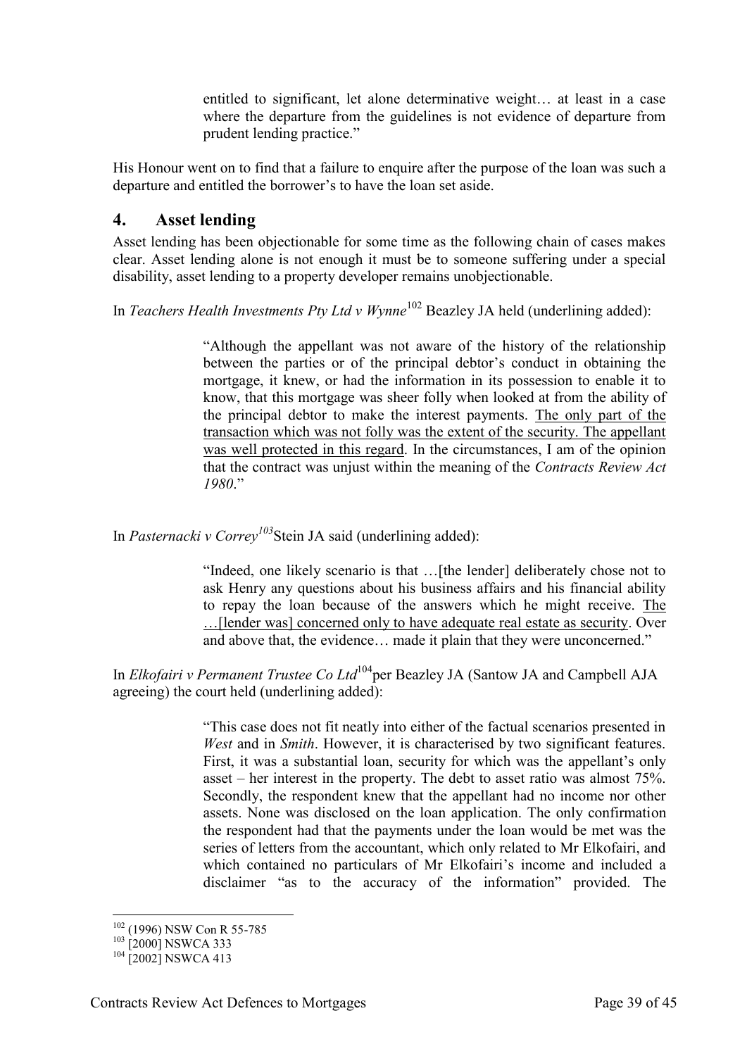> entitled to significant, let alone determinative weight… at least in a case where the departure from the guidelines is not evidence of departure from prudent lending practice."

His Honour went on to find that a failure to enquire after the purpose of the loan was such a departure and entitled the borrower's to have the loan set aside.

## 4. Asset lending

Asset lending has been objectionable for some time as the following chain of cases makes clear. Asset lending alone is not enough it must be to someone suffering under a special disability, asset lending to a property developer remains unobjectionable.

In *Teachers Health Investments Pty Ltd v Wynne*[102] Beazley JA held (underlining added):

> "Although the appellant was not aware of the history of the relationship between the parties or of the principal debtor's conduct in obtaining the mortgage, it knew, or had the information in its possession to enable it to know, that this mortgage was sheer folly when looked at from the ability of the principal debtor to make the interest payments. <u>The only part of the transaction which was not folly was the extent of the security. The appellant was well protected in this regard</u>. In the circumstances, I am of the opinion that the contract was unjust within the meaning of the *Contracts Review Act 1980*."

In *Pasternacki v Correy*[103] Stein JA said (underlining added):

> "Indeed, one likely scenario is that …[the lender] deliberately chose not to ask Henry any questions about his business affairs and his financial ability to repay the loan because of the answers which he might receive. <u>The …[lender was] concerned only to have adequate real estate as security</u>. Over and above that, the evidence… made it plain that they were unconcerned."

In *Elkofairi v Permanent Trustee Co Ltd*[104] per Beazley JA (Santow JA and Campbell AJA agreeing) the court held (underlining added):

> "This case does not fit neatly into either of the factual scenarios presented in *West* and in *Smith*. However, it is characterised by two significant features. First, it was a substantial loan, security for which was the appellant's only asset – her interest in the property. The debt to asset ratio was almost 75%. Secondly, the respondent knew that the appellant had no income nor other assets. None was disclosed on the loan application. The only confirmation the respondent had that the payments under the loan would be met was the series of letters from the accountant, which only related to Mr Elkofairi, and which contained no particulars of Mr Elkofairi's income and included a disclaimer "as to the accuracy of the information" provided. The

---

[102] (1996) NSW Con R 55-785

[103] [2000] NSWCA 333

[104] [2002] NSWCA 413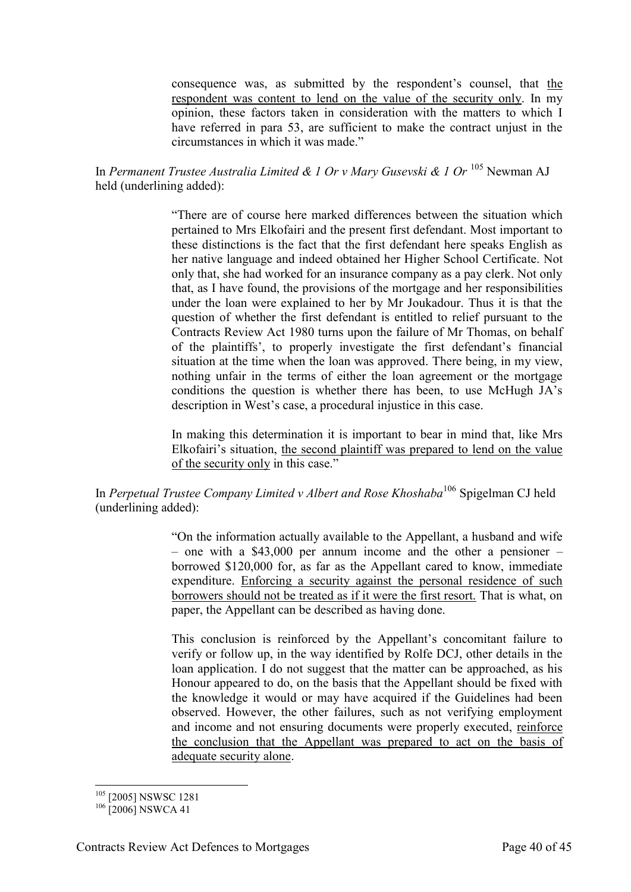> consequence was, as submitted by the respondent's counsel, that <u>the respondent was content to lend on the value of the security only</u>. In my opinion, these factors taken in consideration with the matters to which I have referred in para 53, are sufficient to make the contract unjust in the circumstances in which it was made."

In *Permanent Trustee Australia Limited & 1 Or v Mary Gusevski & 1 Or* [105] Newman AJ held (underlining added):

> "There are of course here marked differences between the situation which pertained to Mrs Elkofairi and the present first defendant. Most important to these distinctions is the fact that the first defendant here speaks English as her native language and indeed obtained her Higher School Certificate. Not only that, she had worked for an insurance company as a pay clerk. Not only that, as I have found, the provisions of the mortgage and her responsibilities under the loan were explained to her by Mr Joukadour. Thus it is that the question of whether the first defendant is entitled to relief pursuant to the Contracts Review Act 1980 turns upon the failure of Mr Thomas, on behalf of the plaintiffs', to properly investigate the first defendant's financial situation at the time when the loan was approved. There being, in my view, nothing unfair in the terms of either the loan agreement or the mortgage conditions the question is whether there has been, to use McHugh JA's description in West's case, a procedural injustice in this case.
>
> In making this determination it is important to bear in mind that, like Mrs Elkofairi's situation, <u>the second plaintiff was prepared to lend on the value of the security only</u> in this case."

In *Perpetual Trustee Company Limited v Albert and Rose Khoshaba*[106] Spigelman CJ held (underlining added):

> "On the information actually available to the Appellant, a husband and wife – one with a \$43,000 per annum income and the other a pensioner – borrowed \$120,000 for, as far as the Appellant cared to know, immediate expenditure. <u>Enforcing a security against the personal residence of such borrowers should not be treated as if it were the first resort.</u> That is what, on paper, the Appellant can be described as having done.
>
> This conclusion is reinforced by the Appellant's concomitant failure to verify or follow up, in the way identified by Rolfe DCJ, other details in the loan application. I do not suggest that the matter can be approached, as his Honour appeared to do, on the basis that the Appellant should be fixed with the knowledge it would or may have acquired if the Guidelines had been observed. However, the other failures, such as not verifying employment and income and not ensuring documents were properly executed, <u>reinforce the conclusion that the Appellant was prepared to act on the basis of adequate security alone</u>.

---

[105] [2005] NSWSC 1281

[106] [2006] NSWCA 41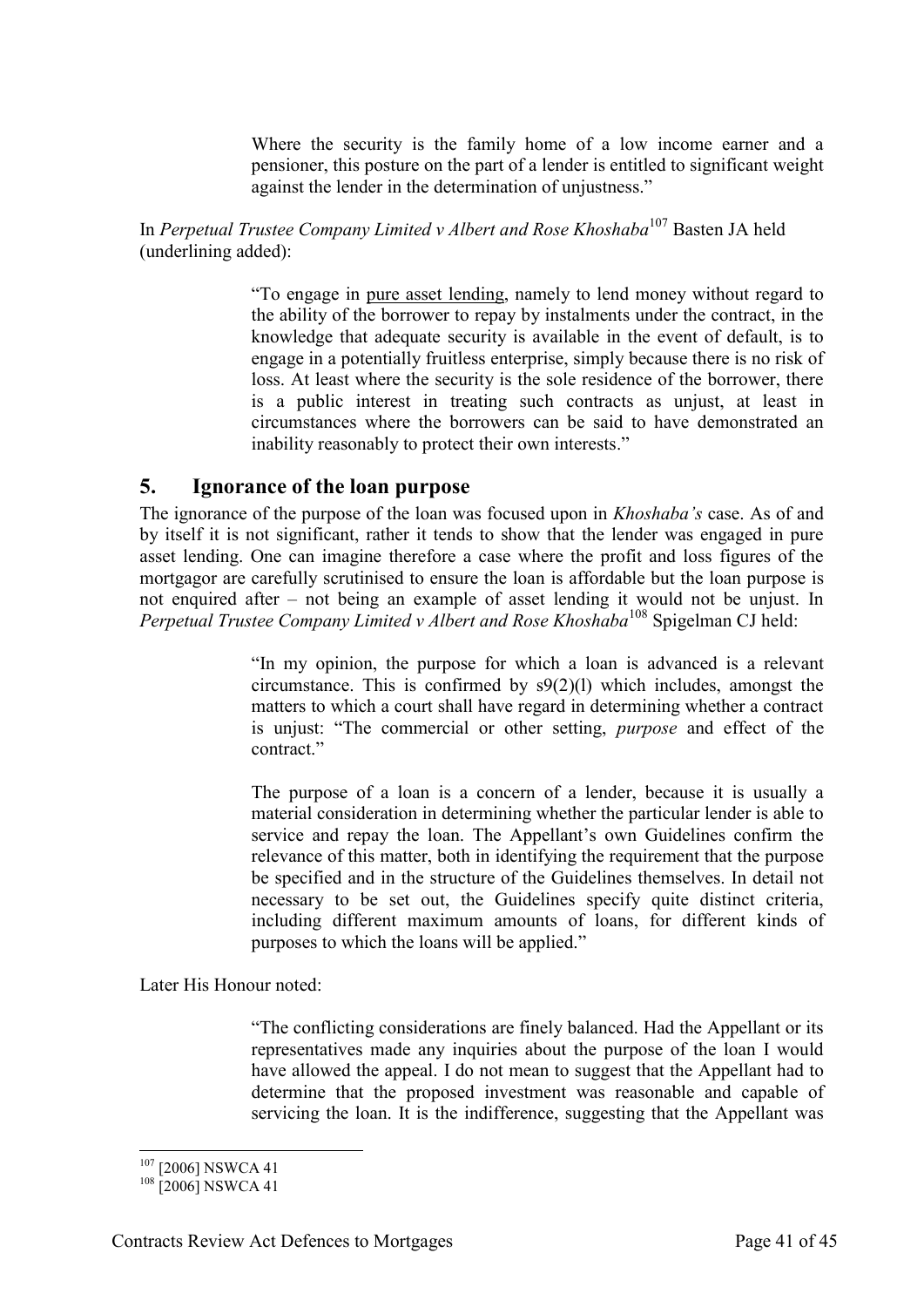> Where the security is the family home of a low income earner and a pensioner, this posture on the part of a lender is entitled to significant weight against the lender in the determination of unjustness."

In *Perpetual Trustee Company Limited v Albert and Rose Khoshaba*[107] Basten JA held (underlining added):

> "To engage in <u>pure asset lending</u>, namely to lend money without regard to the ability of the borrower to repay by instalments under the contract, in the knowledge that adequate security is available in the event of default, is to engage in a potentially fruitless enterprise, simply because there is no risk of loss. At least where the security is the sole residence of the borrower, there is a public interest in treating such contracts as unjust, at least in circumstances where the borrowers can be said to have demonstrated an inability reasonably to protect their own interests."

## 5. Ignorance of the loan purpose

The ignorance of the purpose of the loan was focused upon in *Khoshaba's* case. As of and by itself it is not significant, rather it tends to show that the lender was engaged in pure asset lending. One can imagine therefore a case where the profit and loss figures of the mortgagor are carefully scrutinised to ensure the loan is affordable but the loan purpose is not enquired after – not being an example of asset lending it would not be unjust. In *Perpetual Trustee Company Limited v Albert and Rose Khoshaba*[108] Spigelman CJ held:

> "In my opinion, the purpose for which a loan is advanced is a relevant circumstance. This is confirmed by s9(2)(l) which includes, amongst the matters to which a court shall have regard in determining whether a contract is unjust: "The commercial or other setting, *purpose* and effect of the contract."
>
> The purpose of a loan is a concern of a lender, because it is usually a material consideration in determining whether the particular lender is able to service and repay the loan. The Appellant's own Guidelines confirm the relevance of this matter, both in identifying the requirement that the purpose be specified and in the structure of the Guidelines themselves. In detail not necessary to be set out, the Guidelines specify quite distinct criteria, including different maximum amounts of loans, for different kinds of purposes to which the loans will be applied."

Later His Honour noted:

> "The conflicting considerations are finely balanced. Had the Appellant or its representatives made any inquiries about the purpose of the loan I would have allowed the appeal. I do not mean to suggest that the Appellant had to determine that the proposed investment was reasonable and capable of servicing the loan. It is the indifference, suggesting that the Appellant was

---

[107] [2006] NSWCA 41

[108] [2006] NSWCA 41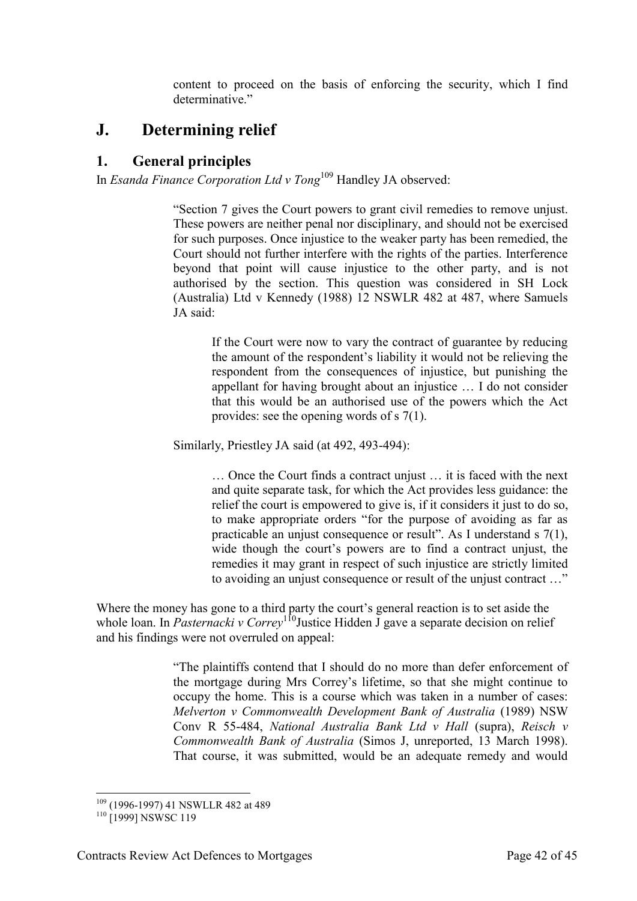content to proceed on the basis of enforcing the security, which I find determinative."

## J. Determining relief

### 1. General principles

In *Esanda Finance Corporation Ltd v Tong*[109] Handley JA observed:

> "Section 7 gives the Court powers to grant civil remedies to remove unjust. These powers are neither penal nor disciplinary, and should not be exercised for such purposes. Once injustice to the weaker party has been remedied, the Court should not further interfere with the rights of the parties. Interference beyond that point will cause injustice to the other party, and is not authorised by the section. This question was considered in SH Lock (Australia) Ltd v Kennedy (1988) 12 NSWLR 482 at 487, where Samuels JA said:
>
> > If the Court were now to vary the contract of guarantee by reducing the amount of the respondent's liability it would not be relieving the respondent from the consequences of injustice, but punishing the appellant for having brought about an injustice … I do not consider that this would be an authorised use of the powers which the Act provides: see the opening words of s 7(1).
>
> Similarly, Priestley JA said (at 492, 493-494):
>
> > … Once the Court finds a contract unjust … it is faced with the next and quite separate task, for which the Act provides less guidance: the relief the court is empowered to give is, if it considers it just to do so, to make appropriate orders "for the purpose of avoiding as far as practicable an unjust consequence or result". As I understand s 7(1), wide though the court's powers are to find a contract unjust, the remedies it may grant in respect of such injustice are strictly limited to avoiding an unjust consequence or result of the unjust contract …"

Where the money has gone to a third party the court's general reaction is to set aside the whole loan. In *Pasternacki v Correy*[110]Justice Hidden J gave a separate decision on relief and his findings were not overruled on appeal:

> "The plaintiffs contend that I should do no more than defer enforcement of the mortgage during Mrs Correy's lifetime, so that she might continue to occupy the home. This is a course which was taken in a number of cases: *Melverton v Commonwealth Development Bank of Australia* (1989) NSW Conv R 55-484, *National Australia Bank Ltd v Hall* (supra), *Reisch v Commonwealth Bank of Australia* (Simos J, unreported, 13 March 1998). That course, it was submitted, would be an adequate remedy and would

---

[109] (1996-1997) 41 NSWLLR 482 at 489

[110] [1999] NSWSC 119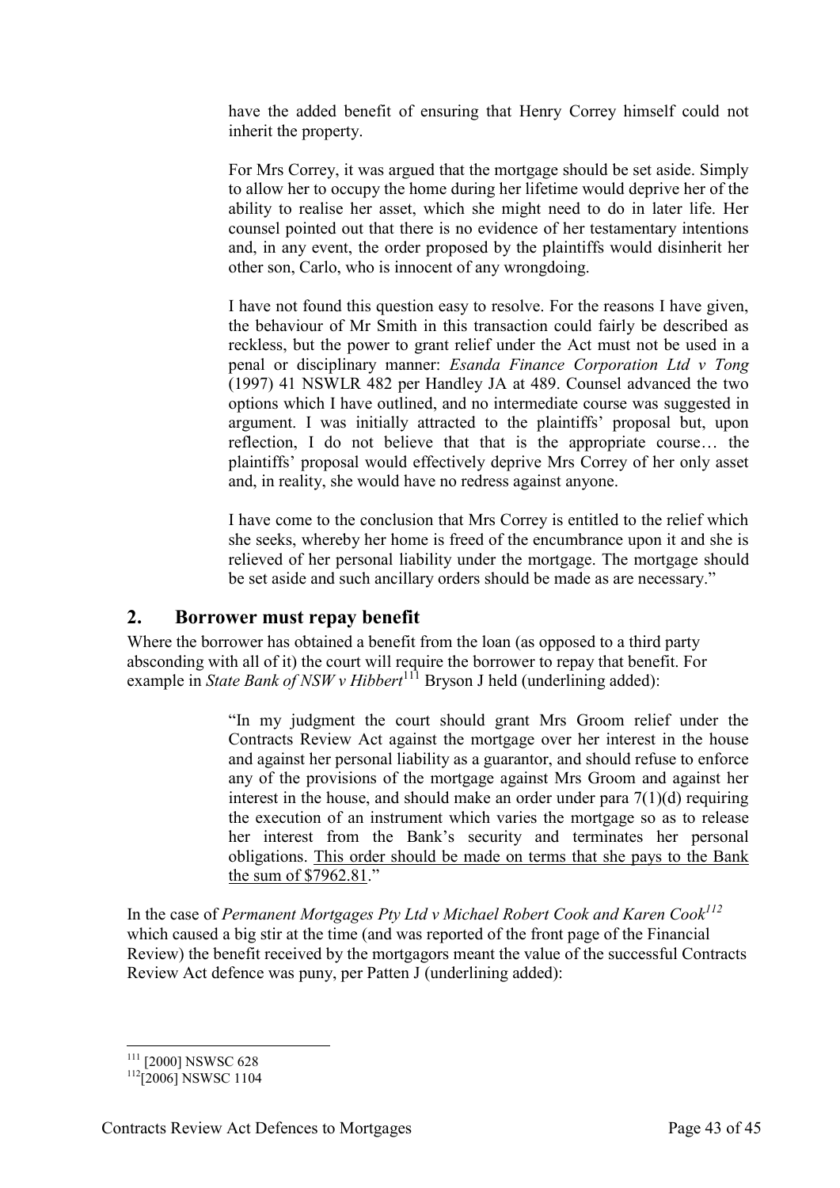> have the added benefit of ensuring that Henry Correy himself could not inherit the property.
>
> For Mrs Correy, it was argued that the mortgage should be set aside. Simply to allow her to occupy the home during her lifetime would deprive her of the ability to realise her asset, which she might need to do in later life. Her counsel pointed out that there is no evidence of her testamentary intentions and, in any event, the order proposed by the plaintiffs would disinherit her other son, Carlo, who is innocent of any wrongdoing.
>
> I have not found this question easy to resolve. For the reasons I have given, the behaviour of Mr Smith in this transaction could fairly be described as reckless, but the power to grant relief under the Act must not be used in a penal or disciplinary manner: *Esanda Finance Corporation Ltd v Tong* (1997) 41 NSWLR 482 per Handley JA at 489. Counsel advanced the two options which I have outlined, and no intermediate course was suggested in argument. I was initially attracted to the plaintiffs' proposal but, upon reflection, I do not believe that that is the appropriate course… the plaintiffs' proposal would effectively deprive Mrs Correy of her only asset and, in reality, she would have no redress against anyone.
>
> I have come to the conclusion that Mrs Correy is entitled to the relief which she seeks, whereby her home is freed of the encumbrance upon it and she is relieved of her personal liability under the mortgage. The mortgage should be set aside and such ancillary orders should be made as are necessary."

## 2. Borrower must repay benefit

Where the borrower has obtained a benefit from the loan (as opposed to a third party absconding with all of it) the court will require the borrower to repay that benefit. For example in *State Bank of NSW v Hibbert*[111] Bryson J held (underlining added):

> "In my judgment the court should grant Mrs Groom relief under the Contracts Review Act against the mortgage over her interest in the house and against her personal liability as a guarantor, and should refuse to enforce any of the provisions of the mortgage against Mrs Groom and against her interest in the house, and should make an order under para 7(1)(d) requiring the execution of an instrument which varies the mortgage so as to release her interest from the Bank's security and terminates her personal obligations. <u>This order should be made on terms that she pays to the Bank the sum of $7962.81</u>."

In the case of *Permanent Mortgages Pty Ltd v Michael Robert Cook and Karen Cook*[112] which caused a big stir at the time (and was reported of the front page of the Financial Review) the benefit received by the mortgagors meant the value of the successful Contracts Review Act defence was puny, per Patten J (underlining added):

---

[111] [2000] NSWSC 628

[112] [2006] NSWSC 1104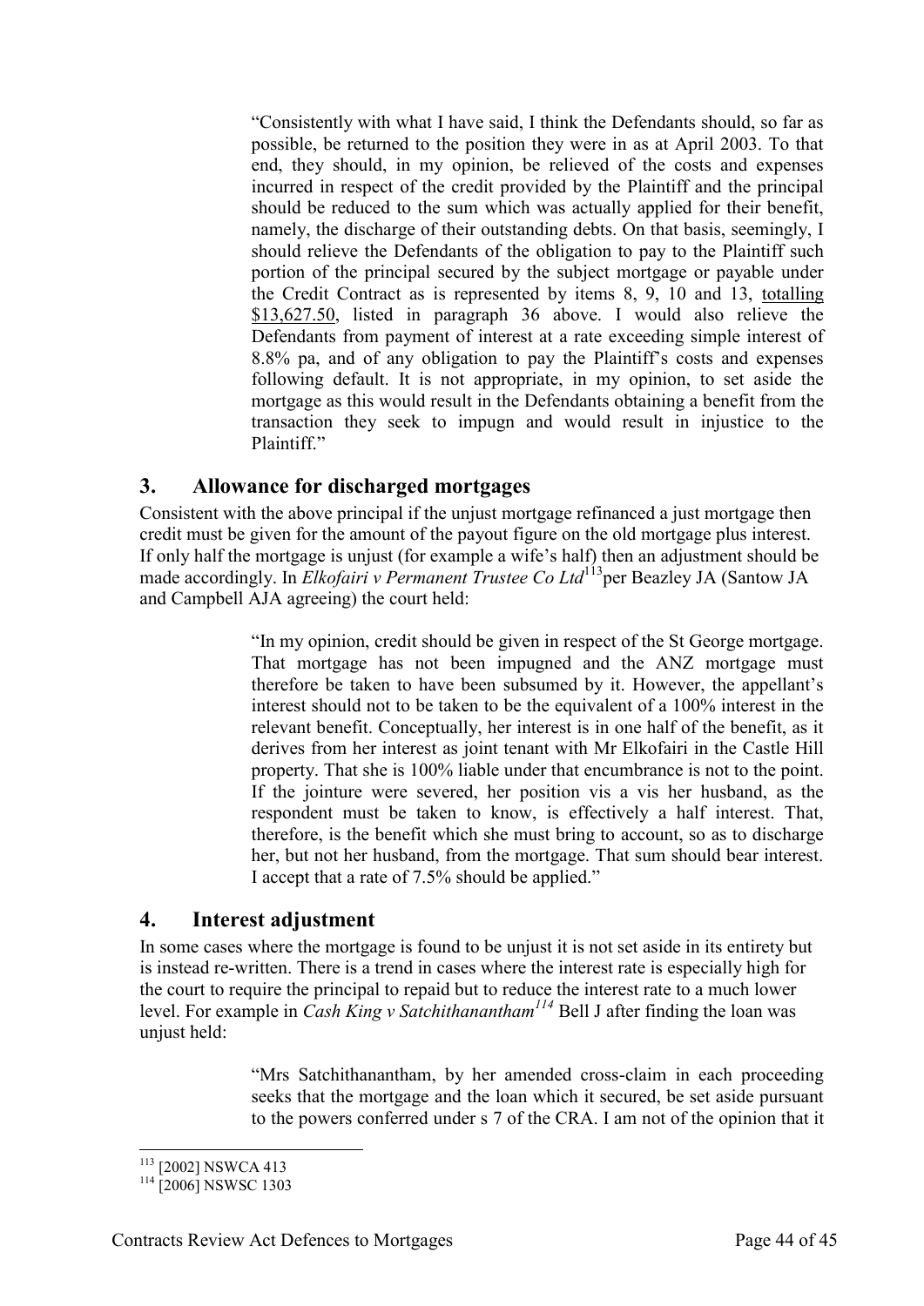> "Consistently with what I have said, I think the Defendants should, so far as possible, be returned to the position they were in as at April 2003. To that end, they should, in my opinion, be relieved of the costs and expenses incurred in respect of the credit provided by the Plaintiff and the principal should be reduced to the sum which was actually applied for their benefit, namely, the discharge of their outstanding debts. On that basis, seemingly, I should relieve the Defendants of the obligation to pay to the Plaintiff such portion of the principal secured by the subject mortgage or payable under the Credit Contract as is represented by items 8, 9, 10 and 13, <u>totalling $13,627.50</u>, listed in paragraph 36 above. I would also relieve the Defendants from payment of interest at a rate exceeding simple interest of 8.8% pa, and of any obligation to pay the Plaintiff's costs and expenses following default. It is not appropriate, in my opinion, to set aside the mortgage as this would result in the Defendants obtaining a benefit from the transaction they seek to impugn and would result in injustice to the Plaintiff."

## 3. Allowance for discharged mortgages

Consistent with the above principal if the unjust mortgage refinanced a just mortgage then credit must be given for the amount of the payout figure on the old mortgage plus interest. If only half the mortgage is unjust (for example a wife's half) then an adjustment should be made accordingly. In *Elkofairi v Permanent Trustee Co Ltd*[113] per Beazley JA (Santow JA and Campbell AJA agreeing) the court held:

> "In my opinion, credit should be given in respect of the St George mortgage. That mortgage has not been impugned and the ANZ mortgage must therefore be taken to have been subsumed by it. However, the appellant's interest should not to be taken to be the equivalent of a 100% interest in the relevant benefit. Conceptually, her interest is in one half of the benefit, as it derives from her interest as joint tenant with Mr Elkofairi in the Castle Hill property. That she is 100% liable under that encumbrance is not to the point. If the jointure were severed, her position vis a vis her husband, as the respondent must be taken to know, is effectively a half interest. That, therefore, is the benefit which she must bring to account, so as to discharge her, but not her husband, from the mortgage. That sum should bear interest. I accept that a rate of 7.5% should be applied."

## 4. Interest adjustment

In some cases where the mortgage is found to be unjust it is not set aside in its entirety but is instead re-written. There is a trend in cases where the interest rate is especially high for the court to require the principal to repaid but to reduce the interest rate to a much lower level. For example in *Cash King v Satchithanantham*[114] Bell J after finding the loan was unjust held:

> "Mrs Satchithanantham, by her amended cross-claim in each proceeding seeks that the mortgage and the loan which it secured, be set aside pursuant to the powers conferred under s 7 of the CRA. I am not of the opinion that it

---

[113] [2002] NSWCA 413

[114] [2006] NSWSC 1303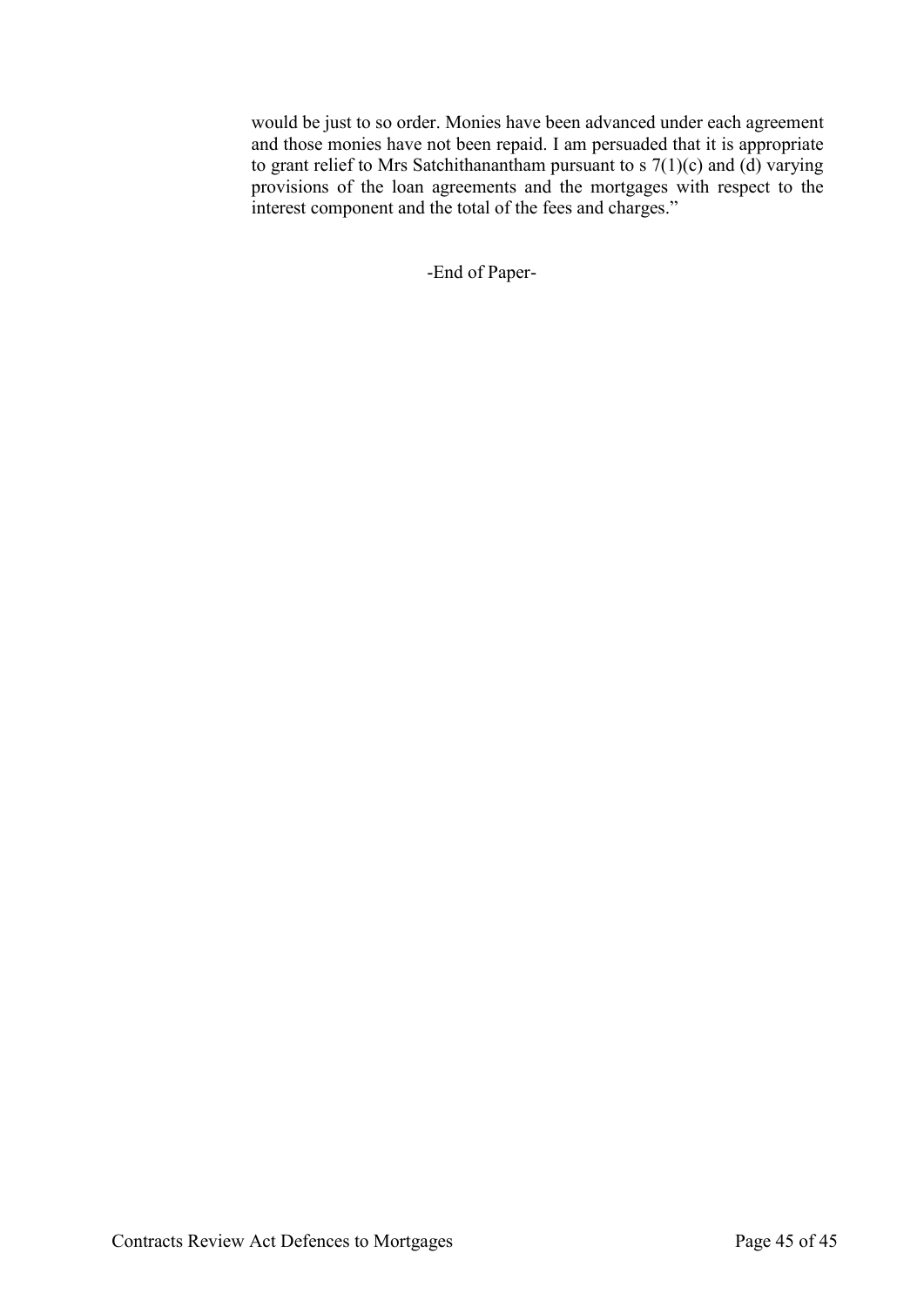would be just to so order. Monies have been advanced under each agreement and those monies have not been repaid. I am persuaded that it is appropriate to grant relief to Mrs Satchithanantham pursuant to s 7(1)(c) and (d) varying provisions of the loan agreements and the mortgages with respect to the interest component and the total of the fees and charges."

-End of Paper-